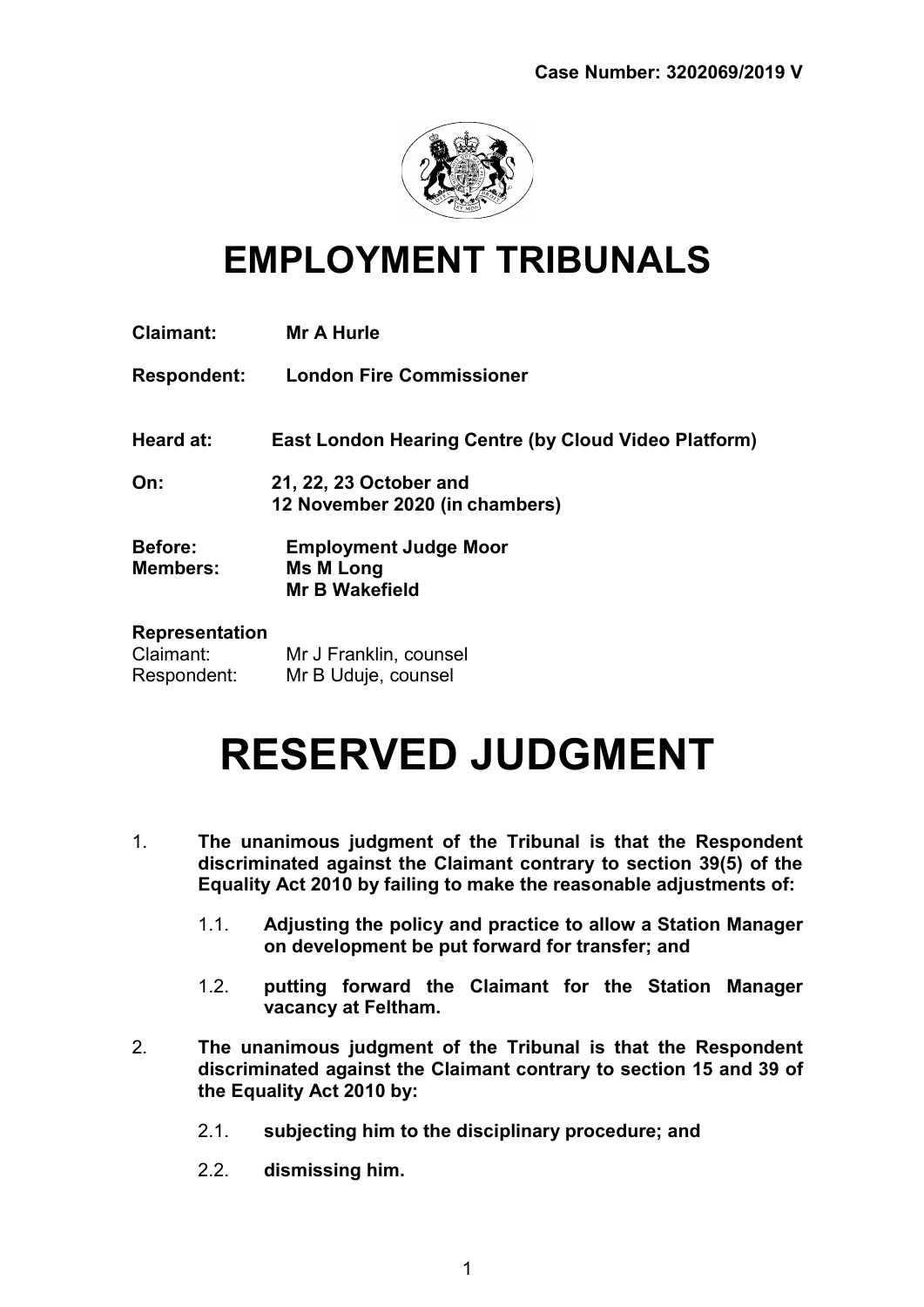**Case Number: 3202069/2019 V**

# EMPLOYMENT TRIBUNALS

**Claimant:** **Mr A Hurle**

**Respondent:** **London Fire Commissioner**

**Heard at:** **East London Hearing Centre (by Cloud Video Platform)**

**On:** **21, 22, 23 October and 12 November 2020 (in chambers)**

**Before:** **Employment Judge Moor**
**Members:** **Ms M Long**
**Mr B Wakefield**

**Representation**
Claimant: Mr J Franklin, counsel
Respondent: Mr B Uduje, counsel

# RESERVED JUDGMENT

1. **The unanimous judgment of the Tribunal is that the Respondent discriminated against the Claimant contrary to section 39(5) of the Equality Act 2010 by failing to make the reasonable adjustments of:**

   1.1. **Adjusting the policy and practice to allow a Station Manager on development be put forward for transfer; and**

   1.2. **putting forward the Claimant for the Station Manager vacancy at Feltham.**

2. **The unanimous judgment of the Tribunal is that the Respondent discriminated against the Claimant contrary to section 15 and 39 of the Equality Act 2010 by:**

   2.1. **subjecting him to the disciplinary procedure; and**

   2.2. **dismissing him.**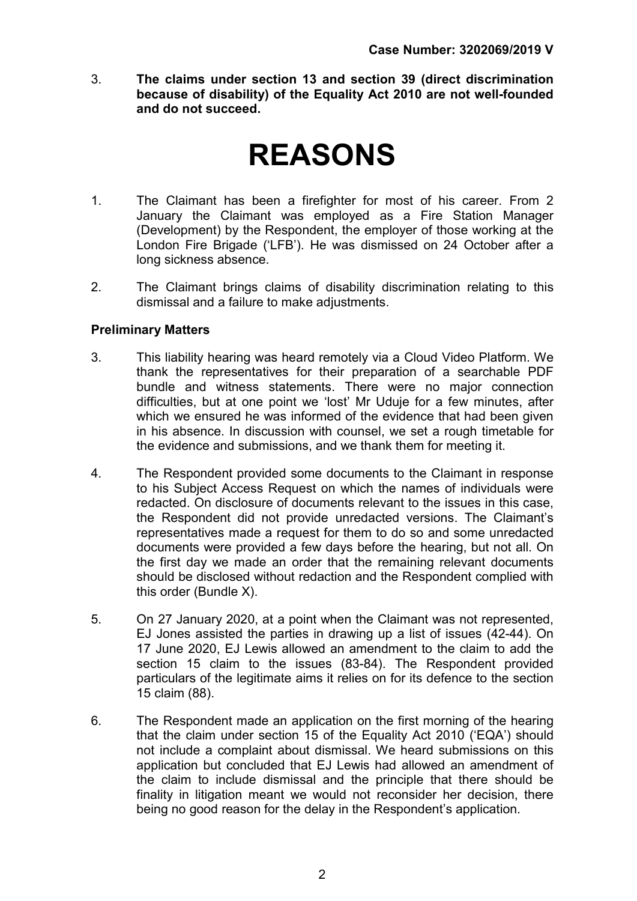3. **The claims under section 13 and section 39 (direct discrimination because of disability) of the Equality Act 2010 are not well-founded and do not succeed.**

# REASONS

1. The Claimant has been a firefighter for most of his career. From 2 January the Claimant was employed as a Fire Station Manager (Development) by the Respondent, the employer of those working at the London Fire Brigade ('LFB'). He was dismissed on 24 October after a long sickness absence.

2. The Claimant brings claims of disability discrimination relating to this dismissal and a failure to make adjustments.

**Preliminary Matters**

3. This liability hearing was heard remotely via a Cloud Video Platform. We thank the representatives for their preparation of a searchable PDF bundle and witness statements. There were no major connection difficulties, but at one point we 'lost' Mr Uduje for a few minutes, after which we ensured he was informed of the evidence that had been given in his absence. In discussion with counsel, we set a rough timetable for the evidence and submissions, and we thank them for meeting it.

4. The Respondent provided some documents to the Claimant in response to his Subject Access Request on which the names of individuals were redacted. On disclosure of documents relevant to the issues in this case, the Respondent did not provide unredacted versions. The Claimant's representatives made a request for them to do so and some unredacted documents were provided a few days before the hearing, but not all. On the first day we made an order that the remaining relevant documents should be disclosed without redaction and the Respondent complied with this order (Bundle X).

5. On 27 January 2020, at a point when the Claimant was not represented, EJ Jones assisted the parties in drawing up a list of issues (42-44). On 17 June 2020, EJ Lewis allowed an amendment to the claim to add the section 15 claim to the issues (83-84). The Respondent provided particulars of the legitimate aims it relies on for its defence to the section 15 claim (88).

6. The Respondent made an application on the first morning of the hearing that the claim under section 15 of the Equality Act 2010 ('EQA') should not include a complaint about dismissal. We heard submissions on this application but concluded that EJ Lewis had allowed an amendment of the claim to include dismissal and the principle that there should be finality in litigation meant we would not reconsider her decision, there being no good reason for the delay in the Respondent's application.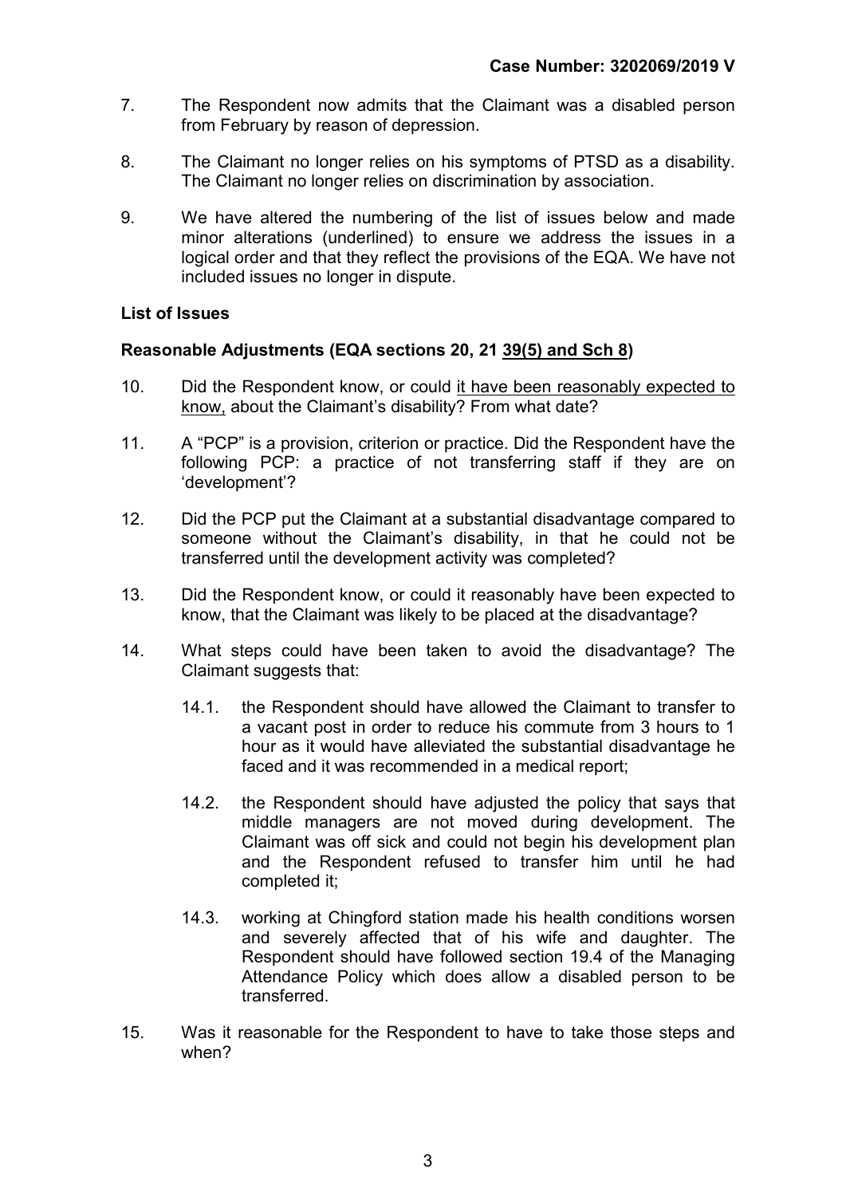7. The Respondent now admits that the Claimant was a disabled person from February by reason of depression.

8. The Claimant no longer relies on his symptoms of PTSD as a disability. The Claimant no longer relies on discrimination by association.

9. We have altered the numbering of the list of issues below and made minor alterations (underlined) to ensure we address the issues in a logical order and that they reflect the provisions of the EQA. We have not included issues no longer in dispute.

**List of Issues**

**Reasonable Adjustments (EQA sections 20, 21 <u>39(5) and Sch 8</u>)**

10. Did the Respondent know, or could <u>it have been reasonably expected to know,</u> about the Claimant's disability? From what date?

11. A "PCP" is a provision, criterion or practice. Did the Respondent have the following PCP: a practice of not transferring staff if they are on 'development'?

12. Did the PCP put the Claimant at a substantial disadvantage compared to someone without the Claimant's disability, in that he could not be transferred until the development activity was completed?

13. Did the Respondent know, or could it reasonably have been expected to know, that the Claimant was likely to be placed at the disadvantage?

14. What steps could have been taken to avoid the disadvantage? The Claimant suggests that:

    14.1. the Respondent should have allowed the Claimant to transfer to a vacant post in order to reduce his commute from 3 hours to 1 hour as it would have alleviated the substantial disadvantage he faced and it was recommended in a medical report;

    14.2. the Respondent should have adjusted the policy that says that middle managers are not moved during development. The Claimant was off sick and could not begin his development plan and the Respondent refused to transfer him until he had completed it;

    14.3. working at Chingford station made his health conditions worsen and severely affected that of his wife and daughter. The Respondent should have followed section 19.4 of the Managing Attendance Policy which does allow a disabled person to be transferred.

15. Was it reasonable for the Respondent to have to take those steps and when?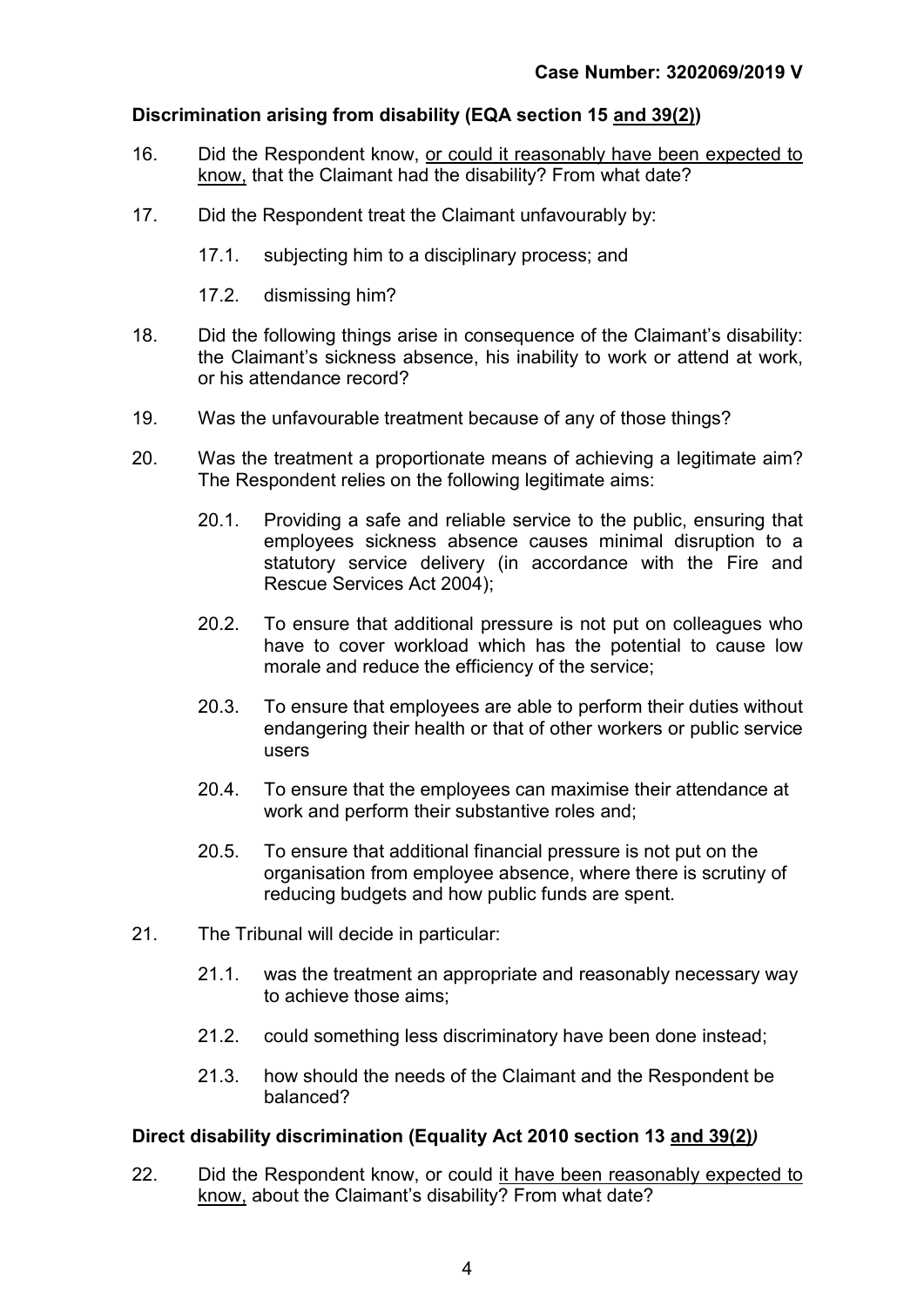### Discrimination arising from disability (EQA section 15 and 39(2))

16. Did the Respondent know, or could it reasonably have been expected to know, that the Claimant had the disability? From what date?

17. Did the Respondent treat the Claimant unfavourably by:

    17.1. subjecting him to a disciplinary process; and

    17.2. dismissing him?

18. Did the following things arise in consequence of the Claimant's disability: the Claimant's sickness absence, his inability to work or attend at work, or his attendance record?

19. Was the unfavourable treatment because of any of those things?

20. Was the treatment a proportionate means of achieving a legitimate aim? The Respondent relies on the following legitimate aims:

    20.1. Providing a safe and reliable service to the public, ensuring that employees sickness absence causes minimal disruption to a statutory service delivery (in accordance with the Fire and Rescue Services Act 2004);

    20.2. To ensure that additional pressure is not put on colleagues who have to cover workload which has the potential to cause low morale and reduce the efficiency of the service;

    20.3. To ensure that employees are able to perform their duties without endangering their health or that of other workers or public service users

    20.4. To ensure that the employees can maximise their attendance at work and perform their substantive roles and;

    20.5. To ensure that additional financial pressure is not put on the organisation from employee absence, where there is scrutiny of reducing budgets and how public funds are spent.

21. The Tribunal will decide in particular:

    21.1. was the treatment an appropriate and reasonably necessary way to achieve those aims;

    21.2. could something less discriminatory have been done instead;

    21.3. how should the needs of the Claimant and the Respondent be balanced?

### Direct disability discrimination (Equality Act 2010 section 13 and 39(2))

22. Did the Respondent know, or could it have been reasonably expected to know, about the Claimant's disability? From what date?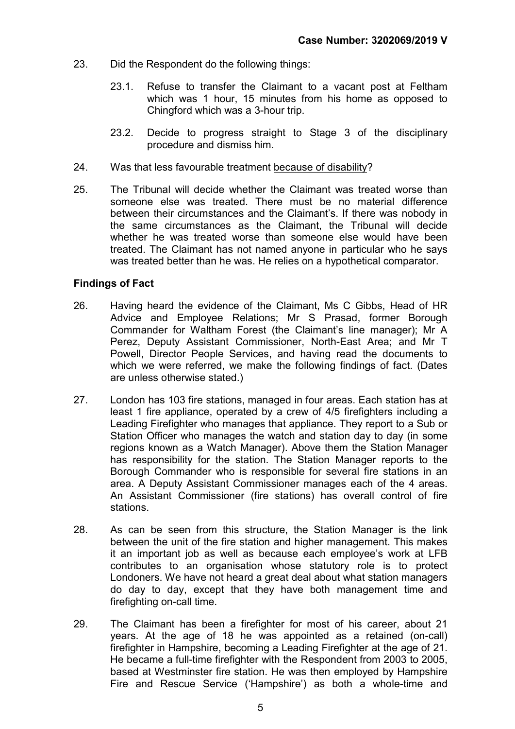23. Did the Respondent do the following things:

    23.1. Refuse to transfer the Claimant to a vacant post at Feltham which was 1 hour, 15 minutes from his home as opposed to Chingford which was a 3-hour trip.

    23.2. Decide to progress straight to Stage 3 of the disciplinary procedure and dismiss him.

24. Was that less favourable treatment <u>because of disability</u>?

25. The Tribunal will decide whether the Claimant was treated worse than someone else was treated. There must be no material difference between their circumstances and the Claimant's. If there was nobody in the same circumstances as the Claimant, the Tribunal will decide whether he was treated worse than someone else would have been treated. The Claimant has not named anyone in particular who he says was treated better than he was. He relies on a hypothetical comparator.

## Findings of Fact

26. Having heard the evidence of the Claimant, Ms C Gibbs, Head of HR Advice and Employee Relations; Mr S Prasad, former Borough Commander for Waltham Forest (the Claimant's line manager); Mr A Perez, Deputy Assistant Commissioner, North-East Area; and Mr T Powell, Director People Services, and having read the documents to which we were referred, we make the following findings of fact. (Dates are unless otherwise stated.)

27. London has 103 fire stations, managed in four areas. Each station has at least 1 fire appliance, operated by a crew of 4/5 firefighters including a Leading Firefighter who manages that appliance. They report to a Sub or Station Officer who manages the watch and station day to day (in some regions known as a Watch Manager). Above them the Station Manager has responsibility for the station. The Station Manager reports to the Borough Commander who is responsible for several fire stations in an area. A Deputy Assistant Commissioner manages each of the 4 areas. An Assistant Commissioner (fire stations) has overall control of fire stations.

28. As can be seen from this structure, the Station Manager is the link between the unit of the fire station and higher management. This makes it an important job as well as because each employee's work at LFB contributes to an organisation whose statutory role is to protect Londoners. We have not heard a great deal about what station managers do day to day, except that they have both management time and firefighting on-call time.

29. The Claimant has been a firefighter for most of his career, about 21 years. At the age of 18 he was appointed as a retained (on-call) firefighter in Hampshire, becoming a Leading Firefighter at the age of 21. He became a full-time firefighter with the Respondent from 2003 to 2005, based at Westminster fire station. He was then employed by Hampshire Fire and Rescue Service ('Hampshire') as both a whole-time and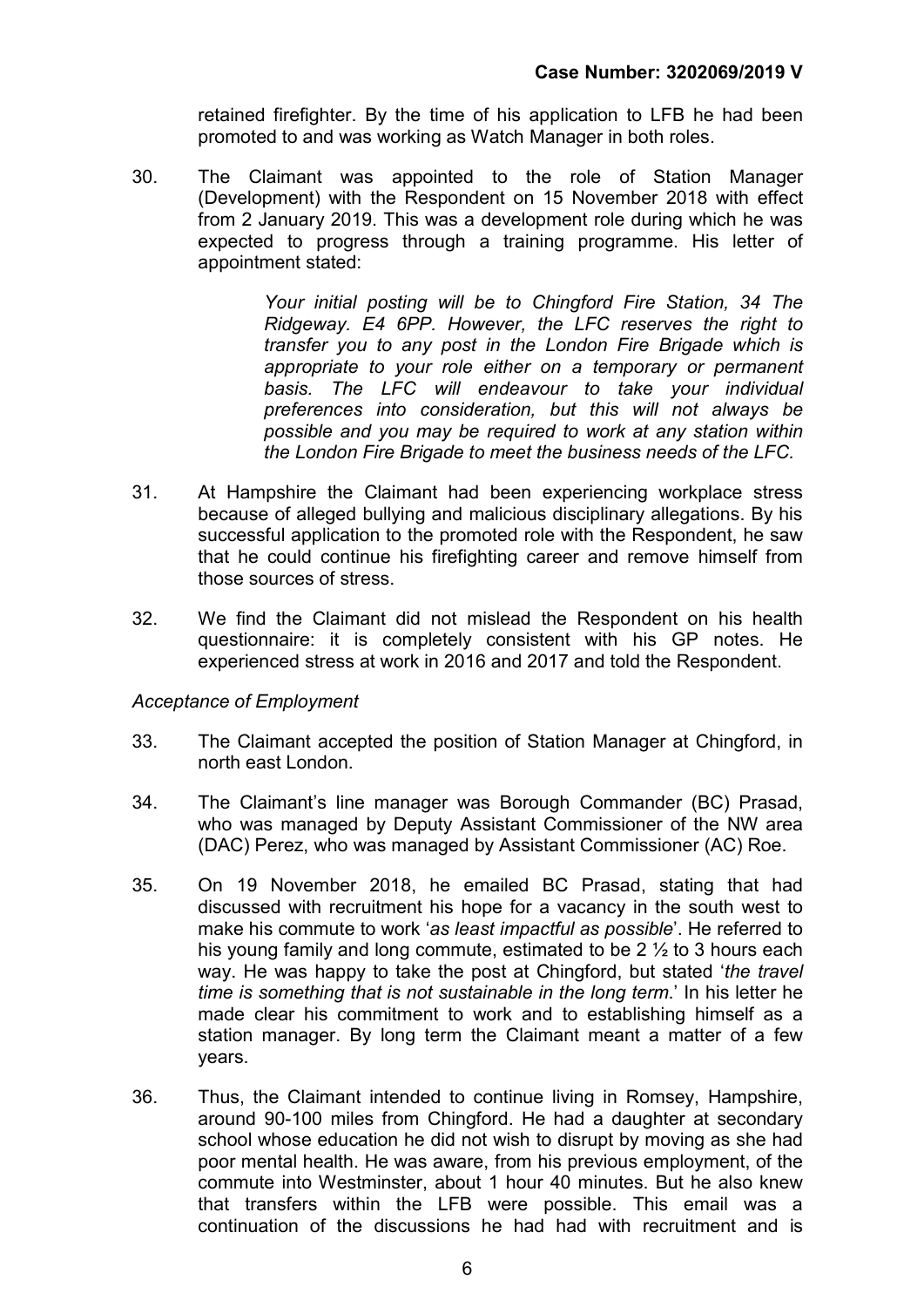retained firefighter. By the time of his application to LFB he had been promoted to and was working as Watch Manager in both roles.

30. The Claimant was appointed to the role of Station Manager (Development) with the Respondent on 15 November 2018 with effect from 2 January 2019. This was a development role during which he was expected to progress through a training programme. His letter of appointment stated:

> *Your initial posting will be to Chingford Fire Station, 34 The Ridgeway. E4 6PP. However, the LFC reserves the right to transfer you to any post in the London Fire Brigade which is appropriate to your role either on a temporary or permanent basis. The LFC will endeavour to take your individual preferences into consideration, but this will not always be possible and you may be required to work at any station within the London Fire Brigade to meet the business needs of the LFC.*

31. At Hampshire the Claimant had been experiencing workplace stress because of alleged bullying and malicious disciplinary allegations. By his successful application to the promoted role with the Respondent, he saw that he could continue his firefighting career and remove himself from those sources of stress.

32. We find the Claimant did not mislead the Respondent on his health questionnaire: it is completely consistent with his GP notes. He experienced stress at work in 2016 and 2017 and told the Respondent.

*Acceptance of Employment*

33. The Claimant accepted the position of Station Manager at Chingford, in north east London.

34. The Claimant's line manager was Borough Commander (BC) Prasad, who was managed by Deputy Assistant Commissioner of the NW area (DAC) Perez, who was managed by Assistant Commissioner (AC) Roe.

35. On 19 November 2018, he emailed BC Prasad, stating that had discussed with recruitment his hope for a vacancy in the south west to make his commute to work '*as least impactful as possible*'. He referred to his young family and long commute, estimated to be 2 ½ to 3 hours each way. He was happy to take the post at Chingford, but stated '*the travel time is something that is not sustainable in the long term*.' In his letter he made clear his commitment to work and to establishing himself as a station manager. By long term the Claimant meant a matter of a few years.

36. Thus, the Claimant intended to continue living in Romsey, Hampshire, around 90-100 miles from Chingford. He had a daughter at secondary school whose education he did not wish to disrupt by moving as she had poor mental health. He was aware, from his previous employment, of the commute into Westminster, about 1 hour 40 minutes. But he also knew that transfers within the LFB were possible. This email was a continuation of the discussions he had had with recruitment and is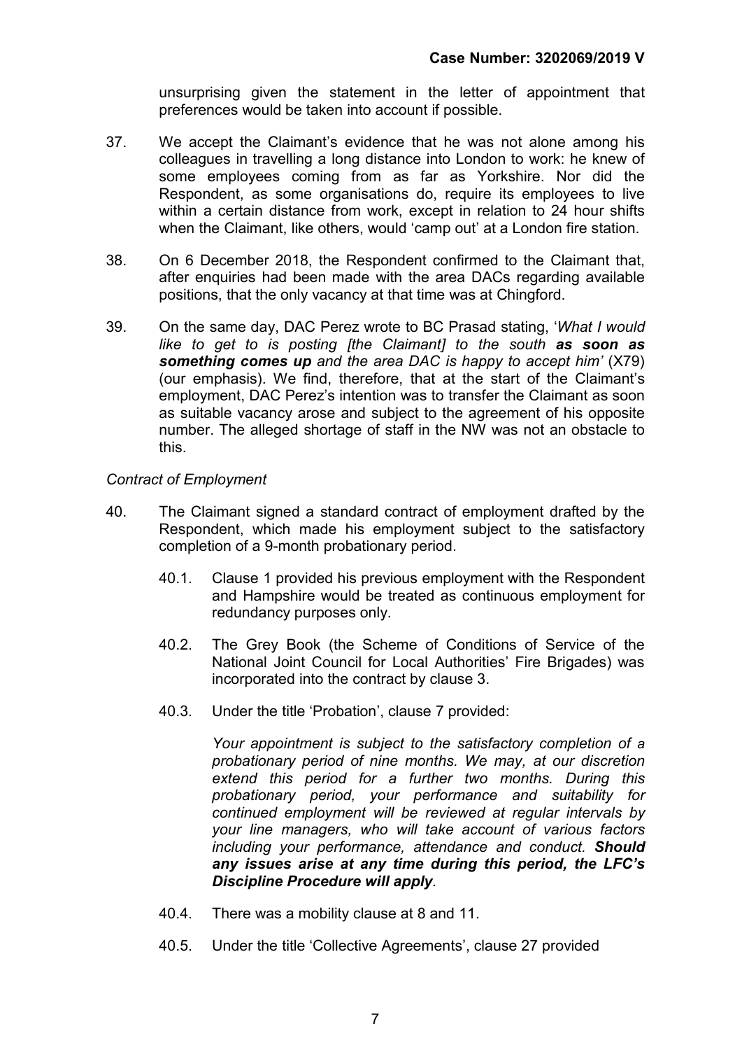unsurprising given the statement in the letter of appointment that preferences would be taken into account if possible.

37. We accept the Claimant's evidence that he was not alone among his colleagues in travelling a long distance into London to work: he knew of some employees coming from as far as Yorkshire. Nor did the Respondent, as some organisations do, require its employees to live within a certain distance from work, except in relation to 24 hour shifts when the Claimant, like others, would 'camp out' at a London fire station.

38. On 6 December 2018, the Respondent confirmed to the Claimant that, after enquiries had been made with the area DACs regarding available positions, that the only vacancy at that time was at Chingford.

39. On the same day, DAC Perez wrote to BC Prasad stating, '*What I would like to get to is posting [the Claimant] to the south* ***as soon as something comes up*** *and the area DAC is happy to accept him'* (X79) (our emphasis). We find, therefore, that at the start of the Claimant's employment, DAC Perez's intention was to transfer the Claimant as soon as suitable vacancy arose and subject to the agreement of his opposite number. The alleged shortage of staff in the NW was not an obstacle to this.

*Contract of Employment*

40. The Claimant signed a standard contract of employment drafted by the Respondent, which made his employment subject to the satisfactory completion of a 9-month probationary period.

    40.1. Clause 1 provided his previous employment with the Respondent and Hampshire would be treated as continuous employment for redundancy purposes only.

    40.2. The Grey Book (the Scheme of Conditions of Service of the National Joint Council for Local Authorities' Fire Brigades) was incorporated into the contract by clause 3.

    40.3. Under the title 'Probation', clause 7 provided:

    > *Your appointment is subject to the satisfactory completion of a probationary period of nine months. We may, at our discretion extend this period for a further two months. During this probationary period, your performance and suitability for continued employment will be reviewed at regular intervals by your line managers, who will take account of various factors including your performance, attendance and conduct.* ***Should any issues arise at any time during this period, the LFC's Discipline Procedure will apply****.*

    40.4. There was a mobility clause at 8 and 11.

    40.5. Under the title 'Collective Agreements', clause 27 provided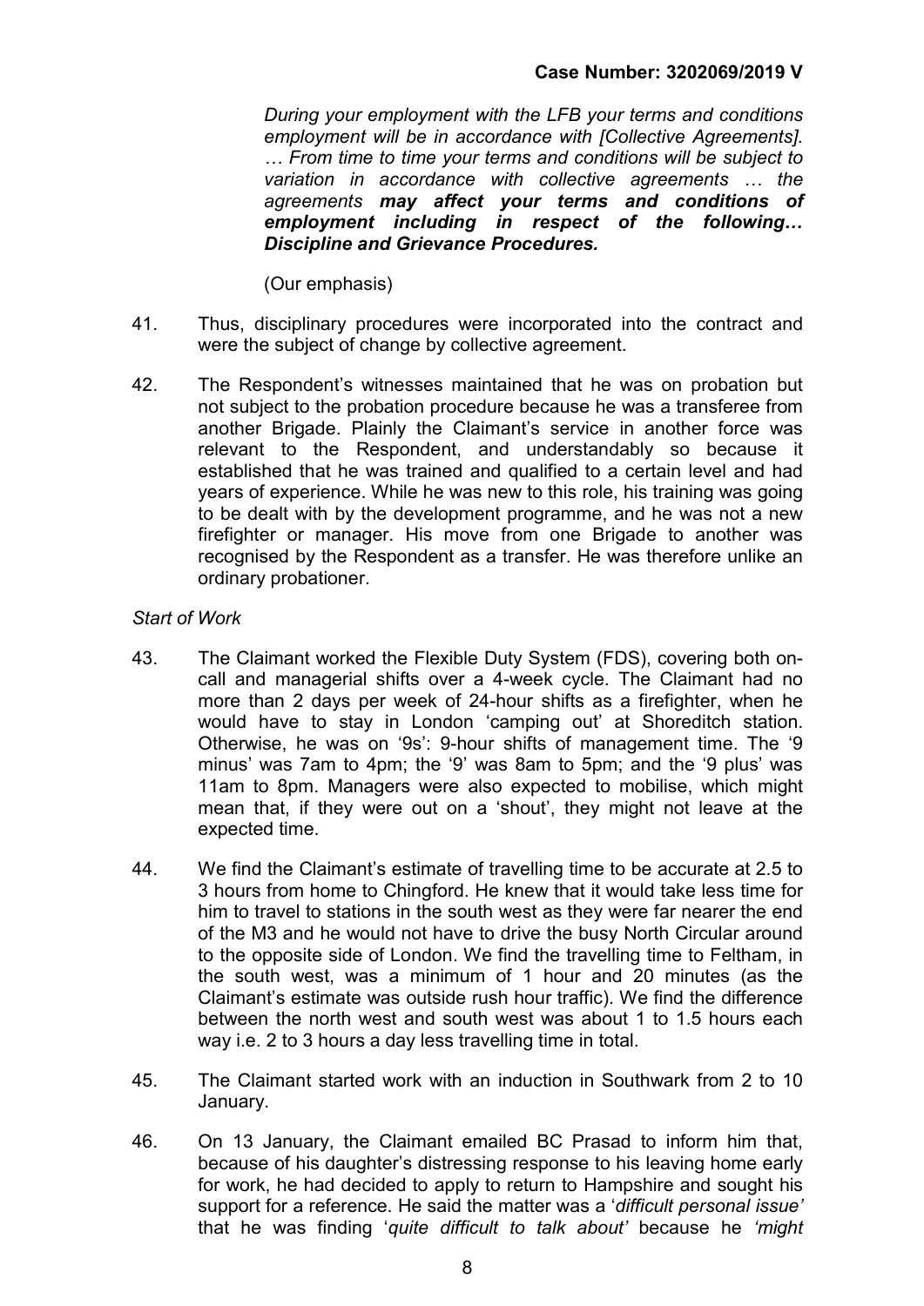*During your employment with the LFB your terms and conditions employment will be in accordance with [Collective Agreements]. … From time to time your terms and conditions will be subject to variation in accordance with collective agreements … the agreements* ***may affect your terms and conditions of employment including in respect of the following… Discipline and Grievance Procedures.***

(Our emphasis)

41. Thus, disciplinary procedures were incorporated into the contract and were the subject of change by collective agreement.

42. The Respondent's witnesses maintained that he was on probation but not subject to the probation procedure because he was a transferee from another Brigade. Plainly the Claimant's service in another force was relevant to the Respondent, and understandably so because it established that he was trained and qualified to a certain level and had years of experience. While he was new to this role, his training was going to be dealt with by the development programme, and he was not a new firefighter or manager. His move from one Brigade to another was recognised by the Respondent as a transfer. He was therefore unlike an ordinary probationer.

*Start of Work*

43. The Claimant worked the Flexible Duty System (FDS), covering both on-call and managerial shifts over a 4-week cycle. The Claimant had no more than 2 days per week of 24-hour shifts as a firefighter, when he would have to stay in London 'camping out' at Shoreditch station. Otherwise, he was on '9s': 9-hour shifts of management time. The '9 minus' was 7am to 4pm; the '9' was 8am to 5pm; and the '9 plus' was 11am to 8pm. Managers were also expected to mobilise, which might mean that, if they were out on a 'shout', they might not leave at the expected time.

44. We find the Claimant's estimate of travelling time to be accurate at 2.5 to 3 hours from home to Chingford. He knew that it would take less time for him to travel to stations in the south west as they were far nearer the end of the M3 and he would not have to drive the busy North Circular around to the opposite side of London. We find the travelling time to Feltham, in the south west, was a minimum of 1 hour and 20 minutes (as the Claimant's estimate was outside rush hour traffic). We find the difference between the north west and south west was about 1 to 1.5 hours each way i.e. 2 to 3 hours a day less travelling time in total.

45. The Claimant started work with an induction in Southwark from 2 to 10 January.

46. On 13 January, the Claimant emailed BC Prasad to inform him that, because of his daughter's distressing response to his leaving home early for work, he had decided to apply to return to Hampshire and sought his support for a reference. He said the matter was a '*difficult personal issue'* that he was finding '*quite difficult to talk about'* because he *'might*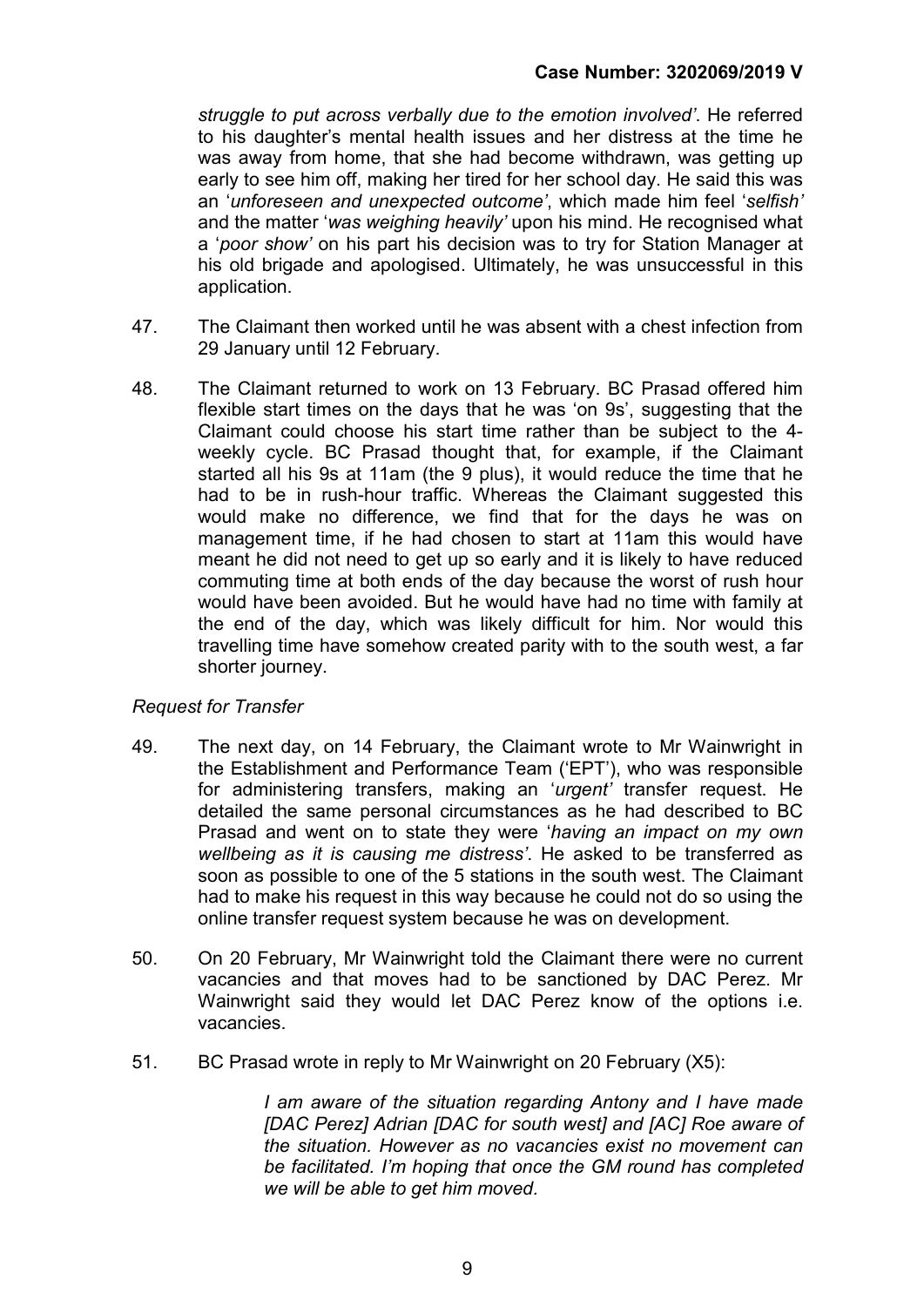*struggle to put across verbally due to the emotion involved'*. He referred to his daughter's mental health issues and her distress at the time he was away from home, that she had become withdrawn, was getting up early to see him off, making her tired for her school day. He said this was an '*unforeseen and unexpected outcome'*, which made him feel '*selfish'* and the matter '*was weighing heavily'* upon his mind. He recognised what a '*poor show'* on his part his decision was to try for Station Manager at his old brigade and apologised. Ultimately, he was unsuccessful in this application.

47. The Claimant then worked until he was absent with a chest infection from 29 January until 12 February.

48. The Claimant returned to work on 13 February. BC Prasad offered him flexible start times on the days that he was 'on 9s', suggesting that the Claimant could choose his start time rather than be subject to the 4-weekly cycle. BC Prasad thought that, for example, if the Claimant started all his 9s at 11am (the 9 plus), it would reduce the time that he had to be in rush-hour traffic. Whereas the Claimant suggested this would make no difference, we find that for the days he was on management time, if he had chosen to start at 11am this would have meant he did not need to get up so early and it is likely to have reduced commuting time at both ends of the day because the worst of rush hour would have been avoided. But he would have had no time with family at the end of the day, which was likely difficult for him. Nor would this travelling time have somehow created parity with to the south west, a far shorter journey.

*Request for Transfer*

49. The next day, on 14 February, the Claimant wrote to Mr Wainwright in the Establishment and Performance Team ('EPT'), who was responsible for administering transfers, making an '*urgent'* transfer request. He detailed the same personal circumstances as he had described to BC Prasad and went on to state they were '*having an impact on my own wellbeing as it is causing me distress'*. He asked to be transferred as soon as possible to one of the 5 stations in the south west. The Claimant had to make his request in this way because he could not do so using the online transfer request system because he was on development.

50. On 20 February, Mr Wainwright told the Claimant there were no current vacancies and that moves had to be sanctioned by DAC Perez. Mr Wainwright said they would let DAC Perez know of the options i.e. vacancies.

51. BC Prasad wrote in reply to Mr Wainwright on 20 February (X5):

> *I am aware of the situation regarding Antony and I have made [DAC Perez] Adrian [DAC for south west] and [AC] Roe aware of the situation. However as no vacancies exist no movement can be facilitated. I'm hoping that once the GM round has completed we will be able to get him moved.*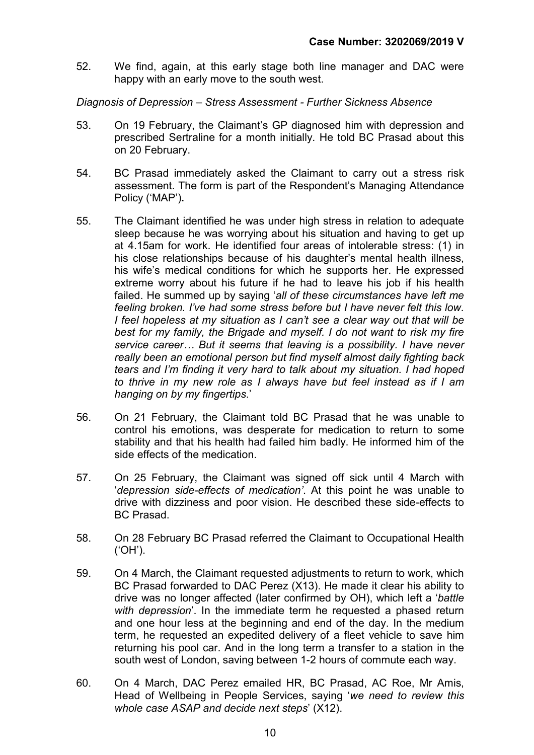52. We find, again, at this early stage both line manager and DAC were happy with an early move to the south west.

*Diagnosis of Depression – Stress Assessment - Further Sickness Absence*

53. On 19 February, the Claimant's GP diagnosed him with depression and prescribed Sertraline for a month initially. He told BC Prasad about this on 20 February.

54. BC Prasad immediately asked the Claimant to carry out a stress risk assessment. The form is part of the Respondent's Managing Attendance Policy ('MAP')**.**

55. The Claimant identified he was under high stress in relation to adequate sleep because he was worrying about his situation and having to get up at 4.15am for work. He identified four areas of intolerable stress: (1) in his close relationships because of his daughter's mental health illness, his wife's medical conditions for which he supports her. He expressed extreme worry about his future if he had to leave his job if his health failed. He summed up by saying '*all of these circumstances have left me feeling broken. I've had some stress before but I have never felt this low. I feel hopeless at my situation as I can't see a clear way out that will be best for my family, the Brigade and myself. I do not want to risk my fire service career… But it seems that leaving is a possibility. I have never really been an emotional person but find myself almost daily fighting back tears and I'm finding it very hard to talk about my situation. I had hoped to thrive in my new role as I always have but feel instead as if I am hanging on by my fingertips*.'

56. On 21 February, the Claimant told BC Prasad that he was unable to control his emotions, was desperate for medication to return to some stability and that his health had failed him badly. He informed him of the side effects of the medication.

57. On 25 February, the Claimant was signed off sick until 4 March with '*depression side-effects of medication'*. At this point he was unable to drive with dizziness and poor vision. He described these side-effects to BC Prasad.

58. On 28 February BC Prasad referred the Claimant to Occupational Health ('OH').

59. On 4 March, the Claimant requested adjustments to return to work, which BC Prasad forwarded to DAC Perez (X13). He made it clear his ability to drive was no longer affected (later confirmed by OH), which left a '*battle with depression*'. In the immediate term he requested a phased return and one hour less at the beginning and end of the day. In the medium term, he requested an expedited delivery of a fleet vehicle to save him returning his pool car. And in the long term a transfer to a station in the south west of London, saving between 1-2 hours of commute each way.

60. On 4 March, DAC Perez emailed HR, BC Prasad, AC Roe, Mr Amis, Head of Wellbeing in People Services, saying '*we need to review this whole case ASAP and decide next steps*' (X12).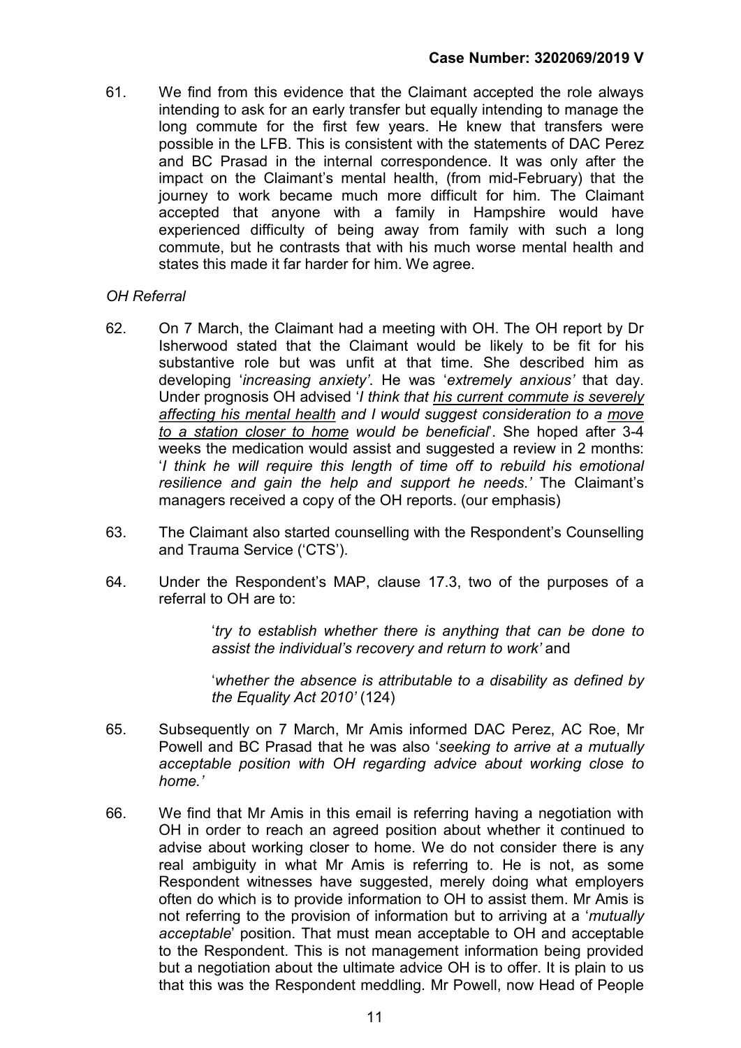61. We find from this evidence that the Claimant accepted the role always intending to ask for an early transfer but equally intending to manage the long commute for the first few years. He knew that transfers were possible in the LFB. This is consistent with the statements of DAC Perez and BC Prasad in the internal correspondence. It was only after the impact on the Claimant's mental health, (from mid-February) that the journey to work became much more difficult for him. The Claimant accepted that anyone with a family in Hampshire would have experienced difficulty of being away from family with such a long commute, but he contrasts that with his much worse mental health and states this made it far harder for him. We agree.

*OH Referral*

62. On 7 March, the Claimant had a meeting with OH. The OH report by Dr Isherwood stated that the Claimant would be likely to be fit for his substantive role but was unfit at that time. She described him as developing '*increasing anxiety'*. He was '*extremely anxious'* that day. Under prognosis OH advised '*I think that <u>his current commute is severely affecting his mental health</u> and I would suggest consideration to a <u>move to a station closer to home</u> would be beneficial*'. She hoped after 3-4 weeks the medication would assist and suggested a review in 2 months: '*I think he will require this length of time off to rebuild his emotional resilience and gain the help and support he needs.'* The Claimant's managers received a copy of the OH reports. (our emphasis)

63. The Claimant also started counselling with the Respondent's Counselling and Trauma Service ('CTS').

64. Under the Respondent's MAP, clause 17.3, two of the purposes of a referral to OH are to:

> '*try to establish whether there is anything that can be done to assist the individual's recovery and return to work'* and
>
> '*whether the absence is attributable to a disability as defined by the Equality Act 2010'* (124)

65. Subsequently on 7 March, Mr Amis informed DAC Perez, AC Roe, Mr Powell and BC Prasad that he was also '*seeking to arrive at a mutually acceptable position with OH regarding advice about working close to home.'*

66. We find that Mr Amis in this email is referring having a negotiation with OH in order to reach an agreed position about whether it continued to advise about working closer to home. We do not consider there is any real ambiguity in what Mr Amis is referring to. He is not, as some Respondent witnesses have suggested, merely doing what employers often do which is to provide information to OH to assist them. Mr Amis is not referring to the provision of information but to arriving at a '*mutually acceptable*' position. That must mean acceptable to OH and acceptable to the Respondent. This is not management information being provided but a negotiation about the ultimate advice OH is to offer. It is plain to us that this was the Respondent meddling. Mr Powell, now Head of People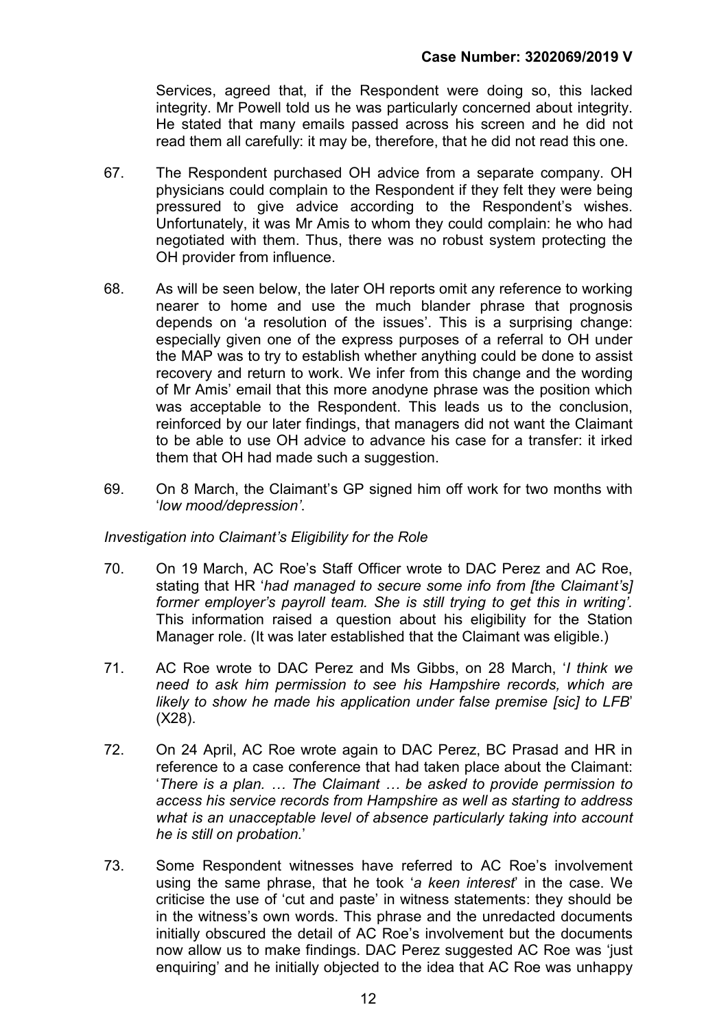Services, agreed that, if the Respondent were doing so, this lacked integrity. Mr Powell told us he was particularly concerned about integrity. He stated that many emails passed across his screen and he did not read them all carefully: it may be, therefore, that he did not read this one.

67. The Respondent purchased OH advice from a separate company. OH physicians could complain to the Respondent if they felt they were being pressured to give advice according to the Respondent's wishes. Unfortunately, it was Mr Amis to whom they could complain: he who had negotiated with them. Thus, there was no robust system protecting the OH provider from influence.

68. As will be seen below, the later OH reports omit any reference to working nearer to home and use the much blander phrase that prognosis depends on 'a resolution of the issues'. This is a surprising change: especially given one of the express purposes of a referral to OH under the MAP was to try to establish whether anything could be done to assist recovery and return to work. We infer from this change and the wording of Mr Amis' email that this more anodyne phrase was the position which was acceptable to the Respondent. This leads us to the conclusion, reinforced by our later findings, that managers did not want the Claimant to be able to use OH advice to advance his case for a transfer: it irked them that OH had made such a suggestion.

69. On 8 March, the Claimant's GP signed him off work for two months with '*low mood/depression'*.

*Investigation into Claimant's Eligibility for the Role*

70. On 19 March, AC Roe's Staff Officer wrote to DAC Perez and AC Roe, stating that HR '*had managed to secure some info from [the Claimant's] former employer's payroll team. She is still trying to get this in writing'.* This information raised a question about his eligibility for the Station Manager role. (It was later established that the Claimant was eligible.)

71. AC Roe wrote to DAC Perez and Ms Gibbs, on 28 March, '*I think we need to ask him permission to see his Hampshire records, which are likely to show he made his application under false premise [sic] to LFB*' (X28).

72. On 24 April, AC Roe wrote again to DAC Perez, BC Prasad and HR in reference to a case conference that had taken place about the Claimant: '*There is a plan. … The Claimant … be asked to provide permission to access his service records from Hampshire as well as starting to address what is an unacceptable level of absence particularly taking into account he is still on probation.*'

73. Some Respondent witnesses have referred to AC Roe's involvement using the same phrase, that he took '*a keen interest*' in the case. We criticise the use of 'cut and paste' in witness statements: they should be in the witness's own words. This phrase and the unredacted documents initially obscured the detail of AC Roe's involvement but the documents now allow us to make findings. DAC Perez suggested AC Roe was 'just enquiring' and he initially objected to the idea that AC Roe was unhappy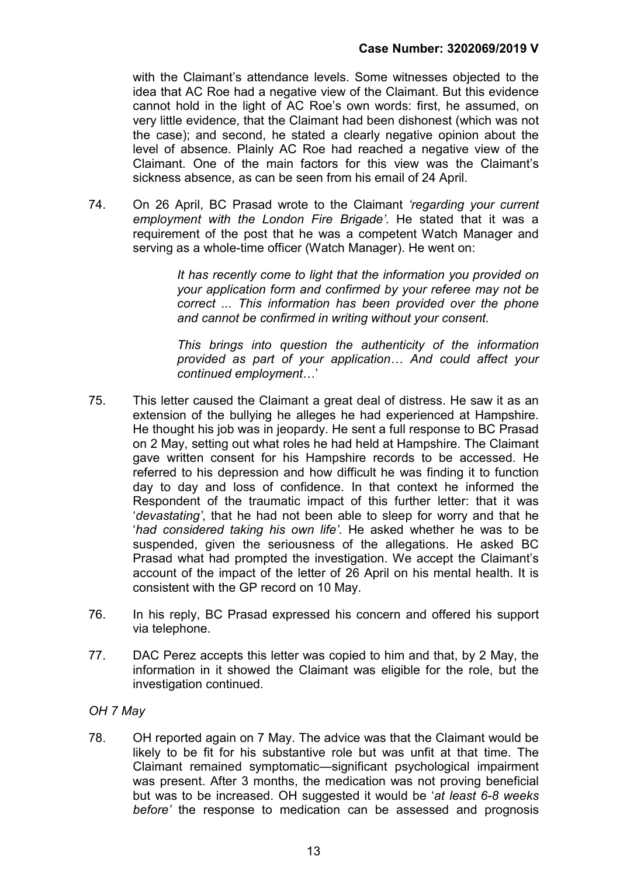with the Claimant's attendance levels. Some witnesses objected to the idea that AC Roe had a negative view of the Claimant. But this evidence cannot hold in the light of AC Roe's own words: first, he assumed, on very little evidence, that the Claimant had been dishonest (which was not the case); and second, he stated a clearly negative opinion about the level of absence. Plainly AC Roe had reached a negative view of the Claimant. One of the main factors for this view was the Claimant's sickness absence, as can be seen from his email of 24 April.

74. On 26 April, BC Prasad wrote to the Claimant *'regarding your current employment with the London Fire Brigade'*. He stated that it was a requirement of the post that he was a competent Watch Manager and serving as a whole-time officer (Watch Manager). He went on:

> *It has recently come to light that the information you provided on your application form and confirmed by your referee may not be correct ... This information has been provided over the phone and cannot be confirmed in writing without your consent.*
>
> *This brings into question the authenticity of the information provided as part of your application… And could affect your continued employment…*'

75. This letter caused the Claimant a great deal of distress. He saw it as an extension of the bullying he alleges he had experienced at Hampshire. He thought his job was in jeopardy. He sent a full response to BC Prasad on 2 May, setting out what roles he had held at Hampshire. The Claimant gave written consent for his Hampshire records to be accessed. He referred to his depression and how difficult he was finding it to function day to day and loss of confidence. In that context he informed the Respondent of the traumatic impact of this further letter: that it was '*devastating'*, that he had not been able to sleep for worry and that he '*had considered taking his own life'*. He asked whether he was to be suspended, given the seriousness of the allegations. He asked BC Prasad what had prompted the investigation. We accept the Claimant's account of the impact of the letter of 26 April on his mental health. It is consistent with the GP record on 10 May.

76. In his reply, BC Prasad expressed his concern and offered his support via telephone.

77. DAC Perez accepts this letter was copied to him and that, by 2 May, the information in it showed the Claimant was eligible for the role, but the investigation continued.

*OH 7 May*

78. OH reported again on 7 May. The advice was that the Claimant would be likely to be fit for his substantive role but was unfit at that time. The Claimant remained symptomatic—significant psychological impairment was present. After 3 months, the medication was not proving beneficial but was to be increased. OH suggested it would be '*at least 6-8 weeks before'* the response to medication can be assessed and prognosis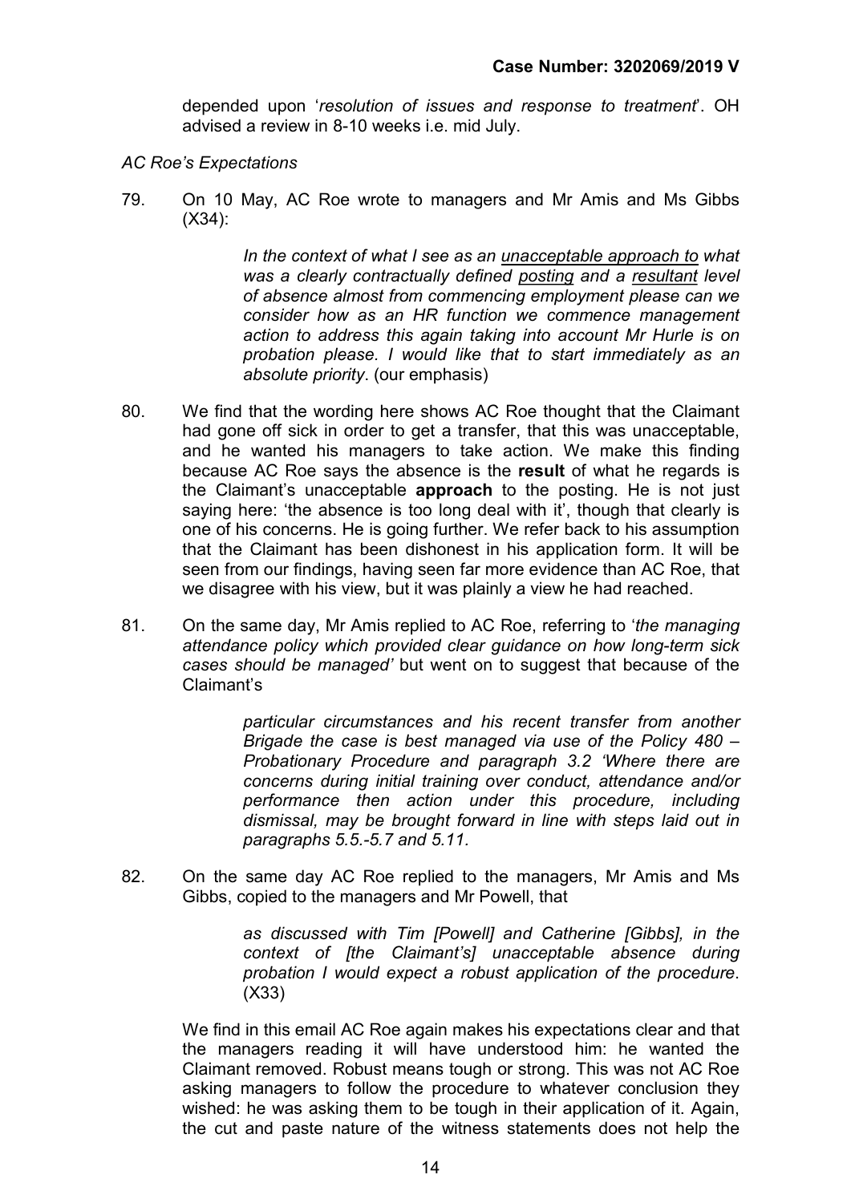depended upon '*resolution of issues and response to treatment*'. OH advised a review in 8-10 weeks i.e. mid July.

*AC Roe's Expectations*

79. On 10 May, AC Roe wrote to managers and Mr Amis and Ms Gibbs (X34):

> *In the context of what I see as an unacceptable approach to what was a clearly contractually defined posting and a resultant level of absence almost from commencing employment please can we consider how as an HR function we commence management action to address this again taking into account Mr Hurle is on probation please. I would like that to start immediately as an absolute priority*. (our emphasis)

80. We find that the wording here shows AC Roe thought that the Claimant had gone off sick in order to get a transfer, that this was unacceptable, and he wanted his managers to take action. We make this finding because AC Roe says the absence is the **result** of what he regards is the Claimant's unacceptable **approach** to the posting. He is not just saying here: 'the absence is too long deal with it', though that clearly is one of his concerns. He is going further. We refer back to his assumption that the Claimant has been dishonest in his application form. It will be seen from our findings, having seen far more evidence than AC Roe, that we disagree with his view, but it was plainly a view he had reached.

81. On the same day, Mr Amis replied to AC Roe, referring to '*the managing attendance policy which provided clear guidance on how long-term sick cases should be managed'* but went on to suggest that because of the Claimant's

> *particular circumstances and his recent transfer from another Brigade the case is best managed via use of the Policy 480 – Probationary Procedure and paragraph 3.2 'Where there are concerns during initial training over conduct, attendance and/or performance then action under this procedure, including dismissal, may be brought forward in line with steps laid out in paragraphs 5.5.-5.7 and 5.11.*

82. On the same day AC Roe replied to the managers, Mr Amis and Ms Gibbs, copied to the managers and Mr Powell, that

> *as discussed with Tim [Powell] and Catherine [Gibbs], in the context of [the Claimant's] unacceptable absence during probation I would expect a robust application of the procedure*. (X33)

We find in this email AC Roe again makes his expectations clear and that the managers reading it will have understood him: he wanted the Claimant removed. Robust means tough or strong. This was not AC Roe asking managers to follow the procedure to whatever conclusion they wished: he was asking them to be tough in their application of it. Again, the cut and paste nature of the witness statements does not help the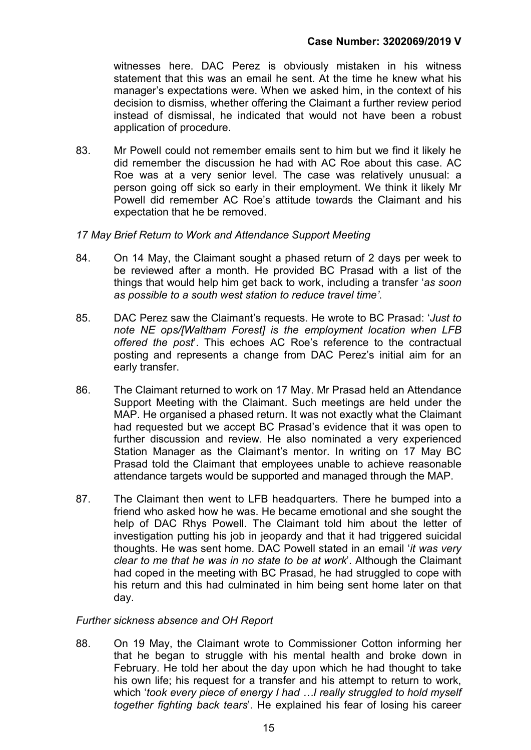witnesses here. DAC Perez is obviously mistaken in his witness statement that this was an email he sent. At the time he knew what his manager's expectations were. When we asked him, in the context of his decision to dismiss, whether offering the Claimant a further review period instead of dismissal, he indicated that would not have been a robust application of procedure.

83. Mr Powell could not remember emails sent to him but we find it likely he did remember the discussion he had with AC Roe about this case. AC Roe was at a very senior level. The case was relatively unusual: a person going off sick so early in their employment. We think it likely Mr Powell did remember AC Roe's attitude towards the Claimant and his expectation that he be removed.

*17 May Brief Return to Work and Attendance Support Meeting*

84. On 14 May, the Claimant sought a phased return of 2 days per week to be reviewed after a month. He provided BC Prasad with a list of the things that would help him get back to work, including a transfer '*as soon as possible to a south west station to reduce travel time'*.

85. DAC Perez saw the Claimant's requests. He wrote to BC Prasad: '*Just to note NE ops/[Waltham Forest] is the employment location when LFB offered the post*'. This echoes AC Roe's reference to the contractual posting and represents a change from DAC Perez's initial aim for an early transfer.

86. The Claimant returned to work on 17 May. Mr Prasad held an Attendance Support Meeting with the Claimant. Such meetings are held under the MAP. He organised a phased return. It was not exactly what the Claimant had requested but we accept BC Prasad's evidence that it was open to further discussion and review. He also nominated a very experienced Station Manager as the Claimant's mentor. In writing on 17 May BC Prasad told the Claimant that employees unable to achieve reasonable attendance targets would be supported and managed through the MAP.

87. The Claimant then went to LFB headquarters. There he bumped into a friend who asked how he was. He became emotional and she sought the help of DAC Rhys Powell. The Claimant told him about the letter of investigation putting his job in jeopardy and that it had triggered suicidal thoughts. He was sent home. DAC Powell stated in an email '*it was very clear to me that he was in no state to be at work*'. Although the Claimant had coped in the meeting with BC Prasad, he had struggled to cope with his return and this had culminated in him being sent home later on that day.

*Further sickness absence and OH Report*

88. On 19 May, the Claimant wrote to Commissioner Cotton informing her that he began to struggle with his mental health and broke down in February. He told her about the day upon which he had thought to take his own life; his request for a transfer and his attempt to return to work, which '*took every piece of energy I had …I really struggled to hold myself together fighting back tears*'. He explained his fear of losing his career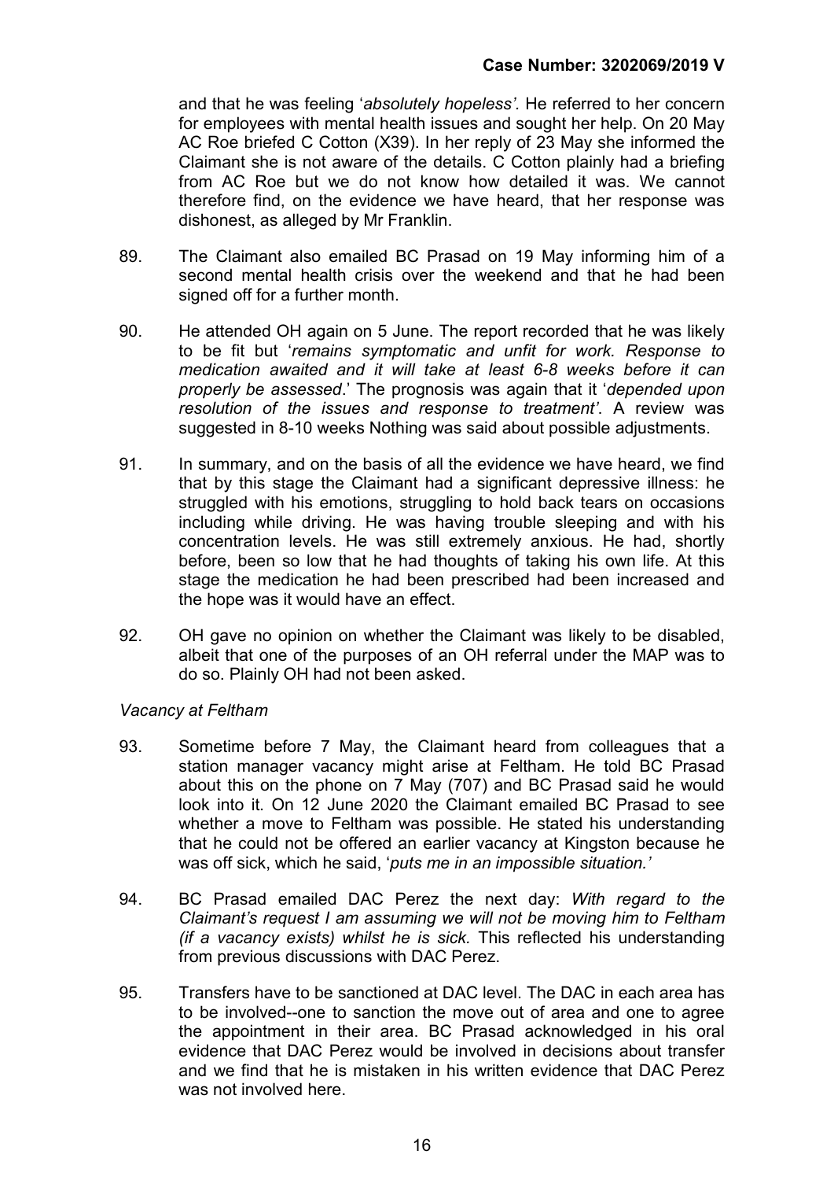and that he was feeling '*absolutely hopeless'.* He referred to her concern for employees with mental health issues and sought her help. On 20 May AC Roe briefed C Cotton (X39). In her reply of 23 May she informed the Claimant she is not aware of the details. C Cotton plainly had a briefing from AC Roe but we do not know how detailed it was. We cannot therefore find, on the evidence we have heard, that her response was dishonest, as alleged by Mr Franklin.

89. The Claimant also emailed BC Prasad on 19 May informing him of a second mental health crisis over the weekend and that he had been signed off for a further month.

90. He attended OH again on 5 June. The report recorded that he was likely to be fit but '*remains symptomatic and unfit for work. Response to medication awaited and it will take at least 6-8 weeks before it can properly be assessed*.' The prognosis was again that it '*depended upon resolution of the issues and response to treatment'*. A review was suggested in 8-10 weeks Nothing was said about possible adjustments.

91. In summary, and on the basis of all the evidence we have heard, we find that by this stage the Claimant had a significant depressive illness: he struggled with his emotions, struggling to hold back tears on occasions including while driving. He was having trouble sleeping and with his concentration levels. He was still extremely anxious. He had, shortly before, been so low that he had thoughts of taking his own life. At this stage the medication he had been prescribed had been increased and the hope was it would have an effect.

92. OH gave no opinion on whether the Claimant was likely to be disabled, albeit that one of the purposes of an OH referral under the MAP was to do so. Plainly OH had not been asked.

*Vacancy at Feltham*

93. Sometime before 7 May, the Claimant heard from colleagues that a station manager vacancy might arise at Feltham. He told BC Prasad about this on the phone on 7 May (707) and BC Prasad said he would look into it. On 12 June 2020 the Claimant emailed BC Prasad to see whether a move to Feltham was possible. He stated his understanding that he could not be offered an earlier vacancy at Kingston because he was off sick, which he said, '*puts me in an impossible situation.'*

94. BC Prasad emailed DAC Perez the next day: *With regard to the Claimant's request I am assuming we will not be moving him to Feltham (if a vacancy exists) whilst he is sick.* This reflected his understanding from previous discussions with DAC Perez.

95. Transfers have to be sanctioned at DAC level. The DAC in each area has to be involved--one to sanction the move out of area and one to agree the appointment in their area. BC Prasad acknowledged in his oral evidence that DAC Perez would be involved in decisions about transfer and we find that he is mistaken in his written evidence that DAC Perez was not involved here.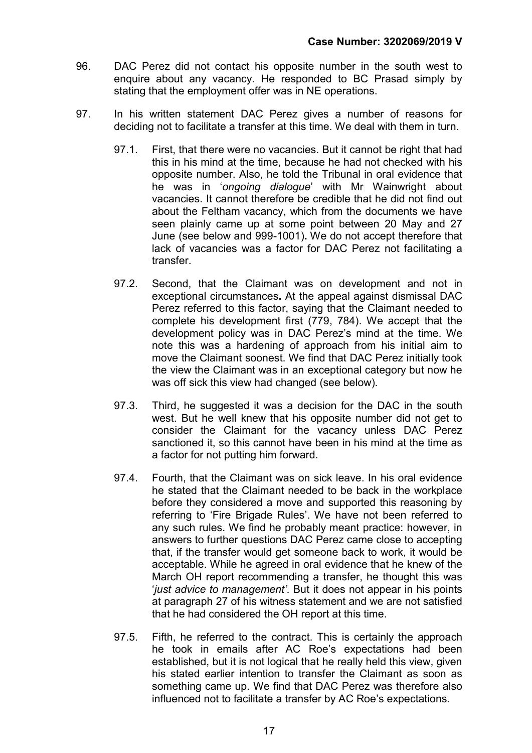96. DAC Perez did not contact his opposite number in the south west to enquire about any vacancy. He responded to BC Prasad simply by stating that the employment offer was in NE operations.

97. In his written statement DAC Perez gives a number of reasons for deciding not to facilitate a transfer at this time. We deal with them in turn.

    97.1. First, that there were no vacancies. But it cannot be right that had this in his mind at the time, because he had not checked with his opposite number. Also, he told the Tribunal in oral evidence that he was in '*ongoing dialogue*' with Mr Wainwright about vacancies. It cannot therefore be credible that he did not find out about the Feltham vacancy, which from the documents we have seen plainly came up at some point between 20 May and 27 June (see below and 999-1001)**.** We do not accept therefore that lack of vacancies was a factor for DAC Perez not facilitating a transfer.

    97.2. Second, that the Claimant was on development and not in exceptional circumstances**.** At the appeal against dismissal DAC Perez referred to this factor, saying that the Claimant needed to complete his development first (779, 784). We accept that the development policy was in DAC Perez's mind at the time. We note this was a hardening of approach from his initial aim to move the Claimant soonest. We find that DAC Perez initially took the view the Claimant was in an exceptional category but now he was off sick this view had changed (see below).

    97.3. Third, he suggested it was a decision for the DAC in the south west. But he well knew that his opposite number did not get to consider the Claimant for the vacancy unless DAC Perez sanctioned it, so this cannot have been in his mind at the time as a factor for not putting him forward.

    97.4. Fourth, that the Claimant was on sick leave. In his oral evidence he stated that the Claimant needed to be back in the workplace before they considered a move and supported this reasoning by referring to 'Fire Brigade Rules'. We have not been referred to any such rules. We find he probably meant practice: however, in answers to further questions DAC Perez came close to accepting that, if the transfer would get someone back to work, it would be acceptable. While he agreed in oral evidence that he knew of the March OH report recommending a transfer, he thought this was '*just advice to management'*. But it does not appear in his points at paragraph 27 of his witness statement and we are not satisfied that he had considered the OH report at this time.

    97.5. Fifth, he referred to the contract. This is certainly the approach he took in emails after AC Roe's expectations had been established, but it is not logical that he really held this view, given his stated earlier intention to transfer the Claimant as soon as something came up. We find that DAC Perez was therefore also influenced not to facilitate a transfer by AC Roe's expectations.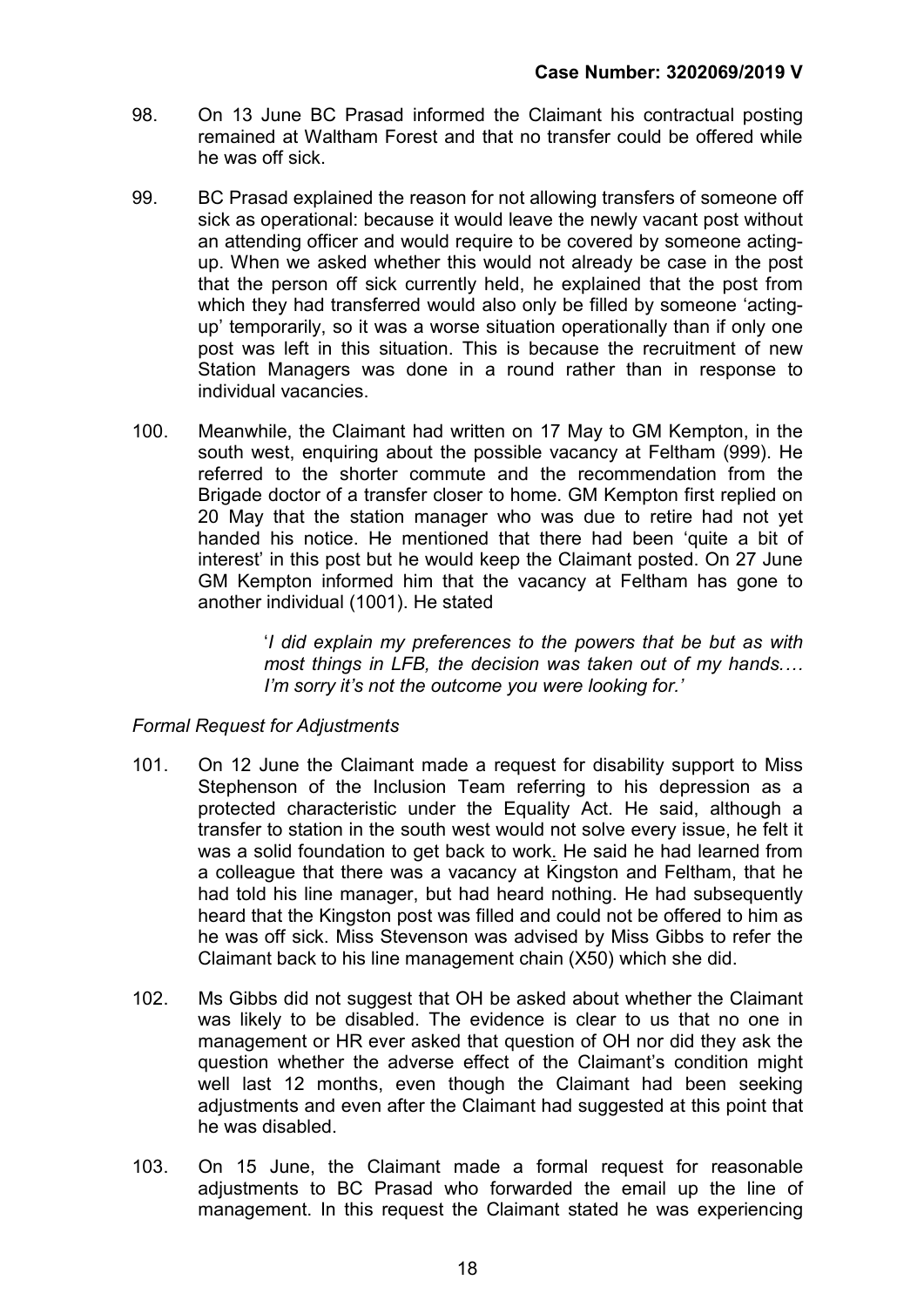98. On 13 June BC Prasad informed the Claimant his contractual posting remained at Waltham Forest and that no transfer could be offered while he was off sick.

99. BC Prasad explained the reason for not allowing transfers of someone off sick as operational: because it would leave the newly vacant post without an attending officer and would require to be covered by someone acting-up. When we asked whether this would not already be case in the post that the person off sick currently held, he explained that the post from which they had transferred would also only be filled by someone 'acting-up' temporarily, so it was a worse situation operationally than if only one post was left in this situation. This is because the recruitment of new Station Managers was done in a round rather than in response to individual vacancies.

100. Meanwhile, the Claimant had written on 17 May to GM Kempton, in the south west, enquiring about the possible vacancy at Feltham (999). He referred to the shorter commute and the recommendation from the Brigade doctor of a transfer closer to home. GM Kempton first replied on 20 May that the station manager who was due to retire had not yet handed his notice. He mentioned that there had been 'quite a bit of interest' in this post but he would keep the Claimant posted. On 27 June GM Kempton informed him that the vacancy at Feltham has gone to another individual (1001). He stated

> '*I did explain my preferences to the powers that be but as with most things in LFB, the decision was taken out of my hands.… I'm sorry it's not the outcome you were looking for.*'

*Formal Request for Adjustments*

101. On 12 June the Claimant made a request for disability support to Miss Stephenson of the Inclusion Team referring to his depression as a protected characteristic under the Equality Act. He said, although a transfer to station in the south west would not solve every issue, he felt it was a solid foundation to get back to work. He said he had learned from a colleague that there was a vacancy at Kingston and Feltham, that he had told his line manager, but had heard nothing. He had subsequently heard that the Kingston post was filled and could not be offered to him as he was off sick. Miss Stevenson was advised by Miss Gibbs to refer the Claimant back to his line management chain (X50) which she did.

102. Ms Gibbs did not suggest that OH be asked about whether the Claimant was likely to be disabled. The evidence is clear to us that no one in management or HR ever asked that question of OH nor did they ask the question whether the adverse effect of the Claimant's condition might well last 12 months, even though the Claimant had been seeking adjustments and even after the Claimant had suggested at this point that he was disabled.

103. On 15 June, the Claimant made a formal request for reasonable adjustments to BC Prasad who forwarded the email up the line of management. In this request the Claimant stated he was experiencing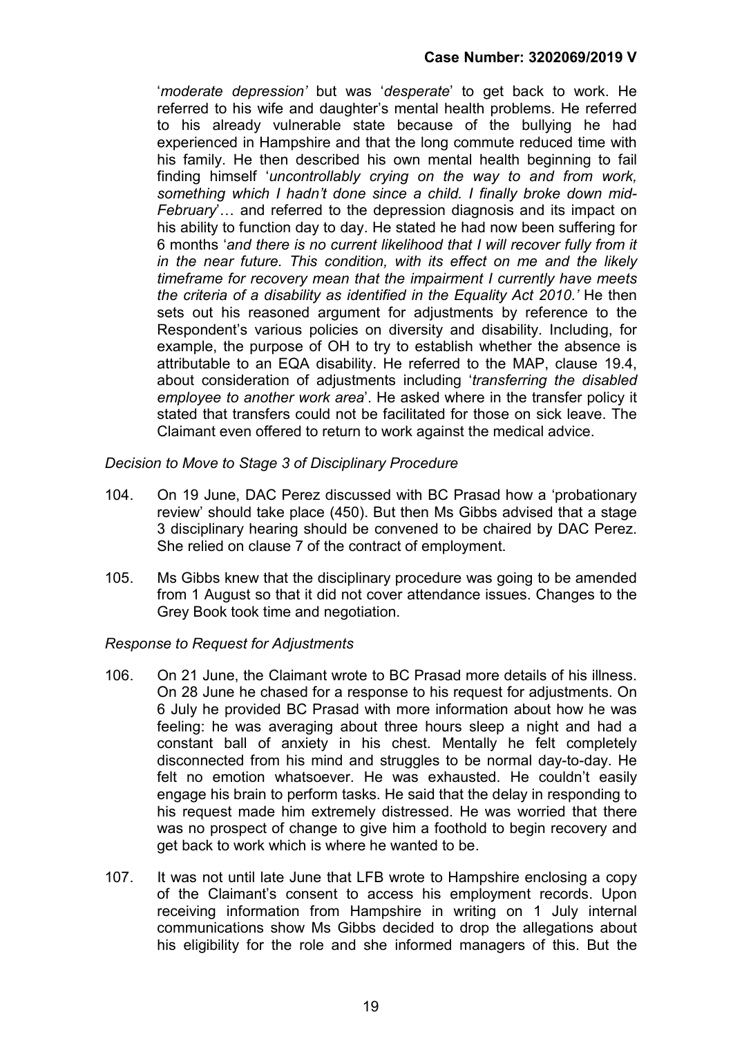'*moderate depression'* but was '*desperate*' to get back to work. He referred to his wife and daughter's mental health problems. He referred to his already vulnerable state because of the bullying he had experienced in Hampshire and that the long commute reduced time with his family. He then described his own mental health beginning to fail finding himself '*uncontrollably crying on the way to and from work, something which I hadn't done since a child. I finally broke down mid-February*'… and referred to the depression diagnosis and its impact on his ability to function day to day. He stated he had now been suffering for 6 months '*and there is no current likelihood that I will recover fully from it in the near future. This condition, with its effect on me and the likely timeframe for recovery mean that the impairment I currently have meets the criteria of a disability as identified in the Equality Act 2010.'* He then sets out his reasoned argument for adjustments by reference to the Respondent's various policies on diversity and disability. Including, for example, the purpose of OH to try to establish whether the absence is attributable to an EQA disability. He referred to the MAP, clause 19.4, about consideration of adjustments including '*transferring the disabled employee to another work area*'. He asked where in the transfer policy it stated that transfers could not be facilitated for those on sick leave. The Claimant even offered to return to work against the medical advice.

*Decision to Move to Stage 3 of Disciplinary Procedure*

104. On 19 June, DAC Perez discussed with BC Prasad how a 'probationary review' should take place (450). But then Ms Gibbs advised that a stage 3 disciplinary hearing should be convened to be chaired by DAC Perez. She relied on clause 7 of the contract of employment.

105. Ms Gibbs knew that the disciplinary procedure was going to be amended from 1 August so that it did not cover attendance issues. Changes to the Grey Book took time and negotiation.

*Response to Request for Adjustments*

106. On 21 June, the Claimant wrote to BC Prasad more details of his illness. On 28 June he chased for a response to his request for adjustments. On 6 July he provided BC Prasad with more information about how he was feeling: he was averaging about three hours sleep a night and had a constant ball of anxiety in his chest. Mentally he felt completely disconnected from his mind and struggles to be normal day-to-day. He felt no emotion whatsoever. He was exhausted. He couldn't easily engage his brain to perform tasks. He said that the delay in responding to his request made him extremely distressed. He was worried that there was no prospect of change to give him a foothold to begin recovery and get back to work which is where he wanted to be.

107. It was not until late June that LFB wrote to Hampshire enclosing a copy of the Claimant's consent to access his employment records. Upon receiving information from Hampshire in writing on 1 July internal communications show Ms Gibbs decided to drop the allegations about his eligibility for the role and she informed managers of this. But the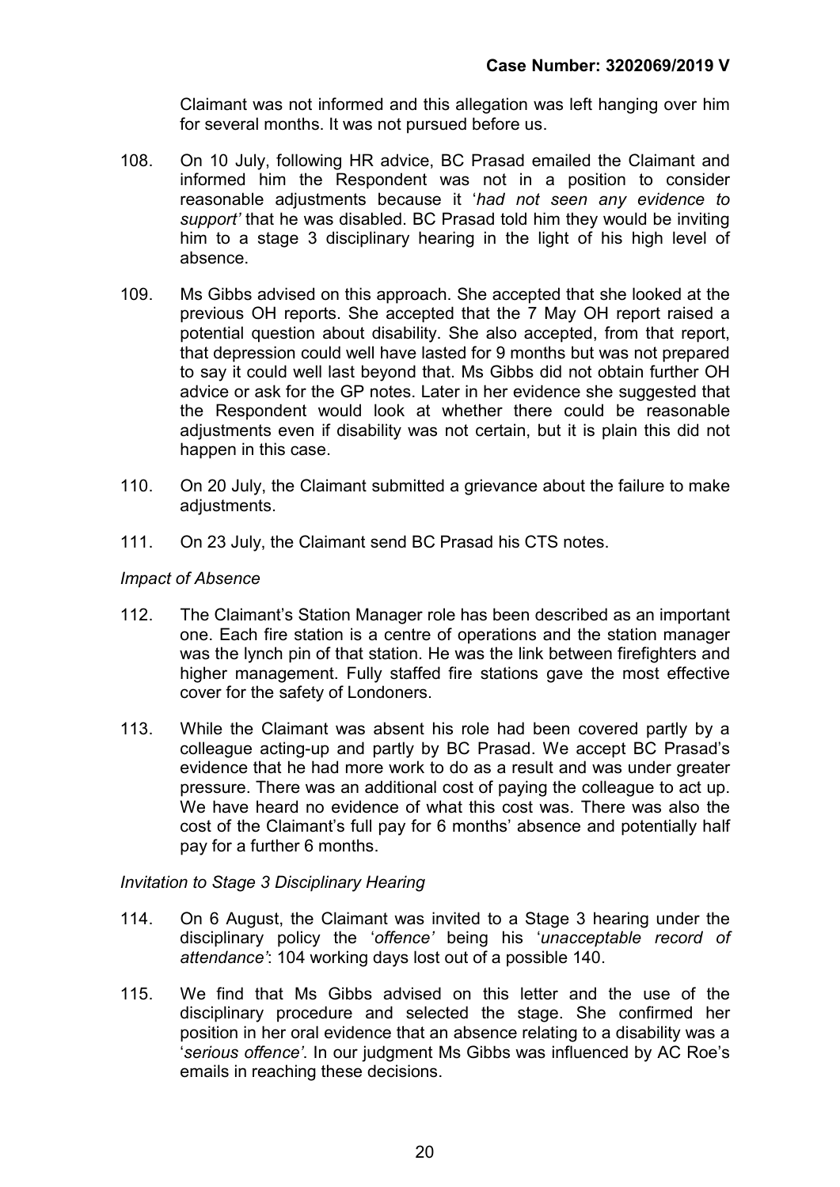Claimant was not informed and this allegation was left hanging over him for several months. It was not pursued before us.

108. On 10 July, following HR advice, BC Prasad emailed the Claimant and informed him the Respondent was not in a position to consider reasonable adjustments because it '*had not seen any evidence to support'* that he was disabled. BC Prasad told him they would be inviting him to a stage 3 disciplinary hearing in the light of his high level of absence.

109. Ms Gibbs advised on this approach. She accepted that she looked at the previous OH reports. She accepted that the 7 May OH report raised a potential question about disability. She also accepted, from that report, that depression could well have lasted for 9 months but was not prepared to say it could well last beyond that. Ms Gibbs did not obtain further OH advice or ask for the GP notes. Later in her evidence she suggested that the Respondent would look at whether there could be reasonable adjustments even if disability was not certain, but it is plain this did not happen in this case.

110. On 20 July, the Claimant submitted a grievance about the failure to make adjustments.

111. On 23 July, the Claimant send BC Prasad his CTS notes.

*Impact of Absence*

112. The Claimant's Station Manager role has been described as an important one. Each fire station is a centre of operations and the station manager was the lynch pin of that station. He was the link between firefighters and higher management. Fully staffed fire stations gave the most effective cover for the safety of Londoners.

113. While the Claimant was absent his role had been covered partly by a colleague acting-up and partly by BC Prasad. We accept BC Prasad's evidence that he had more work to do as a result and was under greater pressure. There was an additional cost of paying the colleague to act up. We have heard no evidence of what this cost was. There was also the cost of the Claimant's full pay for 6 months' absence and potentially half pay for a further 6 months.

*Invitation to Stage 3 Disciplinary Hearing*

114. On 6 August, the Claimant was invited to a Stage 3 hearing under the disciplinary policy the '*offence'* being his '*unacceptable record of attendance'*: 104 working days lost out of a possible 140.

115. We find that Ms Gibbs advised on this letter and the use of the disciplinary procedure and selected the stage. She confirmed her position in her oral evidence that an absence relating to a disability was a '*serious offence'*. In our judgment Ms Gibbs was influenced by AC Roe's emails in reaching these decisions.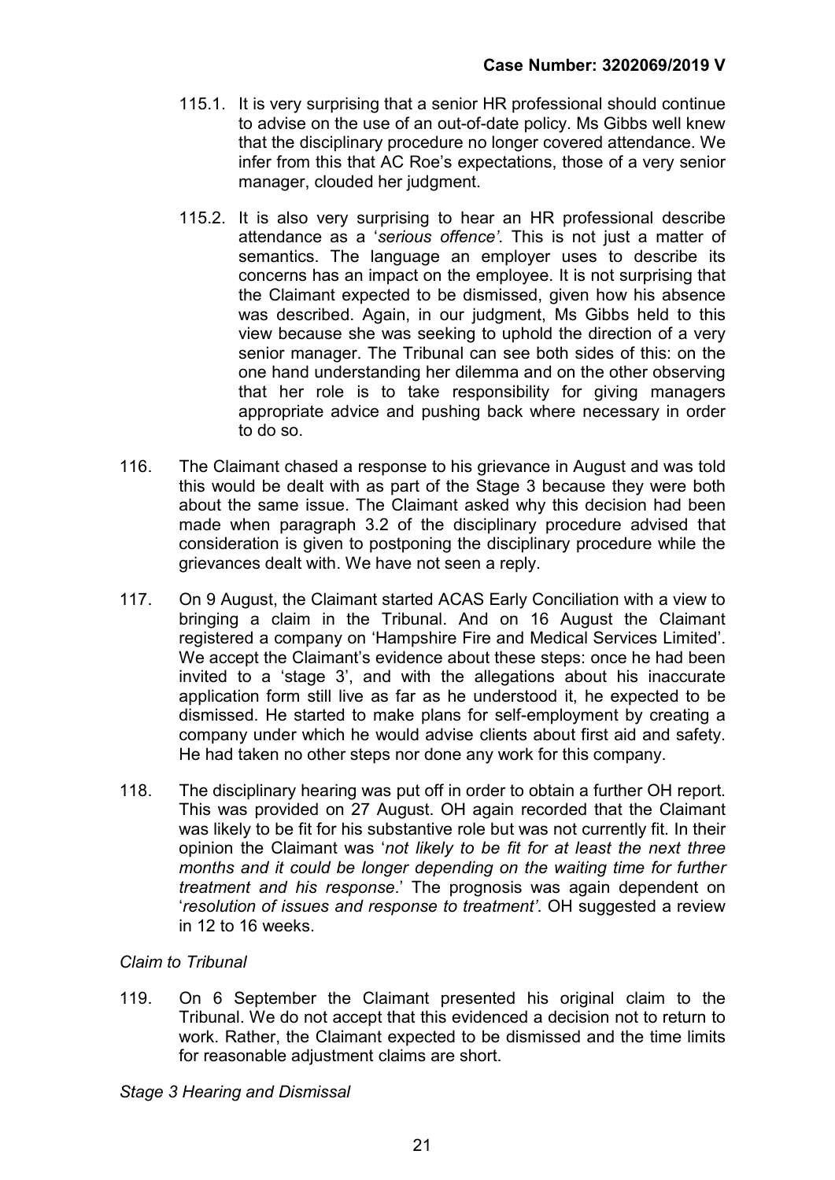115.1. It is very surprising that a senior HR professional should continue to advise on the use of an out-of-date policy. Ms Gibbs well knew that the disciplinary procedure no longer covered attendance. We infer from this that AC Roe's expectations, those of a very senior manager, clouded her judgment.

115.2. It is also very surprising to hear an HR professional describe attendance as a '*serious offence'*. This is not just a matter of semantics. The language an employer uses to describe its concerns has an impact on the employee. It is not surprising that the Claimant expected to be dismissed, given how his absence was described. Again, in our judgment, Ms Gibbs held to this view because she was seeking to uphold the direction of a very senior manager. The Tribunal can see both sides of this: on the one hand understanding her dilemma and on the other observing that her role is to take responsibility for giving managers appropriate advice and pushing back where necessary in order to do so.

116. The Claimant chased a response to his grievance in August and was told this would be dealt with as part of the Stage 3 because they were both about the same issue. The Claimant asked why this decision had been made when paragraph 3.2 of the disciplinary procedure advised that consideration is given to postponing the disciplinary procedure while the grievances dealt with. We have not seen a reply.

117. On 9 August, the Claimant started ACAS Early Conciliation with a view to bringing a claim in the Tribunal. And on 16 August the Claimant registered a company on 'Hampshire Fire and Medical Services Limited'. We accept the Claimant's evidence about these steps: once he had been invited to a 'stage 3', and with the allegations about his inaccurate application form still live as far as he understood it, he expected to be dismissed. He started to make plans for self-employment by creating a company under which he would advise clients about first aid and safety. He had taken no other steps nor done any work for this company.

118. The disciplinary hearing was put off in order to obtain a further OH report. This was provided on 27 August. OH again recorded that the Claimant was likely to be fit for his substantive role but was not currently fit. In their opinion the Claimant was '*not likely to be fit for at least the next three months and it could be longer depending on the waiting time for further treatment and his response*.' The prognosis was again dependent on '*resolution of issues and response to treatment'*. OH suggested a review in 12 to 16 weeks.

*Claim to Tribunal*

119. On 6 September the Claimant presented his original claim to the Tribunal. We do not accept that this evidenced a decision not to return to work. Rather, the Claimant expected to be dismissed and the time limits for reasonable adjustment claims are short.

*Stage 3 Hearing and Dismissal*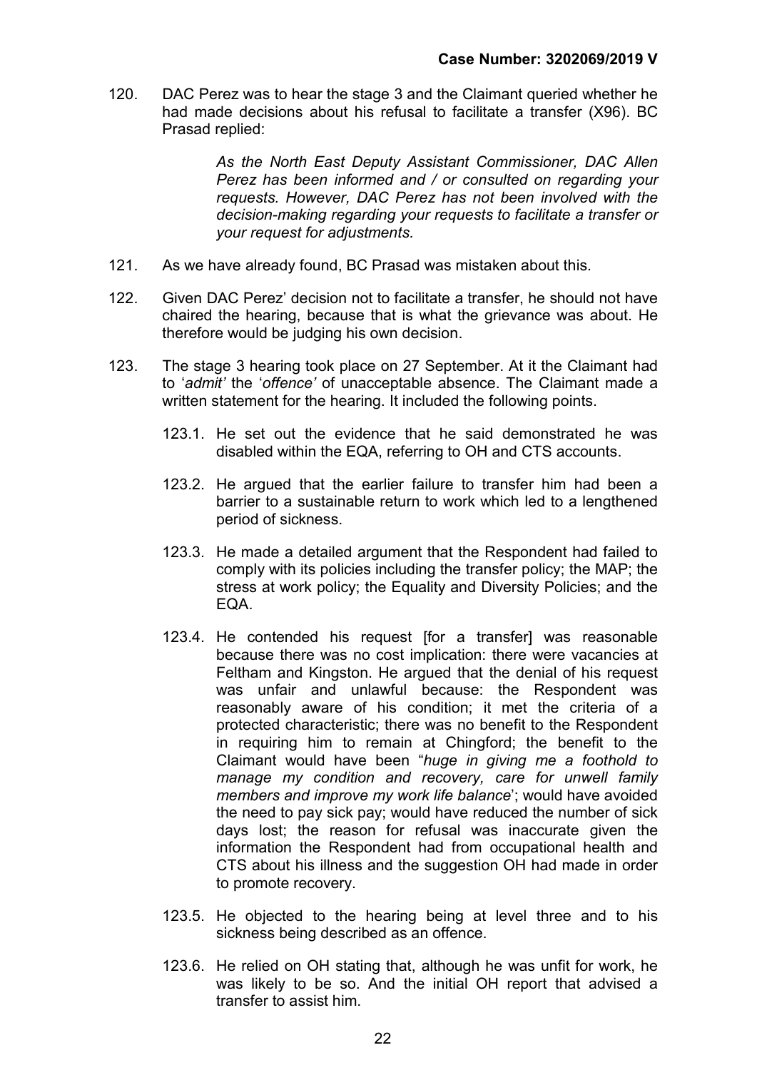120. DAC Perez was to hear the stage 3 and the Claimant queried whether he had made decisions about his refusal to facilitate a transfer (X96). BC Prasad replied:

> *As the North East Deputy Assistant Commissioner, DAC Allen Perez has been informed and / or consulted on regarding your requests. However, DAC Perez has not been involved with the decision-making regarding your requests to facilitate a transfer or your request for adjustments.*

121. As we have already found, BC Prasad was mistaken about this.

122. Given DAC Perez' decision not to facilitate a transfer, he should not have chaired the hearing, because that is what the grievance was about. He therefore would be judging his own decision.

123. The stage 3 hearing took place on 27 September. At it the Claimant had to '*admit'* the '*offence'* of unacceptable absence. The Claimant made a written statement for the hearing. It included the following points.

    123.1. He set out the evidence that he said demonstrated he was disabled within the EQA, referring to OH and CTS accounts.

    123.2. He argued that the earlier failure to transfer him had been a barrier to a sustainable return to work which led to a lengthened period of sickness.

    123.3. He made a detailed argument that the Respondent had failed to comply with its policies including the transfer policy; the MAP; the stress at work policy; the Equality and Diversity Policies; and the EQA.

    123.4. He contended his request [for a transfer] was reasonable because there was no cost implication: there were vacancies at Feltham and Kingston. He argued that the denial of his request was unfair and unlawful because: the Respondent was reasonably aware of his condition; it met the criteria of a protected characteristic; there was no benefit to the Respondent in requiring him to remain at Chingford; the benefit to the Claimant would have been "*huge in giving me a foothold to manage my condition and recovery, care for unwell family members and improve my work life balance*'; would have avoided the need to pay sick pay; would have reduced the number of sick days lost; the reason for refusal was inaccurate given the information the Respondent had from occupational health and CTS about his illness and the suggestion OH had made in order to promote recovery.

    123.5. He objected to the hearing being at level three and to his sickness being described as an offence.

    123.6. He relied on OH stating that, although he was unfit for work, he was likely to be so. And the initial OH report that advised a transfer to assist him.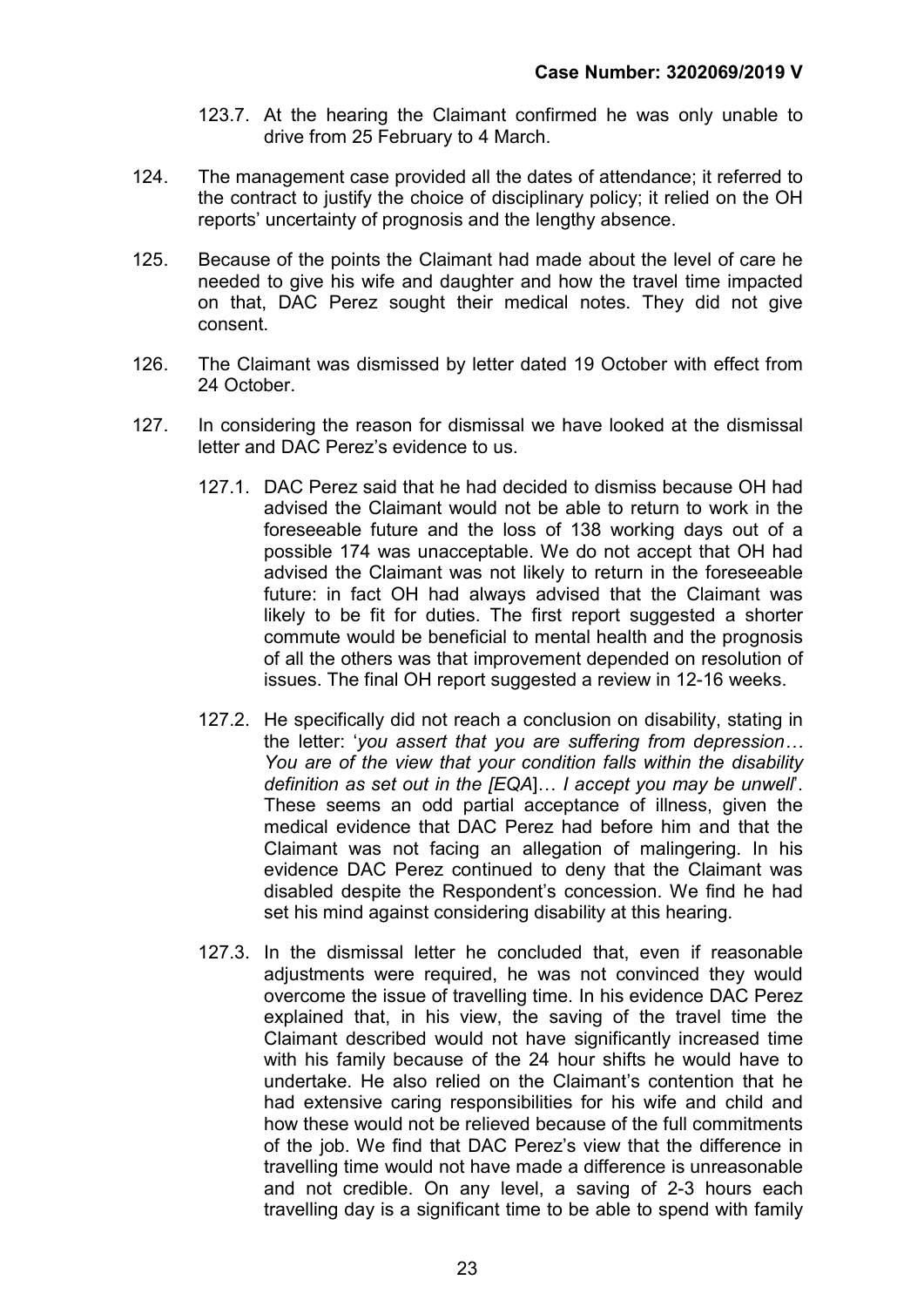123.7. At the hearing the Claimant confirmed he was only unable to drive from 25 February to 4 March.

124. The management case provided all the dates of attendance; it referred to the contract to justify the choice of disciplinary policy; it relied on the OH reports' uncertainty of prognosis and the lengthy absence.

125. Because of the points the Claimant had made about the level of care he needed to give his wife and daughter and how the travel time impacted on that, DAC Perez sought their medical notes. They did not give consent.

126. The Claimant was dismissed by letter dated 19 October with effect from 24 October.

127. In considering the reason for dismissal we have looked at the dismissal letter and DAC Perez's evidence to us.

127.1. DAC Perez said that he had decided to dismiss because OH had advised the Claimant would not be able to return to work in the foreseeable future and the loss of 138 working days out of a possible 174 was unacceptable. We do not accept that OH had advised the Claimant was not likely to return in the foreseeable future: in fact OH had always advised that the Claimant was likely to be fit for duties. The first report suggested a shorter commute would be beneficial to mental health and the prognosis of all the others was that improvement depended on resolution of issues. The final OH report suggested a review in 12-16 weeks.

127.2. He specifically did not reach a conclusion on disability, stating in the letter: '*you assert that you are suffering from depression… You are of the view that your condition falls within the disability definition as set out in the [EQA*]*… I accept you may be unwell*'. These seems an odd partial acceptance of illness, given the medical evidence that DAC Perez had before him and that the Claimant was not facing an allegation of malingering. In his evidence DAC Perez continued to deny that the Claimant was disabled despite the Respondent's concession. We find he had set his mind against considering disability at this hearing.

127.3. In the dismissal letter he concluded that, even if reasonable adjustments were required, he was not convinced they would overcome the issue of travelling time. In his evidence DAC Perez explained that, in his view, the saving of the travel time the Claimant described would not have significantly increased time with his family because of the 24 hour shifts he would have to undertake. He also relied on the Claimant's contention that he had extensive caring responsibilities for his wife and child and how these would not be relieved because of the full commitments of the job. We find that DAC Perez's view that the difference in travelling time would not have made a difference is unreasonable and not credible. On any level, a saving of 2-3 hours each travelling day is a significant time to be able to spend with family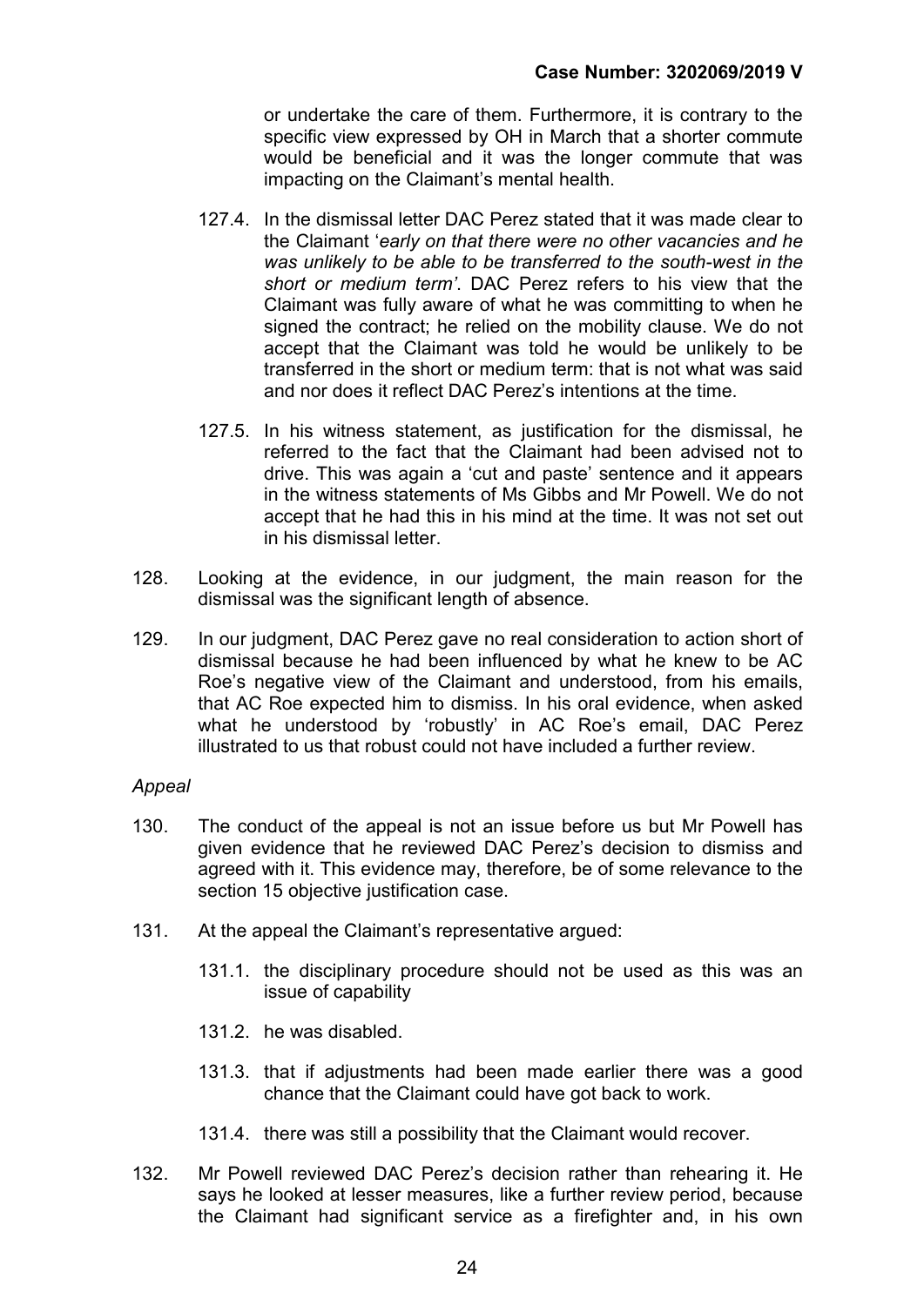or undertake the care of them. Furthermore, it is contrary to the specific view expressed by OH in March that a shorter commute would be beneficial and it was the longer commute that was impacting on the Claimant's mental health.

127.4. In the dismissal letter DAC Perez stated that it was made clear to the Claimant '*early on that there were no other vacancies and he was unlikely to be able to be transferred to the south-west in the short or medium term*'. DAC Perez refers to his view that the Claimant was fully aware of what he was committing to when he signed the contract; he relied on the mobility clause. We do not accept that the Claimant was told he would be unlikely to be transferred in the short or medium term: that is not what was said and nor does it reflect DAC Perez's intentions at the time.

127.5. In his witness statement, as justification for the dismissal, he referred to the fact that the Claimant had been advised not to drive. This was again a 'cut and paste' sentence and it appears in the witness statements of Ms Gibbs and Mr Powell. We do not accept that he had this in his mind at the time. It was not set out in his dismissal letter.

128. Looking at the evidence, in our judgment, the main reason for the dismissal was the significant length of absence.

129. In our judgment, DAC Perez gave no real consideration to action short of dismissal because he had been influenced by what he knew to be AC Roe's negative view of the Claimant and understood, from his emails, that AC Roe expected him to dismiss. In his oral evidence, when asked what he understood by 'robustly' in AC Roe's email, DAC Perez illustrated to us that robust could not have included a further review.

*Appeal*

130. The conduct of the appeal is not an issue before us but Mr Powell has given evidence that he reviewed DAC Perez's decision to dismiss and agreed with it. This evidence may, therefore, be of some relevance to the section 15 objective justification case.

131. At the appeal the Claimant's representative argued:

131.1. the disciplinary procedure should not be used as this was an issue of capability

131.2. he was disabled.

131.3. that if adjustments had been made earlier there was a good chance that the Claimant could have got back to work.

131.4. there was still a possibility that the Claimant would recover.

132. Mr Powell reviewed DAC Perez's decision rather than rehearing it. He says he looked at lesser measures, like a further review period, because the Claimant had significant service as a firefighter and, in his own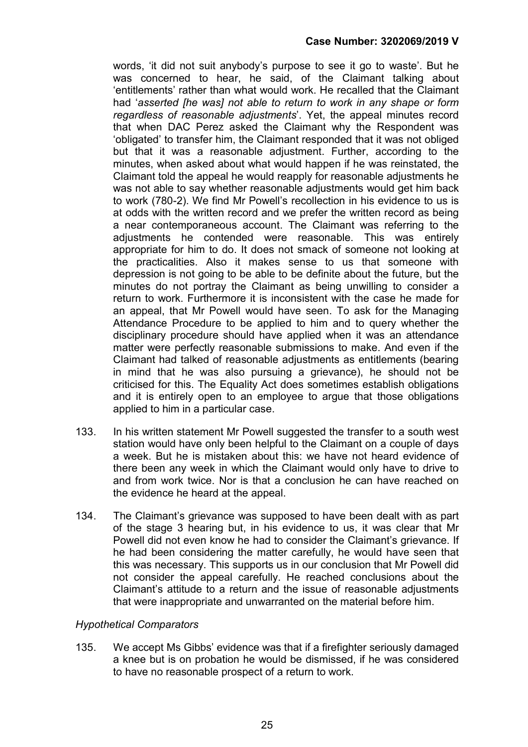words, 'it did not suit anybody's purpose to see it go to waste'. But he was concerned to hear, he said, of the Claimant talking about 'entitlements' rather than what would work. He recalled that the Claimant had '*asserted [he was] not able to return to work in any shape or form regardless of reasonable adjustments*'. Yet, the appeal minutes record that when DAC Perez asked the Claimant why the Respondent was 'obligated' to transfer him, the Claimant responded that it was not obliged but that it was a reasonable adjustment. Further, according to the minutes, when asked about what would happen if he was reinstated, the Claimant told the appeal he would reapply for reasonable adjustments he was not able to say whether reasonable adjustments would get him back to work (780-2). We find Mr Powell's recollection in his evidence to us is at odds with the written record and we prefer the written record as being a near contemporaneous account. The Claimant was referring to the adjustments he contended were reasonable. This was entirely appropriate for him to do. It does not smack of someone not looking at the practicalities. Also it makes sense to us that someone with depression is not going to be able to be definite about the future, but the minutes do not portray the Claimant as being unwilling to consider a return to work. Furthermore it is inconsistent with the case he made for an appeal, that Mr Powell would have seen. To ask for the Managing Attendance Procedure to be applied to him and to query whether the disciplinary procedure should have applied when it was an attendance matter were perfectly reasonable submissions to make. And even if the Claimant had talked of reasonable adjustments as entitlements (bearing in mind that he was also pursuing a grievance), he should not be criticised for this. The Equality Act does sometimes establish obligations and it is entirely open to an employee to argue that those obligations applied to him in a particular case.

133. In his written statement Mr Powell suggested the transfer to a south west station would have only been helpful to the Claimant on a couple of days a week. But he is mistaken about this: we have not heard evidence of there been any week in which the Claimant would only have to drive to and from work twice. Nor is that a conclusion he can have reached on the evidence he heard at the appeal.

134. The Claimant's grievance was supposed to have been dealt with as part of the stage 3 hearing but, in his evidence to us, it was clear that Mr Powell did not even know he had to consider the Claimant's grievance. If he had been considering the matter carefully, he would have seen that this was necessary. This supports us in our conclusion that Mr Powell did not consider the appeal carefully. He reached conclusions about the Claimant's attitude to a return and the issue of reasonable adjustments that were inappropriate and unwarranted on the material before him.

*Hypothetical Comparators*

135. We accept Ms Gibbs' evidence was that if a firefighter seriously damaged a knee but is on probation he would be dismissed, if he was considered to have no reasonable prospect of a return to work.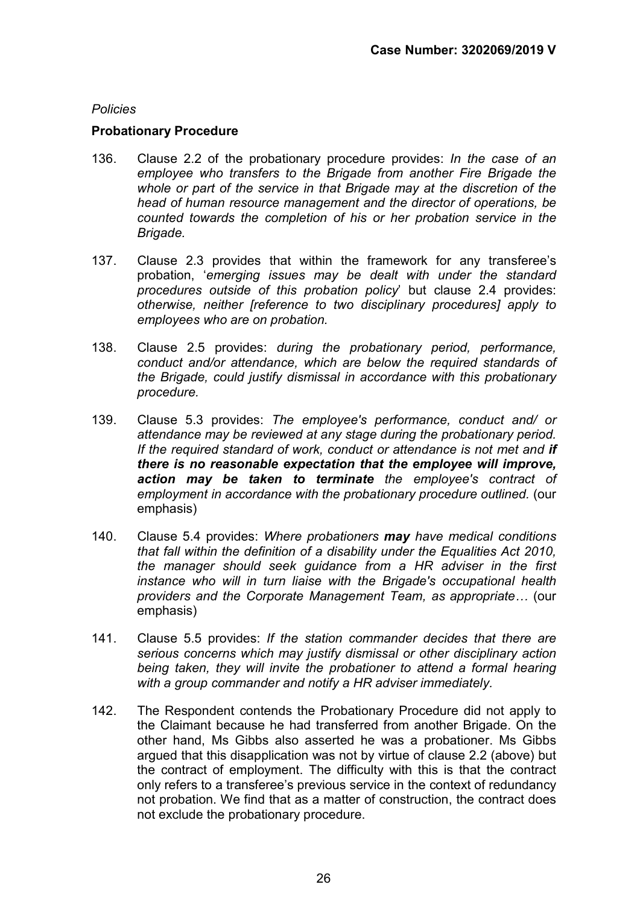*Policies*

**Probationary Procedure**

136. Clause 2.2 of the probationary procedure provides: *In the case of an employee who transfers to the Brigade from another Fire Brigade the whole or part of the service in that Brigade may at the discretion of the head of human resource management and the director of operations, be counted towards the completion of his or her probation service in the Brigade.*

137. Clause 2.3 provides that within the framework for any transferee's probation, '*emerging issues may be dealt with under the standard procedures outside of this probation policy*' but clause 2.4 provides: *otherwise, neither [reference to two disciplinary procedures] apply to employees who are on probation.*

138. Clause 2.5 provides: *during the probationary period, performance, conduct and/or attendance, which are below the required standards of the Brigade, could justify dismissal in accordance with this probationary procedure.*

139. Clause 5.3 provides: *The employee's performance, conduct and/ or attendance may be reviewed at any stage during the probationary period. If the required standard of work, conduct or attendance is not met and* ***if there is no reasonable expectation that the employee will improve, action may be taken to terminate*** *the employee's contract of employment in accordance with the probationary procedure outlined.* (our emphasis)

140. Clause 5.4 provides: *Where probationers* ***may*** *have medical conditions that fall within the definition of a disability under the Equalities Act 2010, the manager should seek guidance from a HR adviser in the first instance who will in turn liaise with the Brigade's occupational health providers and the Corporate Management Team, as appropriate…* (our emphasis)

141. Clause 5.5 provides: *If the station commander decides that there are serious concerns which may justify dismissal or other disciplinary action being taken, they will invite the probationer to attend a formal hearing with a group commander and notify a HR adviser immediately.*

142. The Respondent contends the Probationary Procedure did not apply to the Claimant because he had transferred from another Brigade. On the other hand, Ms Gibbs also asserted he was a probationer. Ms Gibbs argued that this disapplication was not by virtue of clause 2.2 (above) but the contract of employment. The difficulty with this is that the contract only refers to a transferee's previous service in the context of redundancy not probation. We find that as a matter of construction, the contract does not exclude the probationary procedure.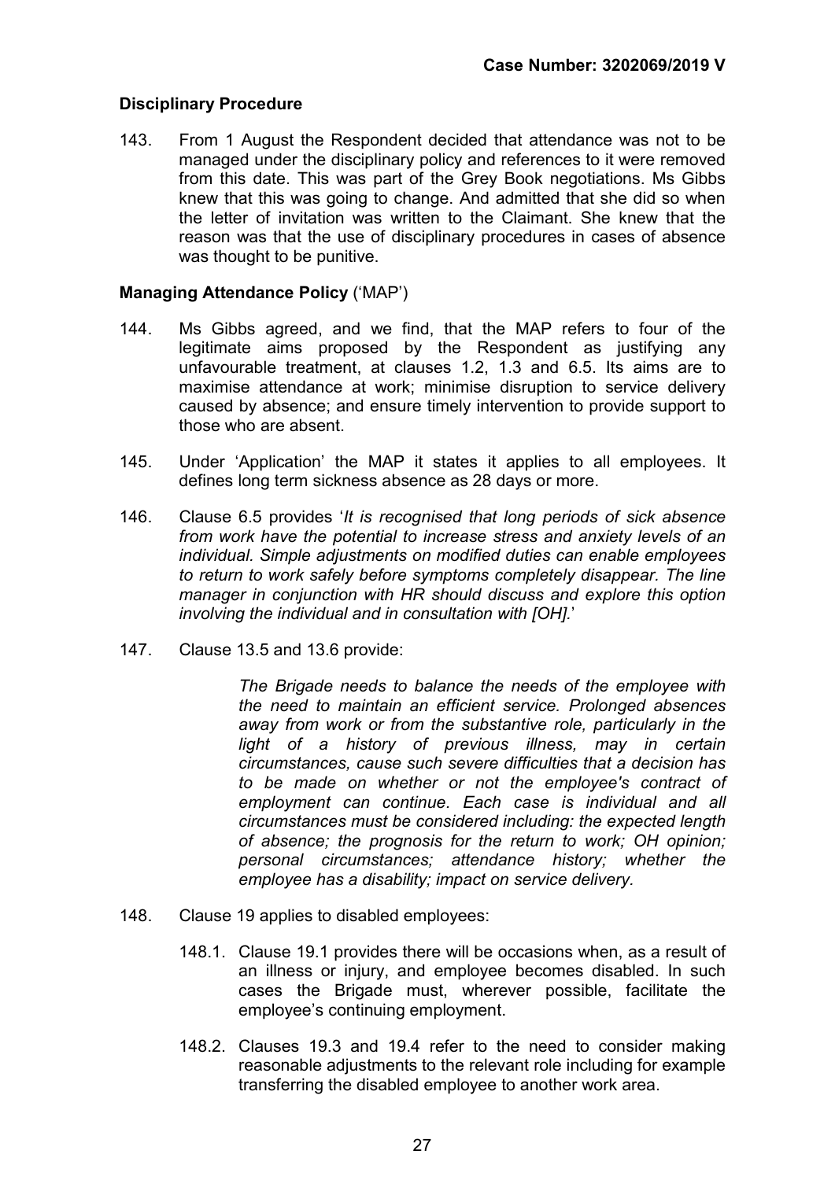### Disciplinary Procedure

143. From 1 August the Respondent decided that attendance was not to be managed under the disciplinary policy and references to it were removed from this date. This was part of the Grey Book negotiations. Ms Gibbs knew that this was going to change. And admitted that she did so when the letter of invitation was written to the Claimant. She knew that the reason was that the use of disciplinary procedures in cases of absence was thought to be punitive.

### Managing Attendance Policy ('MAP')

144. Ms Gibbs agreed, and we find, that the MAP refers to four of the legitimate aims proposed by the Respondent as justifying any unfavourable treatment, at clauses 1.2, 1.3 and 6.5. Its aims are to maximise attendance at work; minimise disruption to service delivery caused by absence; and ensure timely intervention to provide support to those who are absent.

145. Under 'Application' the MAP it states it applies to all employees. It defines long term sickness absence as 28 days or more.

146. Clause 6.5 provides '*It is recognised that long periods of sick absence from work have the potential to increase stress and anxiety levels of an individual. Simple adjustments on modified duties can enable employees to return to work safely before symptoms completely disappear. The line manager in conjunction with HR should discuss and explore this option involving the individual and in consultation with [OH].*'

147. Clause 13.5 and 13.6 provide:

> *The Brigade needs to balance the needs of the employee with the need to maintain an efficient service. Prolonged absences away from work or from the substantive role, particularly in the light of a history of previous illness, may in certain circumstances, cause such severe difficulties that a decision has to be made on whether or not the employee's contract of employment can continue. Each case is individual and all circumstances must be considered including: the expected length of absence; the prognosis for the return to work; OH opinion; personal circumstances; attendance history; whether the employee has a disability; impact on service delivery.*

148. Clause 19 applies to disabled employees:

    148.1. Clause 19.1 provides there will be occasions when, as a result of an illness or injury, and employee becomes disabled. In such cases the Brigade must, wherever possible, facilitate the employee's continuing employment.

    148.2. Clauses 19.3 and 19.4 refer to the need to consider making reasonable adjustments to the relevant role including for example transferring the disabled employee to another work area.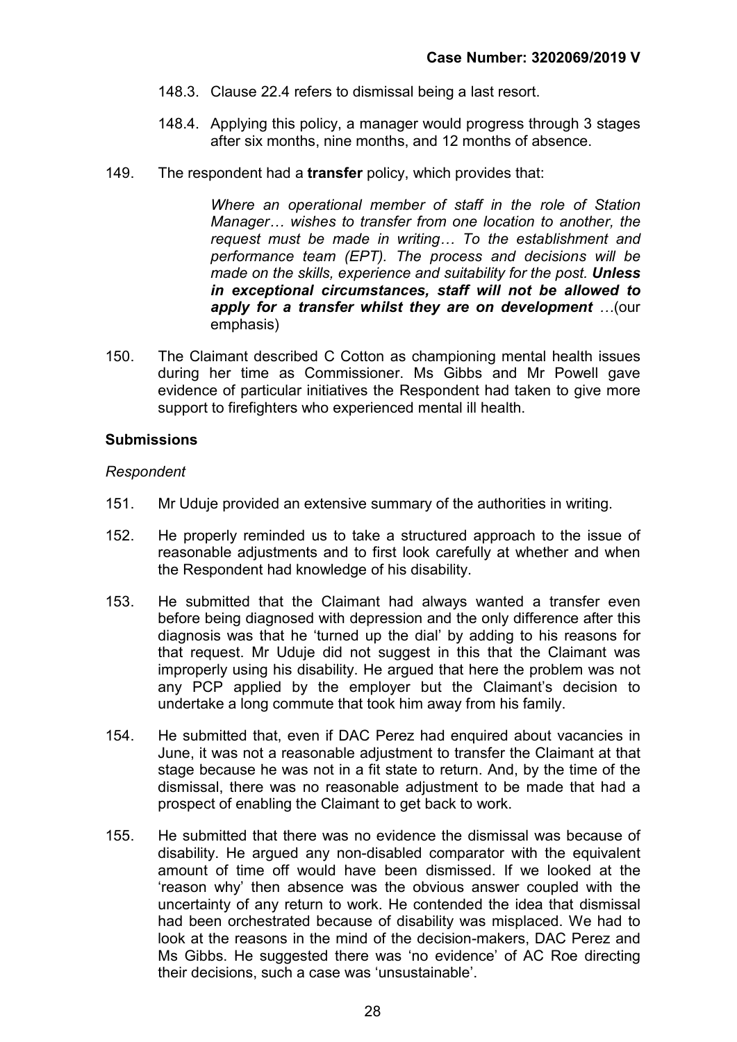148.3. Clause 22.4 refers to dismissal being a last resort.

148.4. Applying this policy, a manager would progress through 3 stages after six months, nine months, and 12 months of absence.

149. The respondent had a **transfer** policy, which provides that:

> *Where an operational member of staff in the role of Station Manager… wishes to transfer from one location to another, the request must be made in writing… To the establishment and performance team (EPT). The process and decisions will be made on the skills, experience and suitability for the post.* ***Unless in exceptional circumstances, staff will not be allowed to apply for a transfer whilst they are on development*** *…*(our emphasis)

150. The Claimant described C Cotton as championing mental health issues during her time as Commissioner. Ms Gibbs and Mr Powell gave evidence of particular initiatives the Respondent had taken to give more support to firefighters who experienced mental ill health.

## Submissions

*Respondent*

151. Mr Uduje provided an extensive summary of the authorities in writing.

152. He properly reminded us to take a structured approach to the issue of reasonable adjustments and to first look carefully at whether and when the Respondent had knowledge of his disability.

153. He submitted that the Claimant had always wanted a transfer even before being diagnosed with depression and the only difference after this diagnosis was that he 'turned up the dial' by adding to his reasons for that request. Mr Uduje did not suggest in this that the Claimant was improperly using his disability. He argued that here the problem was not any PCP applied by the employer but the Claimant's decision to undertake a long commute that took him away from his family.

154. He submitted that, even if DAC Perez had enquired about vacancies in June, it was not a reasonable adjustment to transfer the Claimant at that stage because he was not in a fit state to return. And, by the time of the dismissal, there was no reasonable adjustment to be made that had a prospect of enabling the Claimant to get back to work.

155. He submitted that there was no evidence the dismissal was because of disability. He argued any non-disabled comparator with the equivalent amount of time off would have been dismissed. If we looked at the 'reason why' then absence was the obvious answer coupled with the uncertainty of any return to work. He contended the idea that dismissal had been orchestrated because of disability was misplaced. We had to look at the reasons in the mind of the decision-makers, DAC Perez and Ms Gibbs. He suggested there was 'no evidence' of AC Roe directing their decisions, such a case was 'unsustainable'.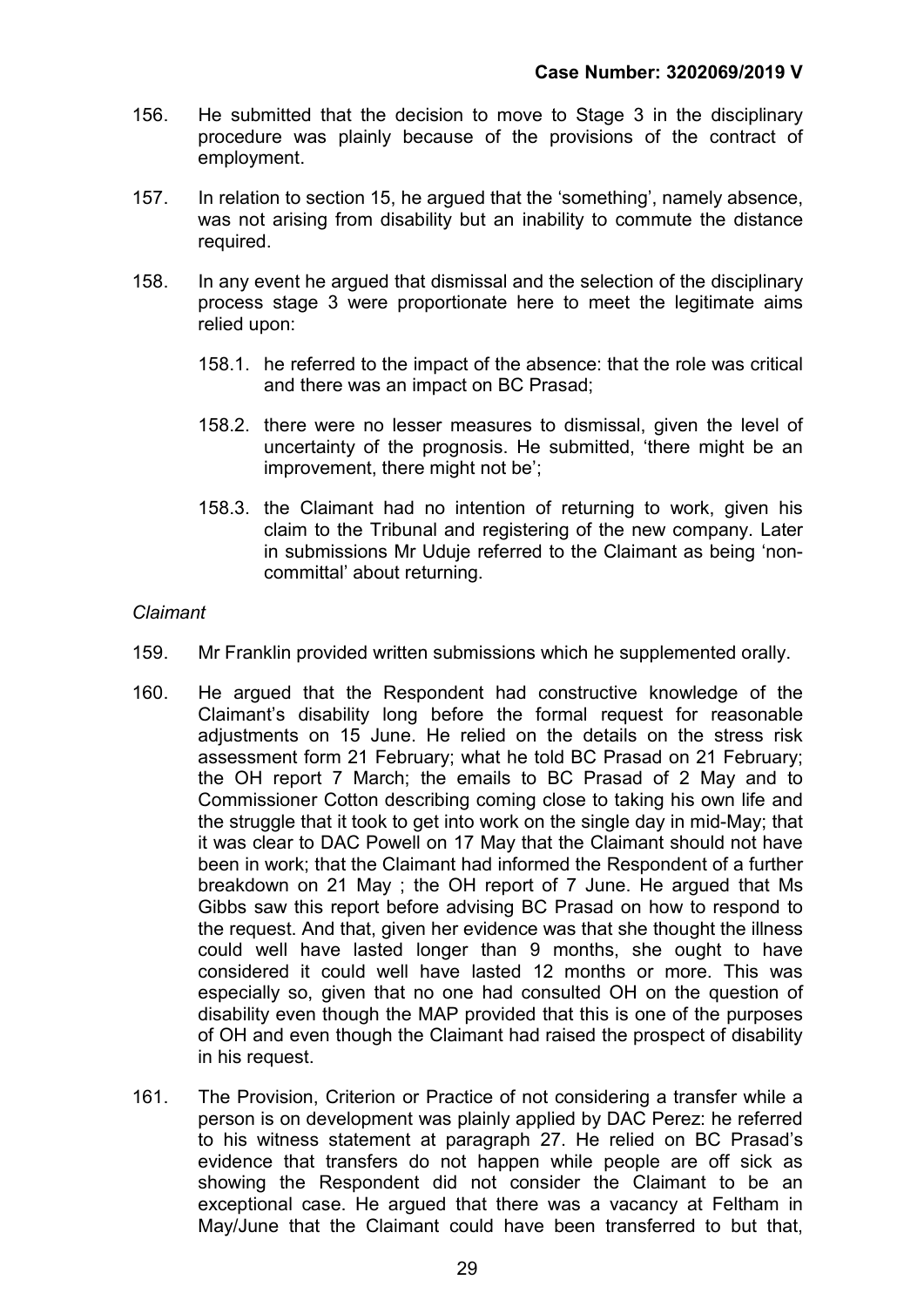156. He submitted that the decision to move to Stage 3 in the disciplinary procedure was plainly because of the provisions of the contract of employment.

157. In relation to section 15, he argued that the 'something', namely absence, was not arising from disability but an inability to commute the distance required.

158. In any event he argued that dismissal and the selection of the disciplinary process stage 3 were proportionate here to meet the legitimate aims relied upon:

    158.1. he referred to the impact of the absence: that the role was critical and there was an impact on BC Prasad;

    158.2. there were no lesser measures to dismissal, given the level of uncertainty of the prognosis. He submitted, 'there might be an improvement, there might not be';

    158.3. the Claimant had no intention of returning to work, given his claim to the Tribunal and registering of the new company. Later in submissions Mr Uduje referred to the Claimant as being 'non-committal' about returning.

*Claimant*

159. Mr Franklin provided written submissions which he supplemented orally.

160. He argued that the Respondent had constructive knowledge of the Claimant's disability long before the formal request for reasonable adjustments on 15 June. He relied on the details on the stress risk assessment form 21 February; what he told BC Prasad on 21 February; the OH report 7 March; the emails to BC Prasad of 2 May and to Commissioner Cotton describing coming close to taking his own life and the struggle that it took to get into work on the single day in mid-May; that it was clear to DAC Powell on 17 May that the Claimant should not have been in work; that the Claimant had informed the Respondent of a further breakdown on 21 May ; the OH report of 7 June. He argued that Ms Gibbs saw this report before advising BC Prasad on how to respond to the request. And that, given her evidence was that she thought the illness could well have lasted longer than 9 months, she ought to have considered it could well have lasted 12 months or more. This was especially so, given that no one had consulted OH on the question of disability even though the MAP provided that this is one of the purposes of OH and even though the Claimant had raised the prospect of disability in his request.

161. The Provision, Criterion or Practice of not considering a transfer while a person is on development was plainly applied by DAC Perez: he referred to his witness statement at paragraph 27. He relied on BC Prasad's evidence that transfers do not happen while people are off sick as showing the Respondent did not consider the Claimant to be an exceptional case. He argued that there was a vacancy at Feltham in May/June that the Claimant could have been transferred to but that,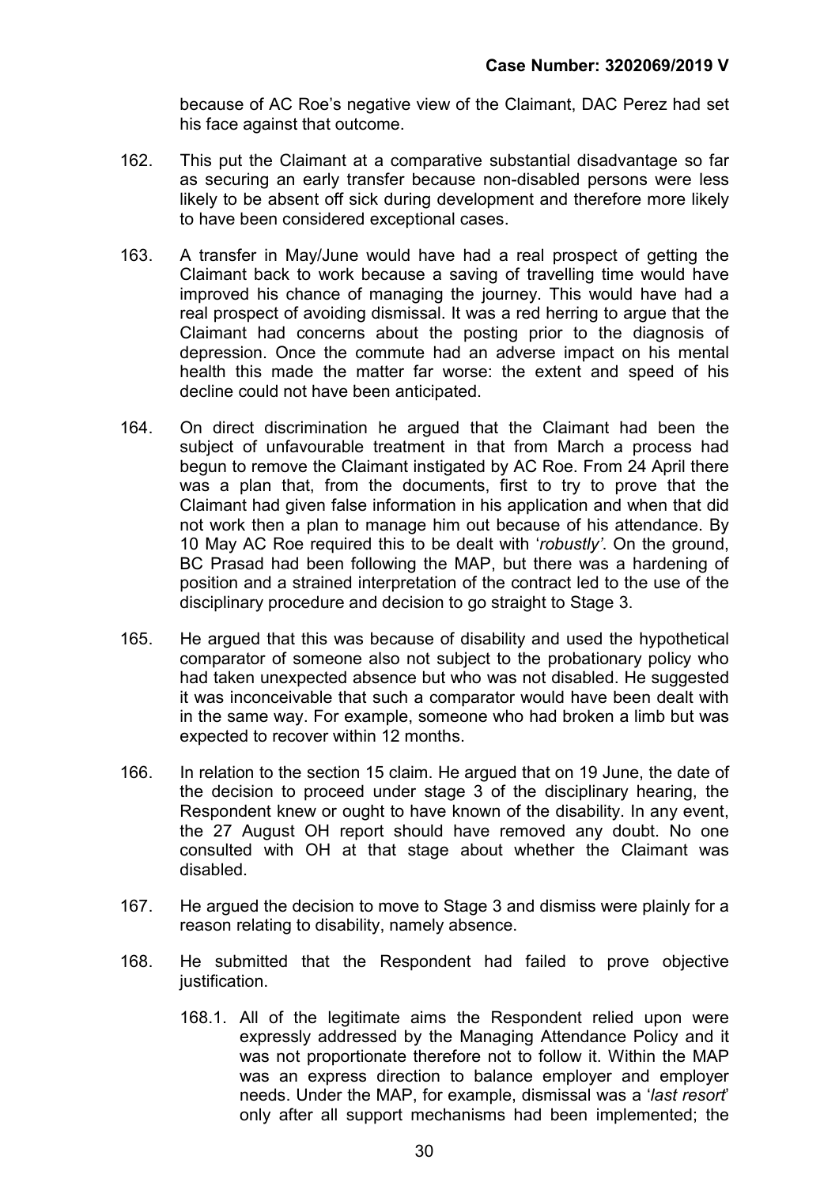because of AC Roe's negative view of the Claimant, DAC Perez had set his face against that outcome.

162. This put the Claimant at a comparative substantial disadvantage so far as securing an early transfer because non-disabled persons were less likely to be absent off sick during development and therefore more likely to have been considered exceptional cases.

163. A transfer in May/June would have had a real prospect of getting the Claimant back to work because a saving of travelling time would have improved his chance of managing the journey. This would have had a real prospect of avoiding dismissal. It was a red herring to argue that the Claimant had concerns about the posting prior to the diagnosis of depression. Once the commute had an adverse impact on his mental health this made the matter far worse: the extent and speed of his decline could not have been anticipated.

164. On direct discrimination he argued that the Claimant had been the subject of unfavourable treatment in that from March a process had begun to remove the Claimant instigated by AC Roe. From 24 April there was a plan that, from the documents, first to try to prove that the Claimant had given false information in his application and when that did not work then a plan to manage him out because of his attendance. By 10 May AC Roe required this to be dealt with '*robustly*'. On the ground, BC Prasad had been following the MAP, but there was a hardening of position and a strained interpretation of the contract led to the use of the disciplinary procedure and decision to go straight to Stage 3.

165. He argued that this was because of disability and used the hypothetical comparator of someone also not subject to the probationary policy who had taken unexpected absence but who was not disabled. He suggested it was inconceivable that such a comparator would have been dealt with in the same way. For example, someone who had broken a limb but was expected to recover within 12 months.

166. In relation to the section 15 claim. He argued that on 19 June, the date of the decision to proceed under stage 3 of the disciplinary hearing, the Respondent knew or ought to have known of the disability. In any event, the 27 August OH report should have removed any doubt. No one consulted with OH at that stage about whether the Claimant was disabled.

167. He argued the decision to move to Stage 3 and dismiss were plainly for a reason relating to disability, namely absence.

168. He submitted that the Respondent had failed to prove objective justification.

    168.1. All of the legitimate aims the Respondent relied upon were expressly addressed by the Managing Attendance Policy and it was not proportionate therefore not to follow it. Within the MAP was an express direction to balance employer and employer needs. Under the MAP, for example, dismissal was a '*last resort*' only after all support mechanisms had been implemented; the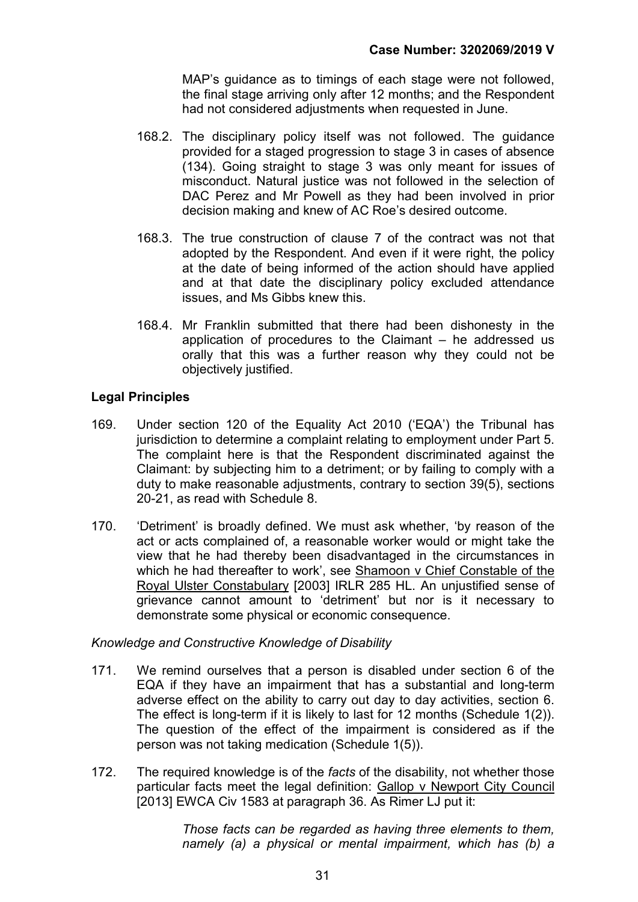MAP's guidance as to timings of each stage were not followed, the final stage arriving only after 12 months; and the Respondent had not considered adjustments when requested in June.

168.2. The disciplinary policy itself was not followed. The guidance provided for a staged progression to stage 3 in cases of absence (134). Going straight to stage 3 was only meant for issues of misconduct. Natural justice was not followed in the selection of DAC Perez and Mr Powell as they had been involved in prior decision making and knew of AC Roe's desired outcome.

168.3. The true construction of clause 7 of the contract was not that adopted by the Respondent. And even if it were right, the policy at the date of being informed of the action should have applied and at that date the disciplinary policy excluded attendance issues, and Ms Gibbs knew this.

168.4. Mr Franklin submitted that there had been dishonesty in the application of procedures to the Claimant – he addressed us orally that this was a further reason why they could not be objectively justified.

### Legal Principles

169. Under section 120 of the Equality Act 2010 ('EQA') the Tribunal has jurisdiction to determine a complaint relating to employment under Part 5. The complaint here is that the Respondent discriminated against the Claimant: by subjecting him to a detriment; or by failing to comply with a duty to make reasonable adjustments, contrary to section 39(5), sections 20-21, as read with Schedule 8.

170. 'Detriment' is broadly defined. We must ask whether, 'by reason of the act or acts complained of, a reasonable worker would or might take the view that he had thereby been disadvantaged in the circumstances in which he had thereafter to work', see Shamoon v Chief Constable of the Royal Ulster Constabulary [2003] IRLR 285 HL. An unjustified sense of grievance cannot amount to 'detriment' but nor is it necessary to demonstrate some physical or economic consequence.

*Knowledge and Constructive Knowledge of Disability*

171. We remind ourselves that a person is disabled under section 6 of the EQA if they have an impairment that has a substantial and long-term adverse effect on the ability to carry out day to day activities, section 6. The effect is long-term if it is likely to last for 12 months (Schedule 1(2)). The question of the effect of the impairment is considered as if the person was not taking medication (Schedule 1(5)).

172. The required knowledge is of the *facts* of the disability, not whether those particular facts meet the legal definition: Gallop v Newport City Council [2013] EWCA Civ 1583 at paragraph 36. As Rimer LJ put it:

> *Those facts can be regarded as having three elements to them, namely (a) a physical or mental impairment, which has (b) a*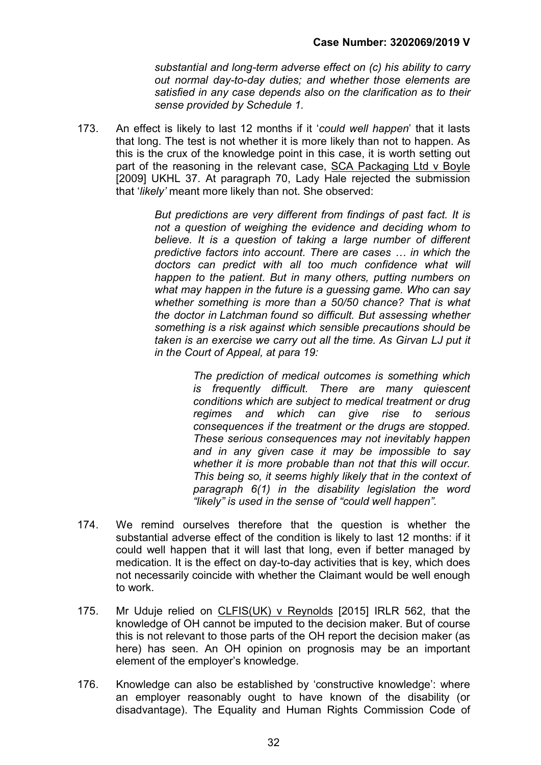*substantial and long-term adverse effect on (c) his ability to carry out normal day-to-day duties; and whether those elements are satisfied in any case depends also on the clarification as to their sense provided by Schedule 1.*

173. An effect is likely to last 12 months if it '*could well happen*' that it lasts that long. The test is not whether it is more likely than not to happen. As this is the crux of the knowledge point in this case, it is worth setting out part of the reasoning in the relevant case, SCA Packaging Ltd v Boyle [2009] UKHL 37. At paragraph 70, Lady Hale rejected the submission that '*likely'* meant more likely than not. She observed:

> *But predictions are very different from findings of past fact. It is not a question of weighing the evidence and deciding whom to believe. It is a question of taking a large number of different predictive factors into account. There are cases … in which the doctors can predict with all too much confidence what will happen to the patient. But in many others, putting numbers on what may happen in the future is a guessing game. Who can say whether something is more than a 50/50 chance? That is what the doctor in Latchman found so difficult. But assessing whether something is a risk against which sensible precautions should be taken is an exercise we carry out all the time. As Girvan LJ put it in the Court of Appeal, at para 19:*
>
> > *The prediction of medical outcomes is something which is frequently difficult. There are many quiescent conditions which are subject to medical treatment or drug regimes and which can give rise to serious consequences if the treatment or the drugs are stopped. These serious consequences may not inevitably happen and in any given case it may be impossible to say whether it is more probable than not that this will occur. This being so, it seems highly likely that in the context of paragraph 6(1) in the disability legislation the word "likely" is used in the sense of "could well happen".*

174. We remind ourselves therefore that the question is whether the substantial adverse effect of the condition is likely to last 12 months: if it could well happen that it will last that long, even if better managed by medication. It is the effect on day-to-day activities that is key, which does not necessarily coincide with whether the Claimant would be well enough to work.

175. Mr Uduje relied on CLFIS(UK) v Reynolds [2015] IRLR 562, that the knowledge of OH cannot be imputed to the decision maker. But of course this is not relevant to those parts of the OH report the decision maker (as here) has seen. An OH opinion on prognosis may be an important element of the employer's knowledge.

176. Knowledge can also be established by 'constructive knowledge': where an employer reasonably ought to have known of the disability (or disadvantage). The Equality and Human Rights Commission Code of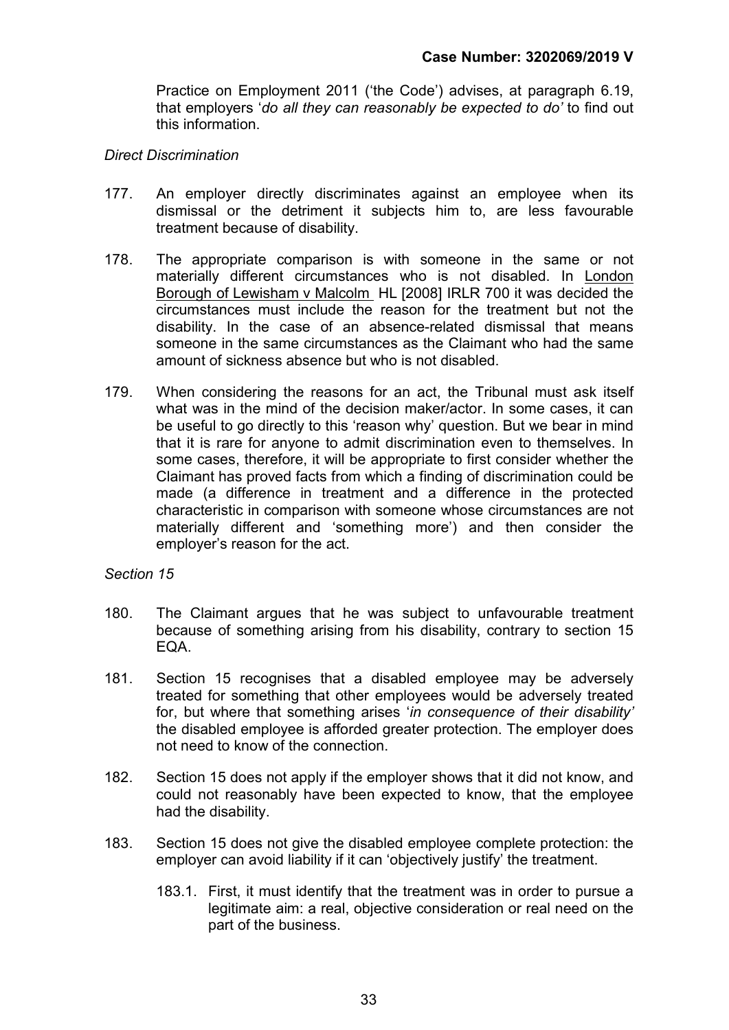Practice on Employment 2011 ('the Code') advises, at paragraph 6.19, that employers '*do all they can reasonably be expected to do*' to find out this information.

*Direct Discrimination*

177. An employer directly discriminates against an employee when its dismissal or the detriment it subjects him to, are less favourable treatment because of disability.

178. The appropriate comparison is with someone in the same or not materially different circumstances who is not disabled. In London Borough of Lewisham v Malcolm HL [2008] IRLR 700 it was decided the circumstances must include the reason for the treatment but not the disability. In the case of an absence-related dismissal that means someone in the same circumstances as the Claimant who had the same amount of sickness absence but who is not disabled.

179. When considering the reasons for an act, the Tribunal must ask itself what was in the mind of the decision maker/actor. In some cases, it can be useful to go directly to this 'reason why' question. But we bear in mind that it is rare for anyone to admit discrimination even to themselves. In some cases, therefore, it will be appropriate to first consider whether the Claimant has proved facts from which a finding of discrimination could be made (a difference in treatment and a difference in the protected characteristic in comparison with someone whose circumstances are not materially different and 'something more') and then consider the employer's reason for the act.

*Section 15*

180. The Claimant argues that he was subject to unfavourable treatment because of something arising from his disability, contrary to section 15 EQA.

181. Section 15 recognises that a disabled employee may be adversely treated for something that other employees would be adversely treated for, but where that something arises '*in consequence of their disability'* the disabled employee is afforded greater protection. The employer does not need to know of the connection.

182. Section 15 does not apply if the employer shows that it did not know, and could not reasonably have been expected to know, that the employee had the disability.

183. Section 15 does not give the disabled employee complete protection: the employer can avoid liability if it can 'objectively justify' the treatment.

    183.1. First, it must identify that the treatment was in order to pursue a legitimate aim: a real, objective consideration or real need on the part of the business.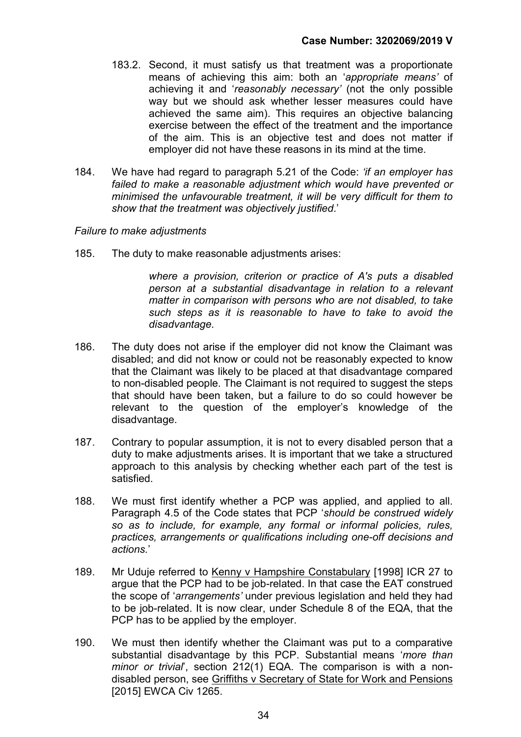183.2. Second, it must satisfy us that treatment was a proportionate means of achieving this aim: both an '*appropriate means'* of achieving it and '*reasonably necessary'* (not the only possible way but we should ask whether lesser measures could have achieved the same aim). This requires an objective balancing exercise between the effect of the treatment and the importance of the aim. This is an objective test and does not matter if employer did not have these reasons in its mind at the time.

184. We have had regard to paragraph 5.21 of the Code: *'if an employer has failed to make a reasonable adjustment which would have prevented or minimised the unfavourable treatment, it will be very difficult for them to show that the treatment was objectively justified*.'

*Failure to make adjustments*

185. The duty to make reasonable adjustments arises:

> *where a provision, criterion or practice of A's puts a disabled person at a substantial disadvantage in relation to a relevant matter in comparison with persons who are not disabled, to take such steps as it is reasonable to have to take to avoid the disadvantage.*

186. The duty does not arise if the employer did not know the Claimant was disabled; and did not know or could not be reasonably expected to know that the Claimant was likely to be placed at that disadvantage compared to non-disabled people. The Claimant is not required to suggest the steps that should have been taken, but a failure to do so could however be relevant to the question of the employer's knowledge of the disadvantage.

187. Contrary to popular assumption, it is not to every disabled person that a duty to make adjustments arises. It is important that we take a structured approach to this analysis by checking whether each part of the test is satisfied.

188. We must first identify whether a PCP was applied, and applied to all. Paragraph 4.5 of the Code states that PCP '*should be construed widely so as to include, for example, any formal or informal policies, rules, practices, arrangements or qualifications including one-off decisions and actions.*'

189. Mr Uduje referred to Kenny v Hampshire Constabulary [1998] ICR 27 to argue that the PCP had to be job-related. In that case the EAT construed the scope of '*arrangements'* under previous legislation and held they had to be job-related. It is now clear, under Schedule 8 of the EQA, that the PCP has to be applied by the employer.

190. We must then identify whether the Claimant was put to a comparative substantial disadvantage by this PCP. Substantial means '*more than minor or trivial*', section 212(1) EQA. The comparison is with a non-disabled person, see Griffiths v Secretary of State for Work and Pensions [2015] EWCA Civ 1265.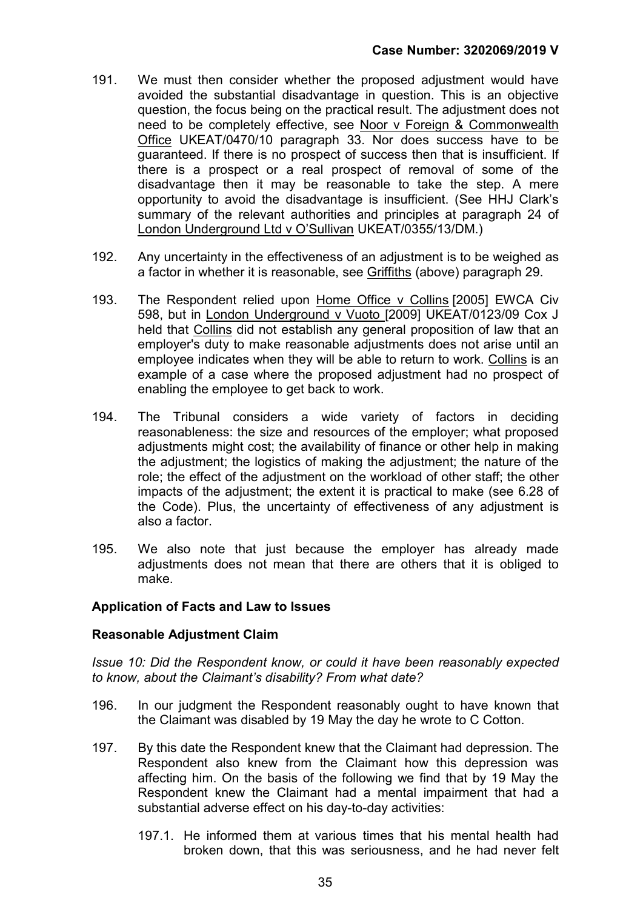191. We must then consider whether the proposed adjustment would have avoided the substantial disadvantage in question. This is an objective question, the focus being on the practical result. The adjustment does not need to be completely effective, see Noor v Foreign & Commonwealth Office UKEAT/0470/10 paragraph 33. Nor does success have to be guaranteed. If there is no prospect of success then that is insufficient. If there is a prospect or a real prospect of removal of some of the disadvantage then it may be reasonable to take the step. A mere opportunity to avoid the disadvantage is insufficient. (See HHJ Clark's summary of the relevant authorities and principles at paragraph 24 of London Underground Ltd v O'Sullivan UKEAT/0355/13/DM.)

192. Any uncertainty in the effectiveness of an adjustment is to be weighed as a factor in whether it is reasonable, see Griffiths (above) paragraph 29.

193. The Respondent relied upon Home Office v Collins [2005] EWCA Civ 598, but in London Underground v Vuoto [2009] UKEAT/0123/09 Cox J held that Collins did not establish any general proposition of law that an employer's duty to make reasonable adjustments does not arise until an employee indicates when they will be able to return to work. Collins is an example of a case where the proposed adjustment had no prospect of enabling the employee to get back to work.

194. The Tribunal considers a wide variety of factors in deciding reasonableness: the size and resources of the employer; what proposed adjustments might cost; the availability of finance or other help in making the adjustment; the logistics of making the adjustment; the nature of the role; the effect of the adjustment on the workload of other staff; the other impacts of the adjustment; the extent it is practical to make (see 6.28 of the Code). Plus, the uncertainty of effectiveness of any adjustment is also a factor.

195. We also note that just because the employer has already made adjustments does not mean that there are others that it is obliged to make.

## Application of Facts and Law to Issues

### Reasonable Adjustment Claim

*Issue 10: Did the Respondent know, or could it have been reasonably expected to know, about the Claimant's disability? From what date?*

196. In our judgment the Respondent reasonably ought to have known that the Claimant was disabled by 19 May the day he wrote to C Cotton.

197. By this date the Respondent knew that the Claimant had depression. The Respondent also knew from the Claimant how this depression was affecting him. On the basis of the following we find that by 19 May the Respondent knew the Claimant had a mental impairment that had a substantial adverse effect on his day-to-day activities:

    197.1. He informed them at various times that his mental health had broken down, that this was seriousness, and he had never felt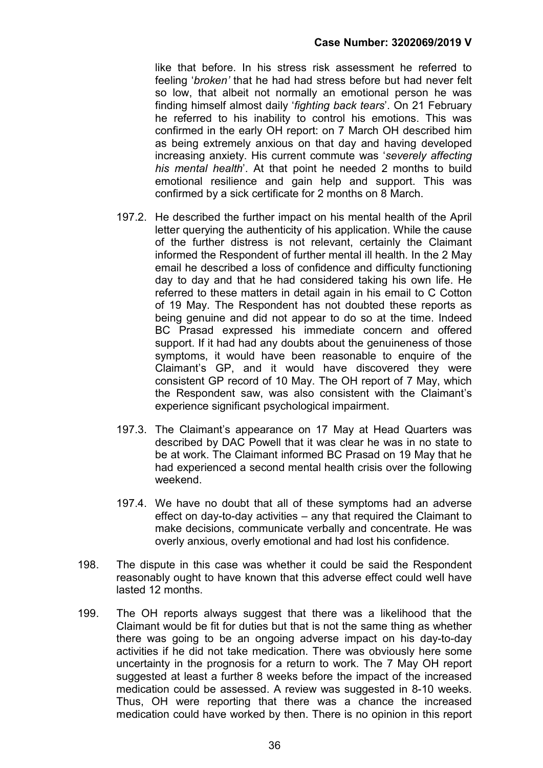like that before. In his stress risk assessment he referred to feeling '*broken'* that he had had stress before but had never felt so low, that albeit not normally an emotional person he was finding himself almost daily '*fighting back tears*'. On 21 February he referred to his inability to control his emotions. This was confirmed in the early OH report: on 7 March OH described him as being extremely anxious on that day and having developed increasing anxiety. His current commute was '*severely affecting his mental health*'. At that point he needed 2 months to build emotional resilience and gain help and support. This was confirmed by a sick certificate for 2 months on 8 March.

197.2. He described the further impact on his mental health of the April letter querying the authenticity of his application. While the cause of the further distress is not relevant, certainly the Claimant informed the Respondent of further mental ill health. In the 2 May email he described a loss of confidence and difficulty functioning day to day and that he had considered taking his own life. He referred to these matters in detail again in his email to C Cotton of 19 May. The Respondent has not doubted these reports as being genuine and did not appear to do so at the time. Indeed BC Prasad expressed his immediate concern and offered support. If it had had any doubts about the genuineness of those symptoms, it would have been reasonable to enquire of the Claimant's GP, and it would have discovered they were consistent GP record of 10 May. The OH report of 7 May, which the Respondent saw, was also consistent with the Claimant's experience significant psychological impairment.

197.3. The Claimant's appearance on 17 May at Head Quarters was described by DAC Powell that it was clear he was in no state to be at work. The Claimant informed BC Prasad on 19 May that he had experienced a second mental health crisis over the following weekend.

197.4. We have no doubt that all of these symptoms had an adverse effect on day-to-day activities – any that required the Claimant to make decisions, communicate verbally and concentrate. He was overly anxious, overly emotional and had lost his confidence.

198. The dispute in this case was whether it could be said the Respondent reasonably ought to have known that this adverse effect could well have lasted 12 months.

199. The OH reports always suggest that there was a likelihood that the Claimant would be fit for duties but that is not the same thing as whether there was going to be an ongoing adverse impact on his day-to-day activities if he did not take medication. There was obviously here some uncertainty in the prognosis for a return to work. The 7 May OH report suggested at least a further 8 weeks before the impact of the increased medication could be assessed. A review was suggested in 8-10 weeks. Thus, OH were reporting that there was a chance the increased medication could have worked by then. There is no opinion in this report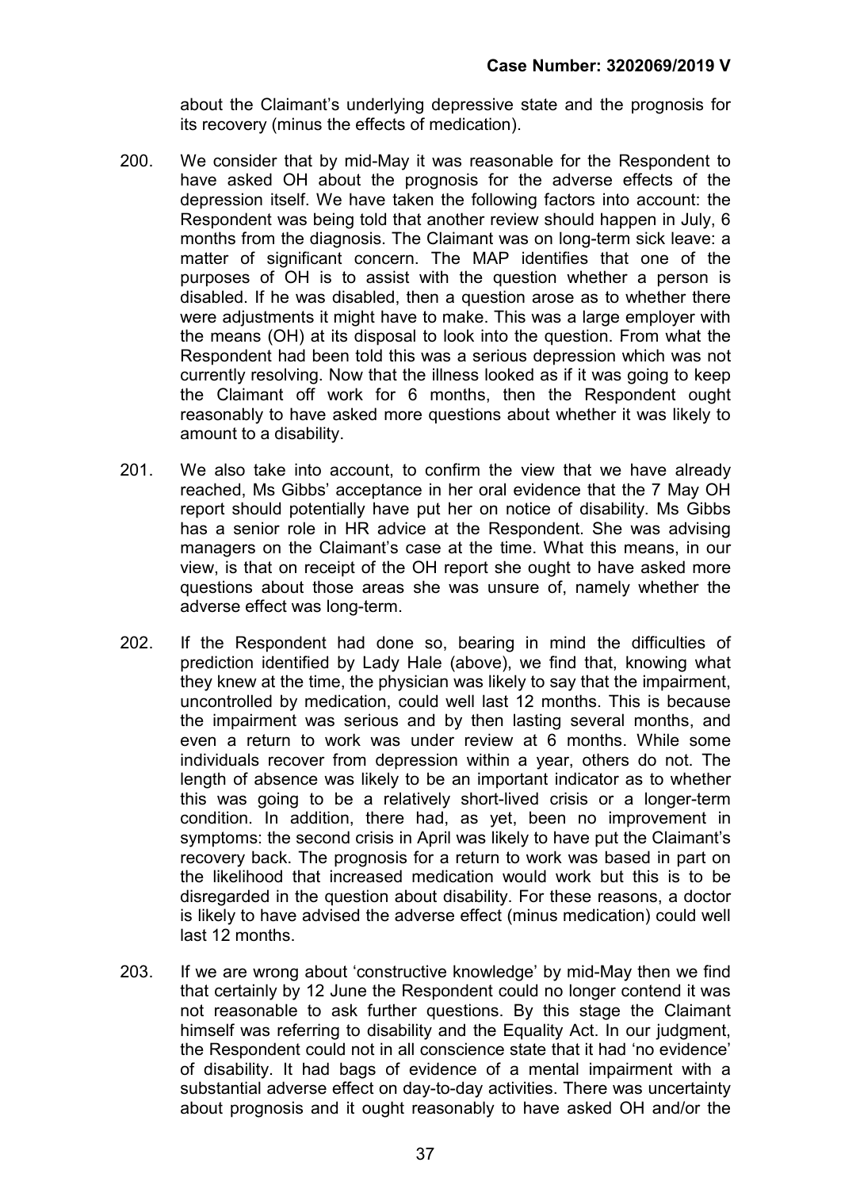about the Claimant's underlying depressive state and the prognosis for its recovery (minus the effects of medication).

200. We consider that by mid-May it was reasonable for the Respondent to have asked OH about the prognosis for the adverse effects of the depression itself. We have taken the following factors into account: the Respondent was being told that another review should happen in July, 6 months from the diagnosis. The Claimant was on long-term sick leave: a matter of significant concern. The MAP identifies that one of the purposes of OH is to assist with the question whether a person is disabled. If he was disabled, then a question arose as to whether there were adjustments it might have to make. This was a large employer with the means (OH) at its disposal to look into the question. From what the Respondent had been told this was a serious depression which was not currently resolving. Now that the illness looked as if it was going to keep the Claimant off work for 6 months, then the Respondent ought reasonably to have asked more questions about whether it was likely to amount to a disability.

201. We also take into account, to confirm the view that we have already reached, Ms Gibbs' acceptance in her oral evidence that the 7 May OH report should potentially have put her on notice of disability. Ms Gibbs has a senior role in HR advice at the Respondent. She was advising managers on the Claimant's case at the time. What this means, in our view, is that on receipt of the OH report she ought to have asked more questions about those areas she was unsure of, namely whether the adverse effect was long-term.

202. If the Respondent had done so, bearing in mind the difficulties of prediction identified by Lady Hale (above), we find that, knowing what they knew at the time, the physician was likely to say that the impairment, uncontrolled by medication, could well last 12 months. This is because the impairment was serious and by then lasting several months, and even a return to work was under review at 6 months. While some individuals recover from depression within a year, others do not. The length of absence was likely to be an important indicator as to whether this was going to be a relatively short-lived crisis or a longer-term condition. In addition, there had, as yet, been no improvement in symptoms: the second crisis in April was likely to have put the Claimant's recovery back. The prognosis for a return to work was based in part on the likelihood that increased medication would work but this is to be disregarded in the question about disability. For these reasons, a doctor is likely to have advised the adverse effect (minus medication) could well last 12 months.

203. If we are wrong about 'constructive knowledge' by mid-May then we find that certainly by 12 June the Respondent could no longer contend it was not reasonable to ask further questions. By this stage the Claimant himself was referring to disability and the Equality Act. In our judgment, the Respondent could not in all conscience state that it had 'no evidence' of disability. It had bags of evidence of a mental impairment with a substantial adverse effect on day-to-day activities. There was uncertainty about prognosis and it ought reasonably to have asked OH and/or the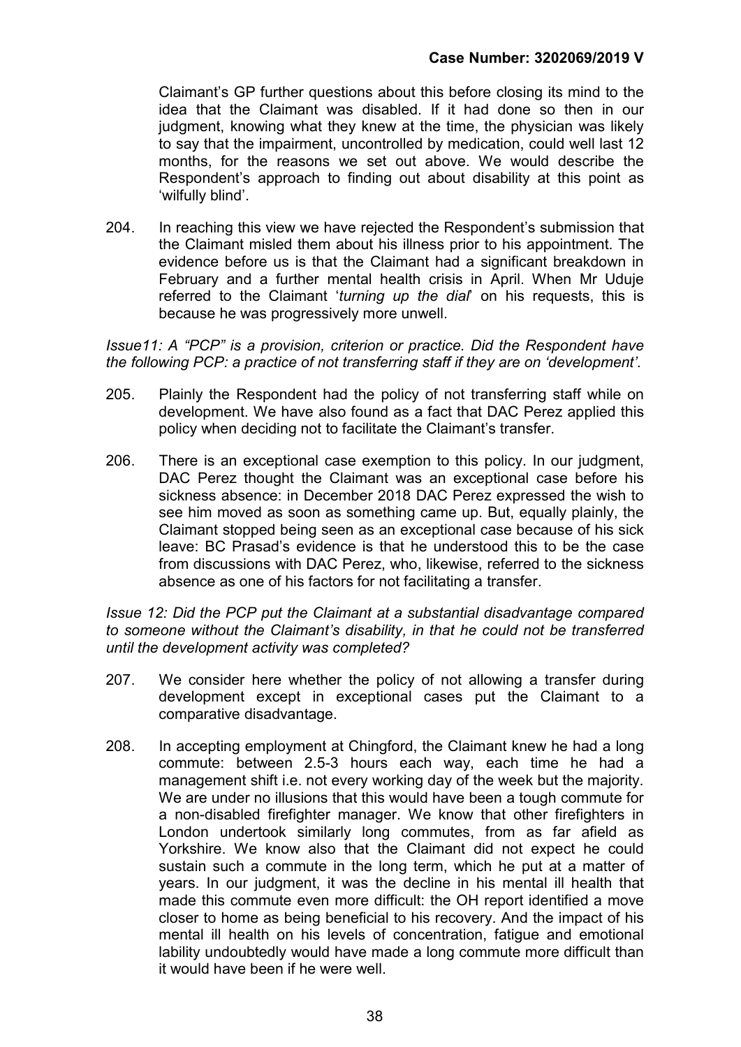Claimant's GP further questions about this before closing its mind to the idea that the Claimant was disabled. If it had done so then in our judgment, knowing what they knew at the time, the physician was likely to say that the impairment, uncontrolled by medication, could well last 12 months, for the reasons we set out above. We would describe the Respondent's approach to finding out about disability at this point as 'wilfully blind'.

204. In reaching this view we have rejected the Respondent's submission that the Claimant misled them about his illness prior to his appointment. The evidence before us is that the Claimant had a significant breakdown in February and a further mental health crisis in April. When Mr Uduje referred to the Claimant '*turning up the dial*' on his requests, this is because he was progressively more unwell.

*Issue11: A "PCP" is a provision, criterion or practice. Did the Respondent have the following PCP: a practice of not transferring staff if they are on 'development'.*

205. Plainly the Respondent had the policy of not transferring staff while on development. We have also found as a fact that DAC Perez applied this policy when deciding not to facilitate the Claimant's transfer.

206. There is an exceptional case exemption to this policy. In our judgment, DAC Perez thought the Claimant was an exceptional case before his sickness absence: in December 2018 DAC Perez expressed the wish to see him moved as soon as something came up. But, equally plainly, the Claimant stopped being seen as an exceptional case because of his sick leave: BC Prasad's evidence is that he understood this to be the case from discussions with DAC Perez, who, likewise, referred to the sickness absence as one of his factors for not facilitating a transfer.

*Issue 12: Did the PCP put the Claimant at a substantial disadvantage compared to someone without the Claimant's disability, in that he could not be transferred until the development activity was completed?*

207. We consider here whether the policy of not allowing a transfer during development except in exceptional cases put the Claimant to a comparative disadvantage.

208. In accepting employment at Chingford, the Claimant knew he had a long commute: between 2.5-3 hours each way, each time he had a management shift i.e. not every working day of the week but the majority. We are under no illusions that this would have been a tough commute for a non-disabled firefighter manager. We know that other firefighters in London undertook similarly long commutes, from as far afield as Yorkshire. We know also that the Claimant did not expect he could sustain such a commute in the long term, which he put at a matter of years. In our judgment, it was the decline in his mental ill health that made this commute even more difficult: the OH report identified a move closer to home as being beneficial to his recovery. And the impact of his mental ill health on his levels of concentration, fatigue and emotional lability undoubtedly would have made a long commute more difficult than it would have been if he were well.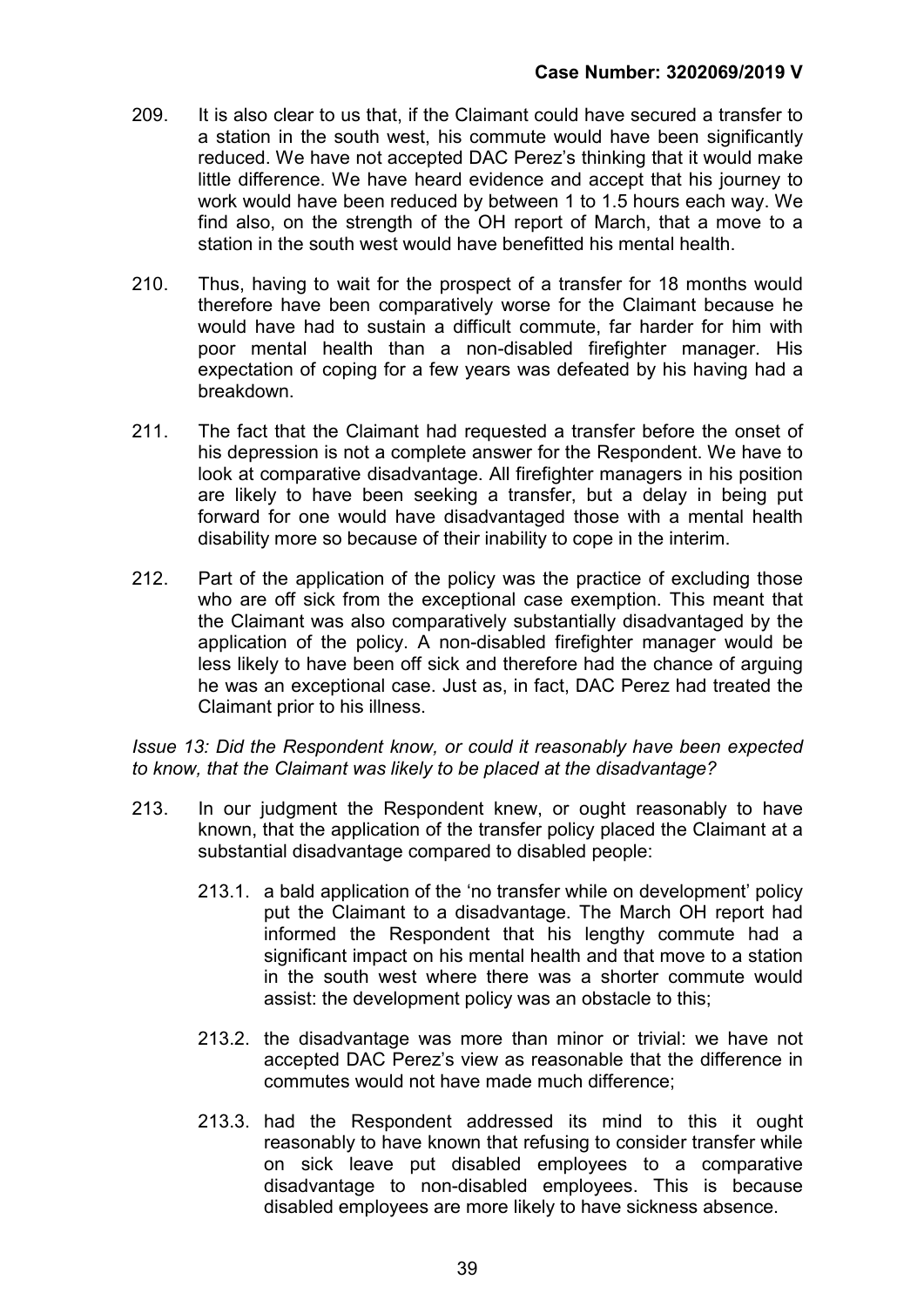209. It is also clear to us that, if the Claimant could have secured a transfer to a station in the south west, his commute would have been significantly reduced. We have not accepted DAC Perez's thinking that it would make little difference. We have heard evidence and accept that his journey to work would have been reduced by between 1 to 1.5 hours each way. We find also, on the strength of the OH report of March, that a move to a station in the south west would have benefitted his mental health.

210. Thus, having to wait for the prospect of a transfer for 18 months would therefore have been comparatively worse for the Claimant because he would have had to sustain a difficult commute, far harder for him with poor mental health than a non-disabled firefighter manager. His expectation of coping for a few years was defeated by his having had a breakdown.

211. The fact that the Claimant had requested a transfer before the onset of his depression is not a complete answer for the Respondent. We have to look at comparative disadvantage. All firefighter managers in his position are likely to have been seeking a transfer, but a delay in being put forward for one would have disadvantaged those with a mental health disability more so because of their inability to cope in the interim.

212. Part of the application of the policy was the practice of excluding those who are off sick from the exceptional case exemption. This meant that the Claimant was also comparatively substantially disadvantaged by the application of the policy. A non-disabled firefighter manager would be less likely to have been off sick and therefore had the chance of arguing he was an exceptional case. Just as, in fact, DAC Perez had treated the Claimant prior to his illness.

*Issue 13: Did the Respondent know, or could it reasonably have been expected to know, that the Claimant was likely to be placed at the disadvantage?*

213. In our judgment the Respondent knew, or ought reasonably to have known, that the application of the transfer policy placed the Claimant at a substantial disadvantage compared to disabled people:

213.1. a bald application of the 'no transfer while on development' policy put the Claimant to a disadvantage. The March OH report had informed the Respondent that his lengthy commute had a significant impact on his mental health and that move to a station in the south west where there was a shorter commute would assist: the development policy was an obstacle to this;

213.2. the disadvantage was more than minor or trivial: we have not accepted DAC Perez's view as reasonable that the difference in commutes would not have made much difference;

213.3. had the Respondent addressed its mind to this it ought reasonably to have known that refusing to consider transfer while on sick leave put disabled employees to a comparative disadvantage to non-disabled employees. This is because disabled employees are more likely to have sickness absence.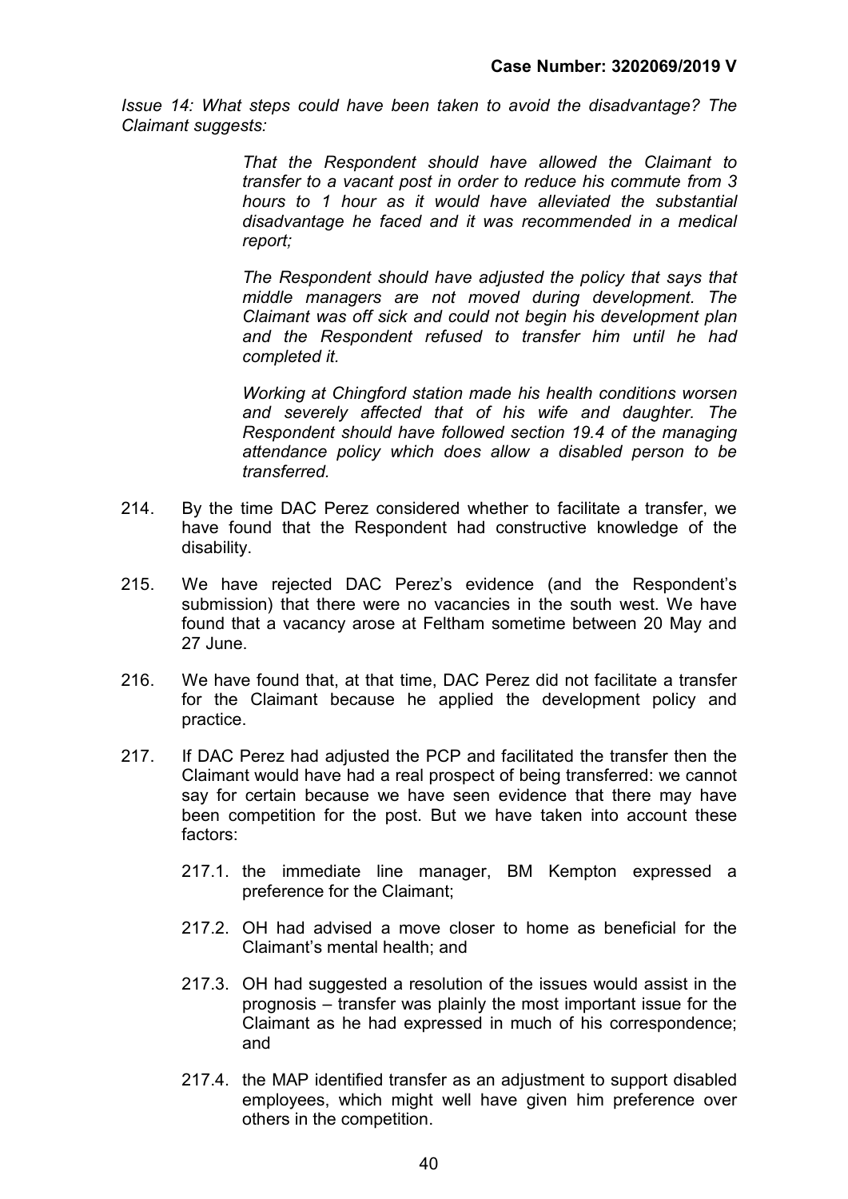*Issue 14: What steps could have been taken to avoid the disadvantage? The Claimant suggests:*

> *That the Respondent should have allowed the Claimant to transfer to a vacant post in order to reduce his commute from 3 hours to 1 hour as it would have alleviated the substantial disadvantage he faced and it was recommended in a medical report;*
>
> *The Respondent should have adjusted the policy that says that middle managers are not moved during development. The Claimant was off sick and could not begin his development plan and the Respondent refused to transfer him until he had completed it.*
>
> *Working at Chingford station made his health conditions worsen and severely affected that of his wife and daughter. The Respondent should have followed section 19.4 of the managing attendance policy which does allow a disabled person to be transferred.*

214. By the time DAC Perez considered whether to facilitate a transfer, we have found that the Respondent had constructive knowledge of the disability.

215. We have rejected DAC Perez's evidence (and the Respondent's submission) that there were no vacancies in the south west. We have found that a vacancy arose at Feltham sometime between 20 May and 27 June.

216. We have found that, at that time, DAC Perez did not facilitate a transfer for the Claimant because he applied the development policy and practice.

217. If DAC Perez had adjusted the PCP and facilitated the transfer then the Claimant would have had a real prospect of being transferred: we cannot say for certain because we have seen evidence that there may have been competition for the post. But we have taken into account these factors:

    217.1. the immediate line manager, BM Kempton expressed a preference for the Claimant;

    217.2. OH had advised a move closer to home as beneficial for the Claimant's mental health; and

    217.3. OH had suggested a resolution of the issues would assist in the prognosis – transfer was plainly the most important issue for the Claimant as he had expressed in much of his correspondence; and

    217.4. the MAP identified transfer as an adjustment to support disabled employees, which might well have given him preference over others in the competition.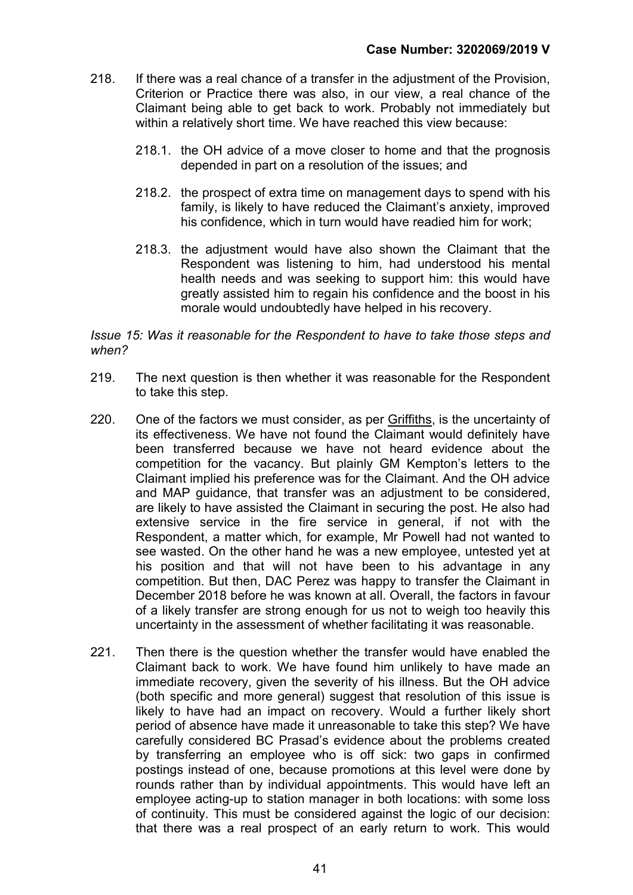218. If there was a real chance of a transfer in the adjustment of the Provision, Criterion or Practice there was also, in our view, a real chance of the Claimant being able to get back to work. Probably not immediately but within a relatively short time. We have reached this view because:

    218.1. the OH advice of a move closer to home and that the prognosis depended in part on a resolution of the issues; and

    218.2. the prospect of extra time on management days to spend with his family, is likely to have reduced the Claimant's anxiety, improved his confidence, which in turn would have readied him for work;

    218.3. the adjustment would have also shown the Claimant that the Respondent was listening to him, had understood his mental health needs and was seeking to support him: this would have greatly assisted him to regain his confidence and the boost in his morale would undoubtedly have helped in his recovery.

*Issue 15: Was it reasonable for the Respondent to have to take those steps and when?*

219. The next question is then whether it was reasonable for the Respondent to take this step.

220. One of the factors we must consider, as per Griffiths, is the uncertainty of its effectiveness. We have not found the Claimant would definitely have been transferred because we have not heard evidence about the competition for the vacancy. But plainly GM Kempton's letters to the Claimant implied his preference was for the Claimant. And the OH advice and MAP guidance, that transfer was an adjustment to be considered, are likely to have assisted the Claimant in securing the post. He also had extensive service in the fire service in general, if not with the Respondent, a matter which, for example, Mr Powell had not wanted to see wasted. On the other hand he was a new employee, untested yet at his position and that will not have been to his advantage in any competition. But then, DAC Perez was happy to transfer the Claimant in December 2018 before he was known at all. Overall, the factors in favour of a likely transfer are strong enough for us not to weigh too heavily this uncertainty in the assessment of whether facilitating it was reasonable.

221. Then there is the question whether the transfer would have enabled the Claimant back to work. We have found him unlikely to have made an immediate recovery, given the severity of his illness. But the OH advice (both specific and more general) suggest that resolution of this issue is likely to have had an impact on recovery. Would a further likely short period of absence have made it unreasonable to take this step? We have carefully considered BC Prasad's evidence about the problems created by transferring an employee who is off sick: two gaps in confirmed postings instead of one, because promotions at this level were done by rounds rather than by individual appointments. This would have left an employee acting-up to station manager in both locations: with some loss of continuity. This must be considered against the logic of our decision: that there was a real prospect of an early return to work. This would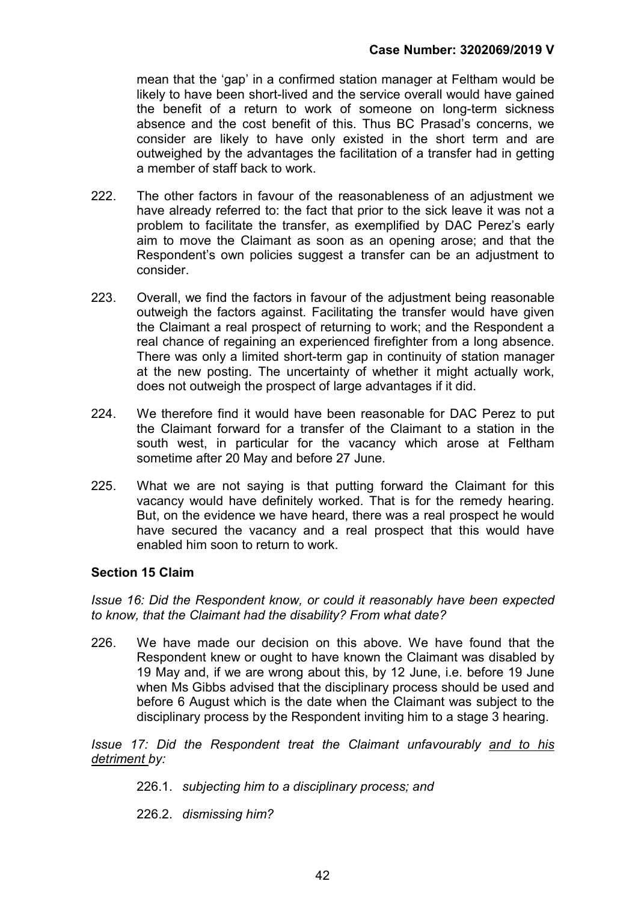mean that the 'gap' in a confirmed station manager at Feltham would be likely to have been short-lived and the service overall would have gained the benefit of a return to work of someone on long-term sickness absence and the cost benefit of this. Thus BC Prasad's concerns, we consider are likely to have only existed in the short term and are outweighed by the advantages the facilitation of a transfer had in getting a member of staff back to work.

222. The other factors in favour of the reasonableness of an adjustment we have already referred to: the fact that prior to the sick leave it was not a problem to facilitate the transfer, as exemplified by DAC Perez's early aim to move the Claimant as soon as an opening arose; and that the Respondent's own policies suggest a transfer can be an adjustment to consider.

223. Overall, we find the factors in favour of the adjustment being reasonable outweigh the factors against. Facilitating the transfer would have given the Claimant a real prospect of returning to work; and the Respondent a real chance of regaining an experienced firefighter from a long absence. There was only a limited short-term gap in continuity of station manager at the new posting. The uncertainty of whether it might actually work, does not outweigh the prospect of large advantages if it did.

224. We therefore find it would have been reasonable for DAC Perez to put the Claimant forward for a transfer of the Claimant to a station in the south west, in particular for the vacancy which arose at Feltham sometime after 20 May and before 27 June.

225. What we are not saying is that putting forward the Claimant for this vacancy would have definitely worked. That is for the remedy hearing. But, on the evidence we have heard, there was a real prospect he would have secured the vacancy and a real prospect that this would have enabled him soon to return to work.

**Section 15 Claim**

*Issue 16: Did the Respondent know, or could it reasonably have been expected to know, that the Claimant had the disability? From what date?*

226. We have made our decision on this above. We have found that the Respondent knew or ought to have known the Claimant was disabled by 19 May and, if we are wrong about this, by 12 June, i.e. before 19 June when Ms Gibbs advised that the disciplinary process should be used and before 6 August which is the date when the Claimant was subject to the disciplinary process by the Respondent inviting him to a stage 3 hearing.

*Issue 17: Did the Respondent treat the Claimant unfavourably <u>and to his detriment</u> by:*

226.1. *subjecting him to a disciplinary process; and*

226.2. *dismissing him?*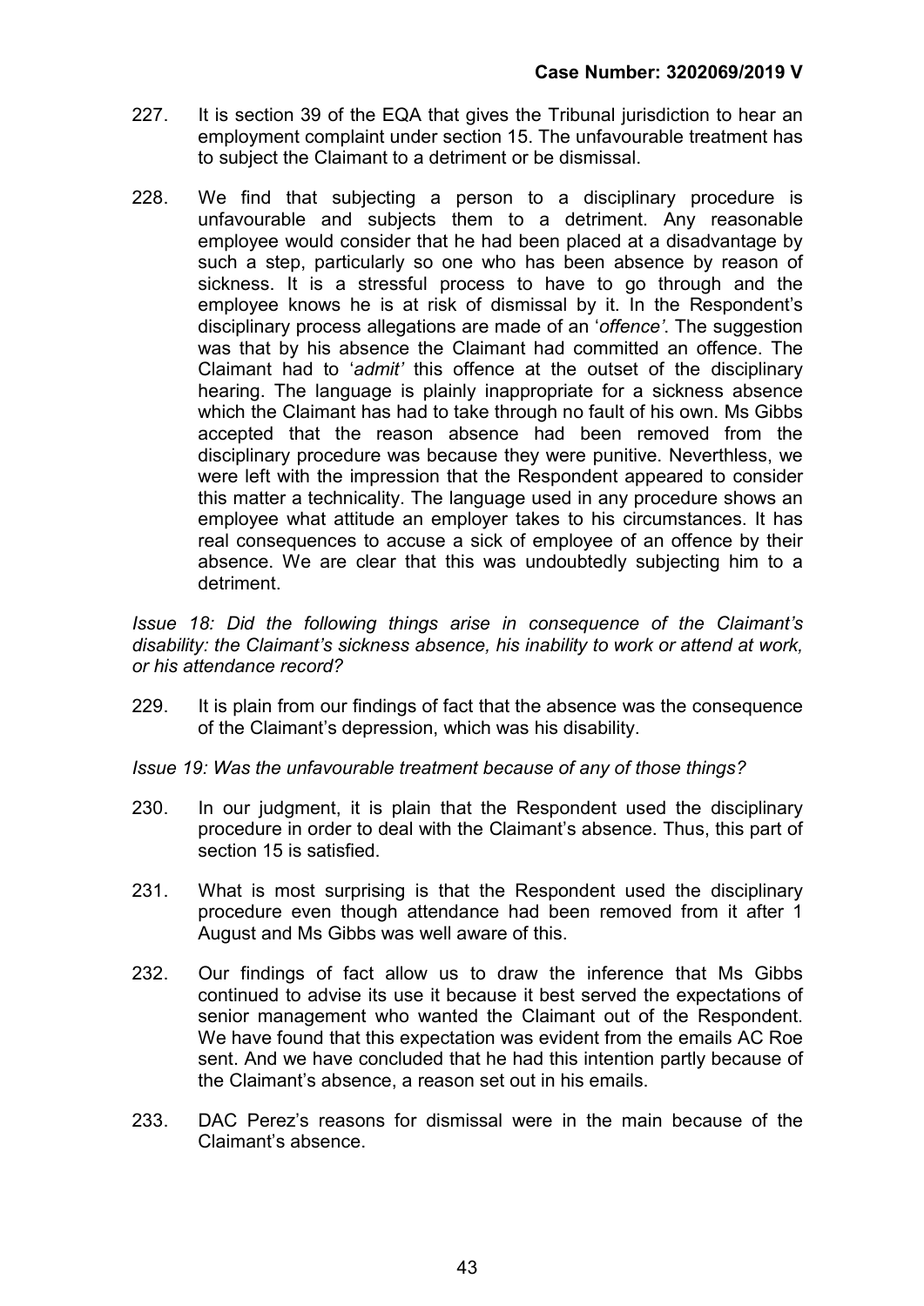227. It is section 39 of the EQA that gives the Tribunal jurisdiction to hear an employment complaint under section 15. The unfavourable treatment has to subject the Claimant to a detriment or be dismissal.

228. We find that subjecting a person to a disciplinary procedure is unfavourable and subjects them to a detriment. Any reasonable employee would consider that he had been placed at a disadvantage by such a step, particularly so one who has been absence by reason of sickness. It is a stressful process to have to go through and the employee knows he is at risk of dismissal by it. In the Respondent's disciplinary process allegations are made of an '*offence'*. The suggestion was that by his absence the Claimant had committed an offence. The Claimant had to '*admit'* this offence at the outset of the disciplinary hearing. The language is plainly inappropriate for a sickness absence which the Claimant has had to take through no fault of his own. Ms Gibbs accepted that the reason absence had been removed from the disciplinary procedure was because they were punitive. Nevertheless, we were left with the impression that the Respondent appeared to consider this matter a technicality. The language used in any procedure shows an employee what attitude an employer takes to his circumstances. It has real consequences to accuse a sick of employee of an offence by their absence. We are clear that this was undoubtedly subjecting him to a detriment.

*Issue 18: Did the following things arise in consequence of the Claimant's disability: the Claimant's sickness absence, his inability to work or attend at work, or his attendance record?*

229. It is plain from our findings of fact that the absence was the consequence of the Claimant's depression, which was his disability.

*Issue 19: Was the unfavourable treatment because of any of those things?*

230. In our judgment, it is plain that the Respondent used the disciplinary procedure in order to deal with the Claimant's absence. Thus, this part of section 15 is satisfied.

231. What is most surprising is that the Respondent used the disciplinary procedure even though attendance had been removed from it after 1 August and Ms Gibbs was well aware of this.

232. Our findings of fact allow us to draw the inference that Ms Gibbs continued to advise its use it because it best served the expectations of senior management who wanted the Claimant out of the Respondent. We have found that this expectation was evident from the emails AC Roe sent. And we have concluded that he had this intention partly because of the Claimant's absence, a reason set out in his emails.

233. DAC Perez's reasons for dismissal were in the main because of the Claimant's absence.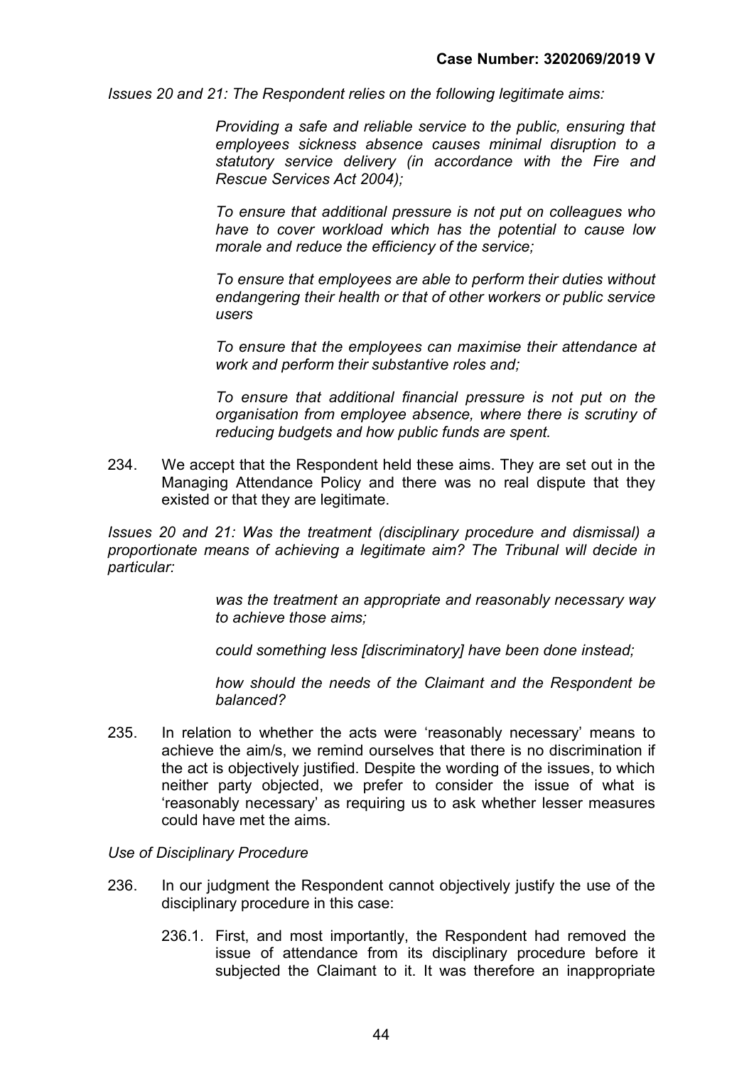*Issues 20 and 21: The Respondent relies on the following legitimate aims:*

> *Providing a safe and reliable service to the public, ensuring that employees sickness absence causes minimal disruption to a statutory service delivery (in accordance with the Fire and Rescue Services Act 2004);*
>
> *To ensure that additional pressure is not put on colleagues who have to cover workload which has the potential to cause low morale and reduce the efficiency of the service;*
>
> *To ensure that employees are able to perform their duties without endangering their health or that of other workers or public service users*
>
> *To ensure that the employees can maximise their attendance at work and perform their substantive roles and;*
>
> *To ensure that additional financial pressure is not put on the organisation from employee absence, where there is scrutiny of reducing budgets and how public funds are spent.*

234. We accept that the Respondent held these aims. They are set out in the Managing Attendance Policy and there was no real dispute that they existed or that they are legitimate.

*Issues 20 and 21: Was the treatment (disciplinary procedure and dismissal) a proportionate means of achieving a legitimate aim? The Tribunal will decide in particular:*

> *was the treatment an appropriate and reasonably necessary way to achieve those aims;*
>
> *could something less [discriminatory] have been done instead;*
>
> *how should the needs of the Claimant and the Respondent be balanced?*

235. In relation to whether the acts were 'reasonably necessary' means to achieve the aim/s, we remind ourselves that there is no discrimination if the act is objectively justified. Despite the wording of the issues, to which neither party objected, we prefer to consider the issue of what is 'reasonably necessary' as requiring us to ask whether lesser measures could have met the aims.

*Use of Disciplinary Procedure*

236. In our judgment the Respondent cannot objectively justify the use of the disciplinary procedure in this case:

    236.1. First, and most importantly, the Respondent had removed the issue of attendance from its disciplinary procedure before it subjected the Claimant to it. It was therefore an inappropriate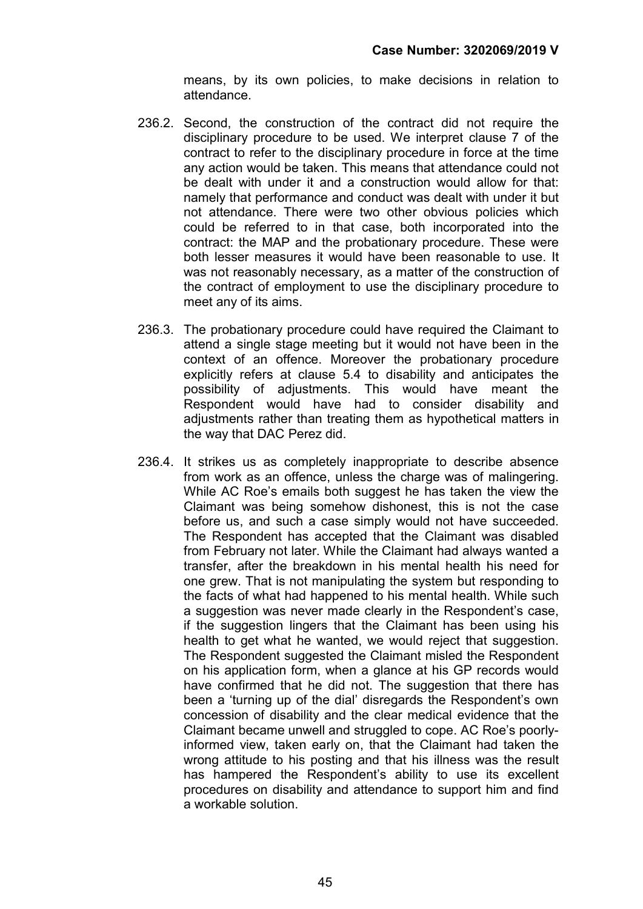means, by its own policies, to make decisions in relation to attendance.

236.2. Second, the construction of the contract did not require the disciplinary procedure to be used. We interpret clause 7 of the contract to refer to the disciplinary procedure in force at the time any action would be taken. This means that attendance could not be dealt with under it and a construction would allow for that: namely that performance and conduct was dealt with under it but not attendance. There were two other obvious policies which could be referred to in that case, both incorporated into the contract: the MAP and the probationary procedure. These were both lesser measures it would have been reasonable to use. It was not reasonably necessary, as a matter of the construction of the contract of employment to use the disciplinary procedure to meet any of its aims.

236.3. The probationary procedure could have required the Claimant to attend a single stage meeting but it would not have been in the context of an offence. Moreover the probationary procedure explicitly refers at clause 5.4 to disability and anticipates the possibility of adjustments. This would have meant the Respondent would have had to consider disability and adjustments rather than treating them as hypothetical matters in the way that DAC Perez did.

236.4. It strikes us as completely inappropriate to describe absence from work as an offence, unless the charge was of malingering. While AC Roe's emails both suggest he has taken the view the Claimant was being somehow dishonest, this is not the case before us, and such a case simply would not have succeeded. The Respondent has accepted that the Claimant was disabled from February not later. While the Claimant had always wanted a transfer, after the breakdown in his mental health his need for one grew. That is not manipulating the system but responding to the facts of what had happened to his mental health. While such a suggestion was never made clearly in the Respondent's case, if the suggestion lingers that the Claimant has been using his health to get what he wanted, we would reject that suggestion. The Respondent suggested the Claimant misled the Respondent on his application form, when a glance at his GP records would have confirmed that he did not. The suggestion that there has been a 'turning up of the dial' disregards the Respondent's own concession of disability and the clear medical evidence that the Claimant became unwell and struggled to cope. AC Roe's poorly-informed view, taken early on, that the Claimant had taken the wrong attitude to his posting and that his illness was the result has hampered the Respondent's ability to use its excellent procedures on disability and attendance to support him and find a workable solution.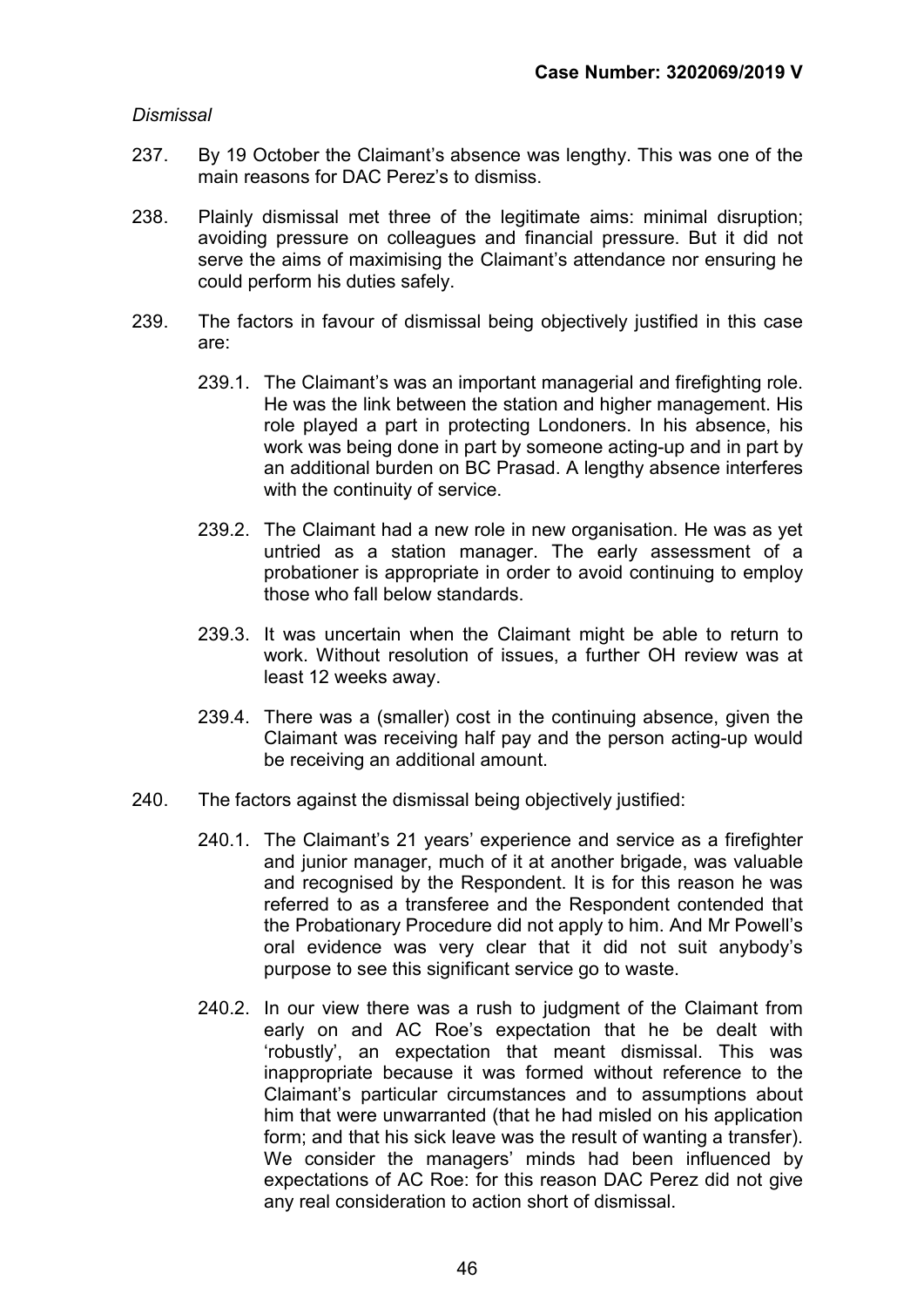*Dismissal*

237. By 19 October the Claimant's absence was lengthy. This was one of the main reasons for DAC Perez's to dismiss.

238. Plainly dismissal met three of the legitimate aims: minimal disruption; avoiding pressure on colleagues and financial pressure. But it did not serve the aims of maximising the Claimant's attendance nor ensuring he could perform his duties safely.

239. The factors in favour of dismissal being objectively justified in this case are:

    239.1. The Claimant's was an important managerial and firefighting role. He was the link between the station and higher management. His role played a part in protecting Londoners. In his absence, his work was being done in part by someone acting-up and in part by an additional burden on BC Prasad. A lengthy absence interferes with the continuity of service.

    239.2. The Claimant had a new role in new organisation. He was as yet untried as a station manager. The early assessment of a probationer is appropriate in order to avoid continuing to employ those who fall below standards.

    239.3. It was uncertain when the Claimant might be able to return to work. Without resolution of issues, a further OH review was at least 12 weeks away.

    239.4. There was a (smaller) cost in the continuing absence, given the Claimant was receiving half pay and the person acting-up would be receiving an additional amount.

240. The factors against the dismissal being objectively justified:

    240.1. The Claimant's 21 years' experience and service as a firefighter and junior manager, much of it at another brigade, was valuable and recognised by the Respondent. It is for this reason he was referred to as a transferee and the Respondent contended that the Probationary Procedure did not apply to him. And Mr Powell's oral evidence was very clear that it did not suit anybody's purpose to see this significant service go to waste.

    240.2. In our view there was a rush to judgment of the Claimant from early on and AC Roe's expectation that he be dealt with 'robustly', an expectation that meant dismissal. This was inappropriate because it was formed without reference to the Claimant's particular circumstances and to assumptions about him that were unwarranted (that he had misled on his application form; and that his sick leave was the result of wanting a transfer). We consider the managers' minds had been influenced by expectations of AC Roe: for this reason DAC Perez did not give any real consideration to action short of dismissal.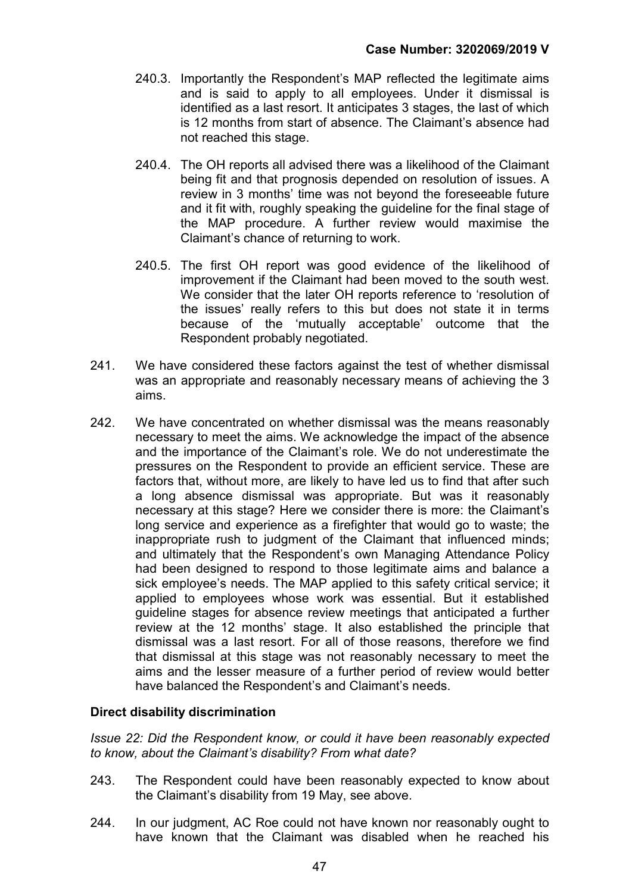240.3. Importantly the Respondent's MAP reflected the legitimate aims and is said to apply to all employees. Under it dismissal is identified as a last resort. It anticipates 3 stages, the last of which is 12 months from start of absence. The Claimant's absence had not reached this stage.

240.4. The OH reports all advised there was a likelihood of the Claimant being fit and that prognosis depended on resolution of issues. A review in 3 months' time was not beyond the foreseeable future and it fit with, roughly speaking the guideline for the final stage of the MAP procedure. A further review would maximise the Claimant's chance of returning to work.

240.5. The first OH report was good evidence of the likelihood of improvement if the Claimant had been moved to the south west. We consider that the later OH reports reference to 'resolution of the issues' really refers to this but does not state it in terms because of the 'mutually acceptable' outcome that the Respondent probably negotiated.

241. We have considered these factors against the test of whether dismissal was an appropriate and reasonably necessary means of achieving the 3 aims.

242. We have concentrated on whether dismissal was the means reasonably necessary to meet the aims. We acknowledge the impact of the absence and the importance of the Claimant's role. We do not underestimate the pressures on the Respondent to provide an efficient service. These are factors that, without more, are likely to have led us to find that after such a long absence dismissal was appropriate. But was it reasonably necessary at this stage? Here we consider there is more: the Claimant's long service and experience as a firefighter that would go to waste; the inappropriate rush to judgment of the Claimant that influenced minds; and ultimately that the Respondent's own Managing Attendance Policy had been designed to respond to those legitimate aims and balance a sick employee's needs. The MAP applied to this safety critical service; it applied to employees whose work was essential. But it established guideline stages for absence review meetings that anticipated a further review at the 12 months' stage. It also established the principle that dismissal was a last resort. For all of those reasons, therefore we find that dismissal at this stage was not reasonably necessary to meet the aims and the lesser measure of a further period of review would better have balanced the Respondent's and Claimant's needs.

**Direct disability discrimination**

*Issue 22: Did the Respondent know, or could it have been reasonably expected to know, about the Claimant's disability? From what date?*

243. The Respondent could have been reasonably expected to know about the Claimant's disability from 19 May, see above.

244. In our judgment, AC Roe could not have known nor reasonably ought to have known that the Claimant was disabled when he reached his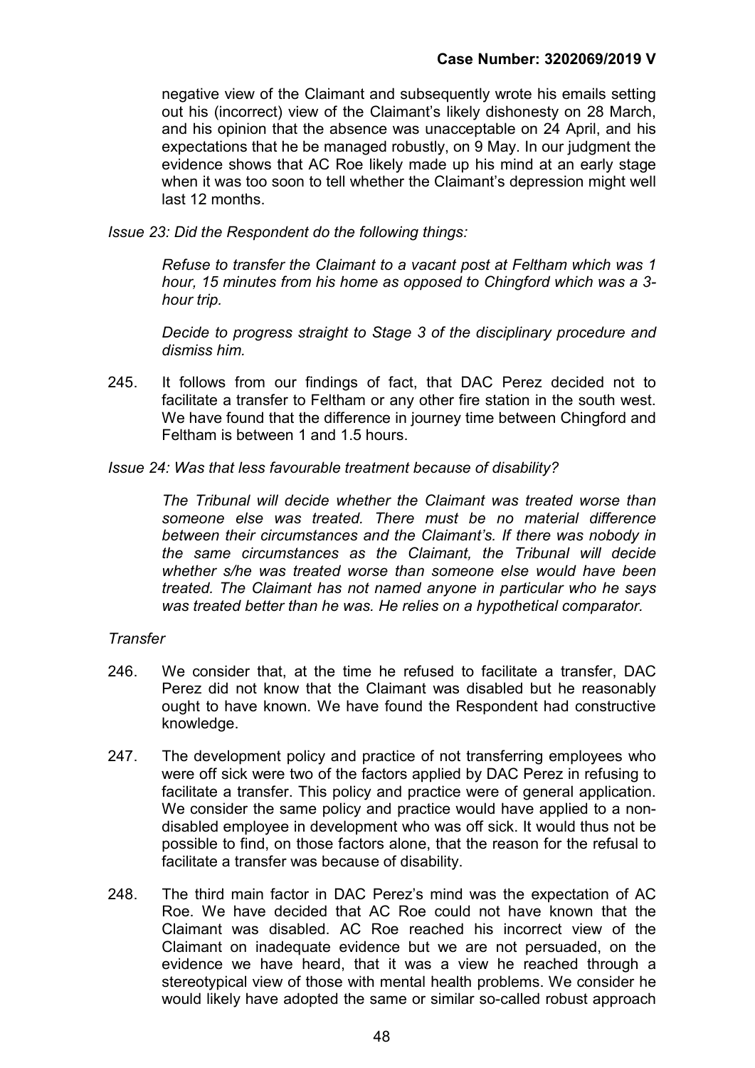negative view of the Claimant and subsequently wrote his emails setting out his (incorrect) view of the Claimant's likely dishonesty on 28 March, and his opinion that the absence was unacceptable on 24 April, and his expectations that he be managed robustly, on 9 May. In our judgment the evidence shows that AC Roe likely made up his mind at an early stage when it was too soon to tell whether the Claimant's depression might well last 12 months.

*Issue 23: Did the Respondent do the following things:*

> *Refuse to transfer the Claimant to a vacant post at Feltham which was 1 hour, 15 minutes from his home as opposed to Chingford which was a 3-hour trip.*
>
> *Decide to progress straight to Stage 3 of the disciplinary procedure and dismiss him.*

245. It follows from our findings of fact, that DAC Perez decided not to facilitate a transfer to Feltham or any other fire station in the south west. We have found that the difference in journey time between Chingford and Feltham is between 1 and 1.5 hours.

*Issue 24: Was that less favourable treatment because of disability?*

> *The Tribunal will decide whether the Claimant was treated worse than someone else was treated. There must be no material difference between their circumstances and the Claimant's. If there was nobody in the same circumstances as the Claimant, the Tribunal will decide whether s/he was treated worse than someone else would have been treated. The Claimant has not named anyone in particular who he says was treated better than he was. He relies on a hypothetical comparator.*

*Transfer*

246. We consider that, at the time he refused to facilitate a transfer, DAC Perez did not know that the Claimant was disabled but he reasonably ought to have known. We have found the Respondent had constructive knowledge.

247. The development policy and practice of not transferring employees who were off sick were two of the factors applied by DAC Perez in refusing to facilitate a transfer. This policy and practice were of general application. We consider the same policy and practice would have applied to a non-disabled employee in development who was off sick. It would thus not be possible to find, on those factors alone, that the reason for the refusal to facilitate a transfer was because of disability.

248. The third main factor in DAC Perez's mind was the expectation of AC Roe. We have decided that AC Roe could not have known that the Claimant was disabled. AC Roe reached his incorrect view of the Claimant on inadequate evidence but we are not persuaded, on the evidence we have heard, that it was a view he reached through a stereotypical view of those with mental health problems. We consider he would likely have adopted the same or similar so-called robust approach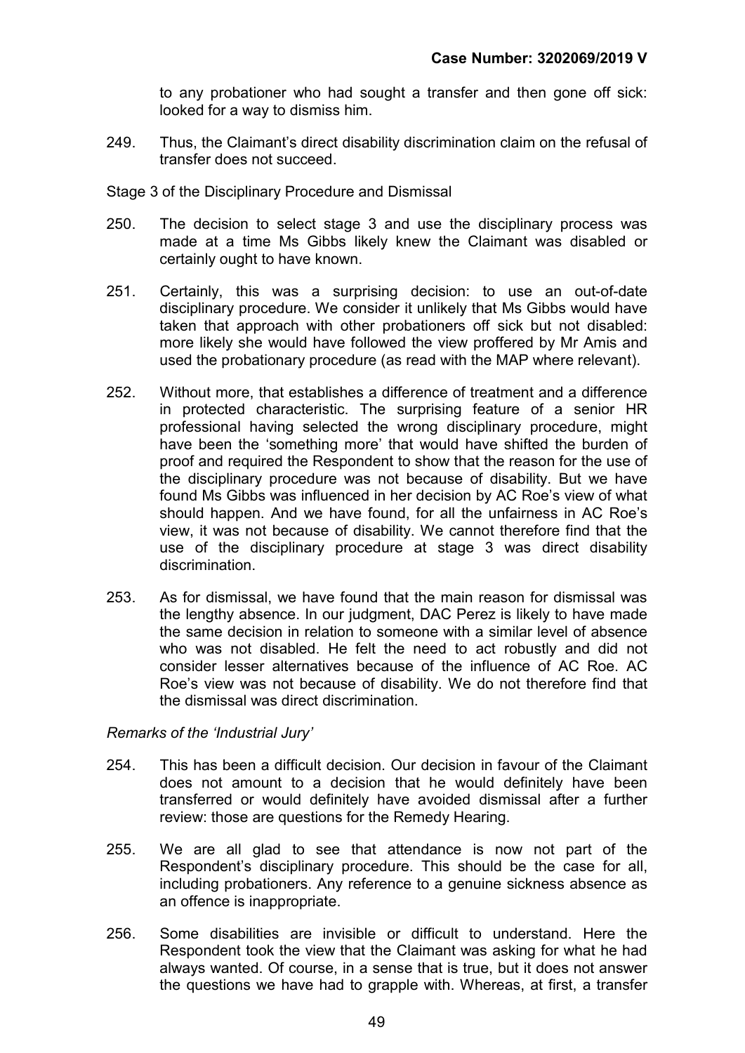to any probationer who had sought a transfer and then gone off sick: looked for a way to dismiss him.

249. Thus, the Claimant's direct disability discrimination claim on the refusal of transfer does not succeed.

Stage 3 of the Disciplinary Procedure and Dismissal

250. The decision to select stage 3 and use the disciplinary process was made at a time Ms Gibbs likely knew the Claimant was disabled or certainly ought to have known.

251. Certainly, this was a surprising decision: to use an out-of-date disciplinary procedure. We consider it unlikely that Ms Gibbs would have taken that approach with other probationers off sick but not disabled: more likely she would have followed the view proffered by Mr Amis and used the probationary procedure (as read with the MAP where relevant).

252. Without more, that establishes a difference of treatment and a difference in protected characteristic. The surprising feature of a senior HR professional having selected the wrong disciplinary procedure, might have been the 'something more' that would have shifted the burden of proof and required the Respondent to show that the reason for the use of the disciplinary procedure was not because of disability. But we have found Ms Gibbs was influenced in her decision by AC Roe's view of what should happen. And we have found, for all the unfairness in AC Roe's view, it was not because of disability. We cannot therefore find that the use of the disciplinary procedure at stage 3 was direct disability discrimination.

253. As for dismissal, we have found that the main reason for dismissal was the lengthy absence. In our judgment, DAC Perez is likely to have made the same decision in relation to someone with a similar level of absence who was not disabled. He felt the need to act robustly and did not consider lesser alternatives because of the influence of AC Roe. AC Roe's view was not because of disability. We do not therefore find that the dismissal was direct discrimination.

*Remarks of the 'Industrial Jury'*

254. This has been a difficult decision. Our decision in favour of the Claimant does not amount to a decision that he would definitely have been transferred or would definitely have avoided dismissal after a further review: those are questions for the Remedy Hearing.

255. We are all glad to see that attendance is now not part of the Respondent's disciplinary procedure. This should be the case for all, including probationers. Any reference to a genuine sickness absence as an offence is inappropriate.

256. Some disabilities are invisible or difficult to understand. Here the Respondent took the view that the Claimant was asking for what he had always wanted. Of course, in a sense that is true, but it does not answer the questions we have had to grapple with. Whereas, at first, a transfer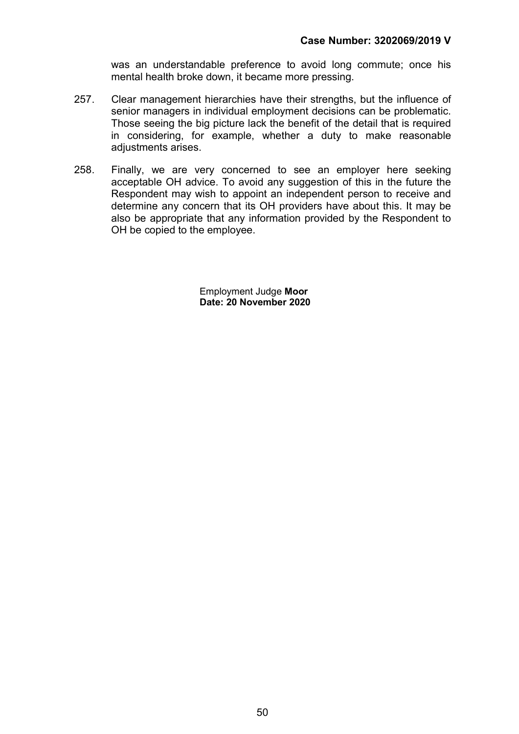was an understandable preference to avoid long commute; once his mental health broke down, it became more pressing.

257. Clear management hierarchies have their strengths, but the influence of senior managers in individual employment decisions can be problematic. Those seeing the big picture lack the benefit of the detail that is required in considering, for example, whether a duty to make reasonable adjustments arises.

258. Finally, we are very concerned to see an employer here seeking acceptable OH advice. To avoid any suggestion of this in the future the Respondent may wish to appoint an independent person to receive and determine any concern that its OH providers have about this. It may be also be appropriate that any information provided by the Respondent to OH be copied to the employee.

Employment Judge **Moor**
**Date: 20 November 2020**